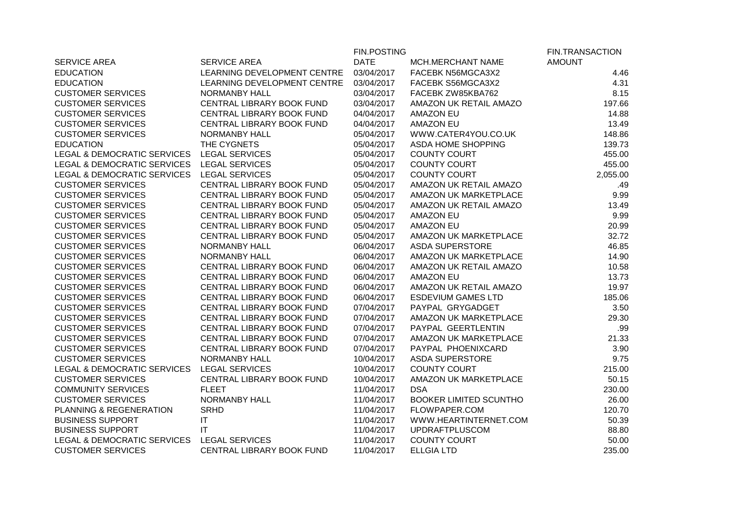| SERVICE AREA | SERVICE AREA | FIN.POSTING DATE | MCH.MERCHANT NAME | FIN.TRANSACTION AMOUNT |
|---|---|---|---|---|
| EDUCATION | LEARNING DEVELOPMENT CENTRE | 03/04/2017 | FACEBK N56MGCA3X2 | 4.46 |
| EDUCATION | LEARNING DEVELOPMENT CENTRE | 03/04/2017 | FACEBK S56MGCA3X2 | 4.31 |
| CUSTOMER SERVICES | NORMANBY HALL | 03/04/2017 | FACEBK ZW85KBA762 | 8.15 |
| CUSTOMER SERVICES | CENTRAL LIBRARY BOOK FUND | 03/04/2017 | AMAZON UK RETAIL AMAZO | 197.66 |
| CUSTOMER SERVICES | CENTRAL LIBRARY BOOK FUND | 04/04/2017 | AMAZON EU | 14.88 |
| CUSTOMER SERVICES | CENTRAL LIBRARY BOOK FUND | 04/04/2017 | AMAZON EU | 13.49 |
| CUSTOMER SERVICES | NORMANBY HALL | 05/04/2017 | WWW.CATER4YOU.CO.UK | 148.86 |
| EDUCATION | THE CYGNETS | 05/04/2017 | ASDA HOME SHOPPING | 139.73 |
| LEGAL & DEMOCRATIC SERVICES | LEGAL SERVICES | 05/04/2017 | COUNTY COURT | 455.00 |
| LEGAL & DEMOCRATIC SERVICES | LEGAL SERVICES | 05/04/2017 | COUNTY COURT | 455.00 |
| LEGAL & DEMOCRATIC SERVICES | LEGAL SERVICES | 05/04/2017 | COUNTY COURT | 2,055.00 |
| CUSTOMER SERVICES | CENTRAL LIBRARY BOOK FUND | 05/04/2017 | AMAZON UK RETAIL AMAZO | .49 |
| CUSTOMER SERVICES | CENTRAL LIBRARY BOOK FUND | 05/04/2017 | AMAZON UK MARKETPLACE | 9.99 |
| CUSTOMER SERVICES | CENTRAL LIBRARY BOOK FUND | 05/04/2017 | AMAZON UK RETAIL AMAZO | 13.49 |
| CUSTOMER SERVICES | CENTRAL LIBRARY BOOK FUND | 05/04/2017 | AMAZON EU | 9.99 |
| CUSTOMER SERVICES | CENTRAL LIBRARY BOOK FUND | 05/04/2017 | AMAZON EU | 20.99 |
| CUSTOMER SERVICES | CENTRAL LIBRARY BOOK FUND | 05/04/2017 | AMAZON UK MARKETPLACE | 32.72 |
| CUSTOMER SERVICES | NORMANBY HALL | 06/04/2017 | ASDA SUPERSTORE | 46.85 |
| CUSTOMER SERVICES | NORMANBY HALL | 06/04/2017 | AMAZON UK MARKETPLACE | 14.90 |
| CUSTOMER SERVICES | CENTRAL LIBRARY BOOK FUND | 06/04/2017 | AMAZON UK RETAIL AMAZO | 10.58 |
| CUSTOMER SERVICES | CENTRAL LIBRARY BOOK FUND | 06/04/2017 | AMAZON EU | 13.73 |
| CUSTOMER SERVICES | CENTRAL LIBRARY BOOK FUND | 06/04/2017 | AMAZON UK RETAIL AMAZO | 19.97 |
| CUSTOMER SERVICES | CENTRAL LIBRARY BOOK FUND | 06/04/2017 | ESDEVIUM GAMES LTD | 185.06 |
| CUSTOMER SERVICES | CENTRAL LIBRARY BOOK FUND | 07/04/2017 | PAYPAL GRYGADGET | 3.50 |
| CUSTOMER SERVICES | CENTRAL LIBRARY BOOK FUND | 07/04/2017 | AMAZON UK MARKETPLACE | 29.30 |
| CUSTOMER SERVICES | CENTRAL LIBRARY BOOK FUND | 07/04/2017 | PAYPAL GEERTLENTIN | .99 |
| CUSTOMER SERVICES | CENTRAL LIBRARY BOOK FUND | 07/04/2017 | AMAZON UK MARKETPLACE | 21.33 |
| CUSTOMER SERVICES | CENTRAL LIBRARY BOOK FUND | 07/04/2017 | PAYPAL PHOENIXCARD | 3.90 |
| CUSTOMER SERVICES | NORMANBY HALL | 10/04/2017 | ASDA SUPERSTORE | 9.75 |
| LEGAL & DEMOCRATIC SERVICES | LEGAL SERVICES | 10/04/2017 | COUNTY COURT | 215.00 |
| CUSTOMER SERVICES | CENTRAL LIBRARY BOOK FUND | 10/04/2017 | AMAZON UK MARKETPLACE | 50.15 |
| COMMUNITY SERVICES | FLEET | 11/04/2017 | DSA | 230.00 |
| CUSTOMER SERVICES | NORMANBY HALL | 11/04/2017 | BOOKER LIMITED SCUNTHO | 26.00 |
| PLANNING & REGENERATION | SRHD | 11/04/2017 | FLOWPAPER.COM | 120.70 |
| BUSINESS SUPPORT | IT | 11/04/2017 | WWW.HEARTINTERNET.COM | 50.39 |
| BUSINESS SUPPORT | IT | 11/04/2017 | UPDRAFTPLUSCOM | 88.80 |
| LEGAL & DEMOCRATIC SERVICES | LEGAL SERVICES | 11/04/2017 | COUNTY COURT | 50.00 |
| CUSTOMER SERVICES | CENTRAL LIBRARY BOOK FUND | 11/04/2017 | ELLGIA LTD | 235.00 |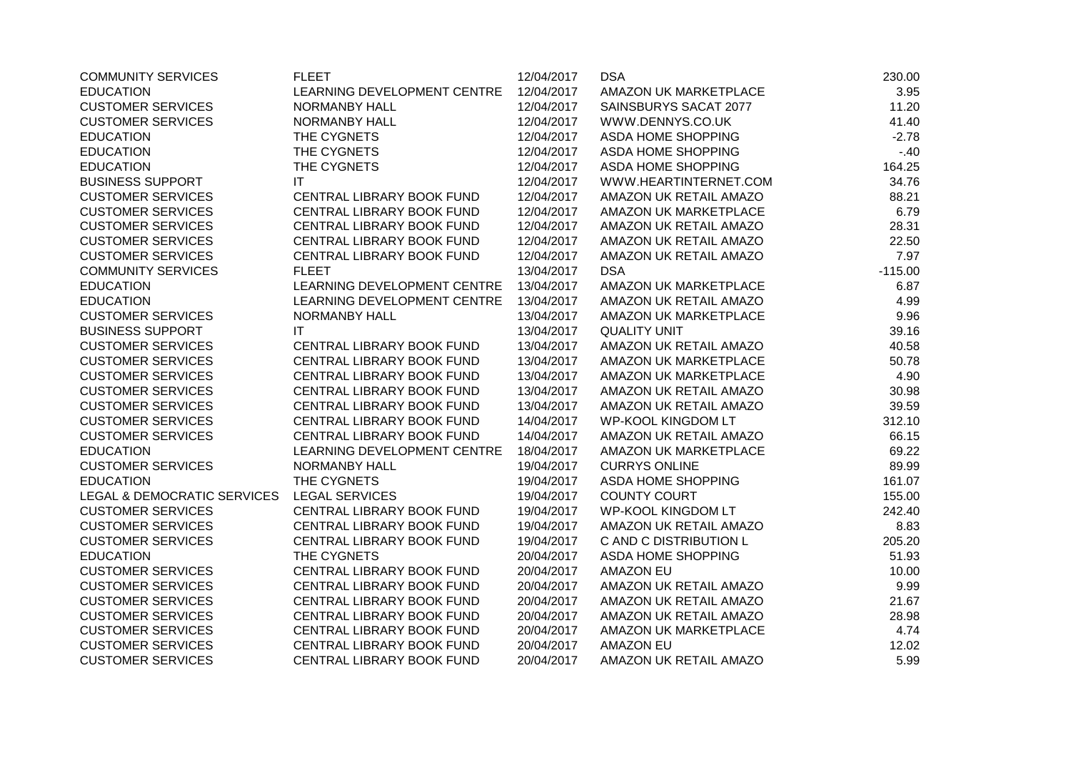| | | | | |
|---|---|---|---|---|
| COMMUNITY SERVICES | FLEET | 12/04/2017 | DSA | 230.00 |
| EDUCATION | LEARNING DEVELOPMENT CENTRE | 12/04/2017 | AMAZON UK MARKETPLACE | 3.95 |
| CUSTOMER SERVICES | NORMANBY HALL | 12/04/2017 | SAINSBURYS SACAT 2077 | 11.20 |
| CUSTOMER SERVICES | NORMANBY HALL | 12/04/2017 | WWW.DENNYS.CO.UK | 41.40 |
| EDUCATION | THE CYGNETS | 12/04/2017 | ASDA HOME SHOPPING | -2.78 |
| EDUCATION | THE CYGNETS | 12/04/2017 | ASDA HOME SHOPPING | -.40 |
| EDUCATION | THE CYGNETS | 12/04/2017 | ASDA HOME SHOPPING | 164.25 |
| BUSINESS SUPPORT | IT | 12/04/2017 | WWW.HEARTINTERNET.COM | 34.76 |
| CUSTOMER SERVICES | CENTRAL LIBRARY BOOK FUND | 12/04/2017 | AMAZON UK RETAIL AMAZO | 88.21 |
| CUSTOMER SERVICES | CENTRAL LIBRARY BOOK FUND | 12/04/2017 | AMAZON UK MARKETPLACE | 6.79 |
| CUSTOMER SERVICES | CENTRAL LIBRARY BOOK FUND | 12/04/2017 | AMAZON UK RETAIL AMAZO | 28.31 |
| CUSTOMER SERVICES | CENTRAL LIBRARY BOOK FUND | 12/04/2017 | AMAZON UK RETAIL AMAZO | 22.50 |
| CUSTOMER SERVICES | CENTRAL LIBRARY BOOK FUND | 12/04/2017 | AMAZON UK RETAIL AMAZO | 7.97 |
| COMMUNITY SERVICES | FLEET | 13/04/2017 | DSA | -115.00 |
| EDUCATION | LEARNING DEVELOPMENT CENTRE | 13/04/2017 | AMAZON UK MARKETPLACE | 6.87 |
| EDUCATION | LEARNING DEVELOPMENT CENTRE | 13/04/2017 | AMAZON UK RETAIL AMAZO | 4.99 |
| CUSTOMER SERVICES | NORMANBY HALL | 13/04/2017 | AMAZON UK MARKETPLACE | 9.96 |
| BUSINESS SUPPORT | IT | 13/04/2017 | QUALITY UNIT | 39.16 |
| CUSTOMER SERVICES | CENTRAL LIBRARY BOOK FUND | 13/04/2017 | AMAZON UK RETAIL AMAZO | 40.58 |
| CUSTOMER SERVICES | CENTRAL LIBRARY BOOK FUND | 13/04/2017 | AMAZON UK MARKETPLACE | 50.78 |
| CUSTOMER SERVICES | CENTRAL LIBRARY BOOK FUND | 13/04/2017 | AMAZON UK MARKETPLACE | 4.90 |
| CUSTOMER SERVICES | CENTRAL LIBRARY BOOK FUND | 13/04/2017 | AMAZON UK RETAIL AMAZO | 30.98 |
| CUSTOMER SERVICES | CENTRAL LIBRARY BOOK FUND | 13/04/2017 | AMAZON UK RETAIL AMAZO | 39.59 |
| CUSTOMER SERVICES | CENTRAL LIBRARY BOOK FUND | 14/04/2017 | WP-KOOL KINGDOM LT | 312.10 |
| CUSTOMER SERVICES | CENTRAL LIBRARY BOOK FUND | 14/04/2017 | AMAZON UK RETAIL AMAZO | 66.15 |
| EDUCATION | LEARNING DEVELOPMENT CENTRE | 18/04/2017 | AMAZON UK MARKETPLACE | 69.22 |
| CUSTOMER SERVICES | NORMANBY HALL | 19/04/2017 | CURRYS ONLINE | 89.99 |
| EDUCATION | THE CYGNETS | 19/04/2017 | ASDA HOME SHOPPING | 161.07 |
| LEGAL & DEMOCRATIC SERVICES | LEGAL SERVICES | 19/04/2017 | COUNTY COURT | 155.00 |
| CUSTOMER SERVICES | CENTRAL LIBRARY BOOK FUND | 19/04/2017 | WP-KOOL KINGDOM LT | 242.40 |
| CUSTOMER SERVICES | CENTRAL LIBRARY BOOK FUND | 19/04/2017 | AMAZON UK RETAIL AMAZO | 8.83 |
| CUSTOMER SERVICES | CENTRAL LIBRARY BOOK FUND | 19/04/2017 | C AND C DISTRIBUTION L | 205.20 |
| EDUCATION | THE CYGNETS | 20/04/2017 | ASDA HOME SHOPPING | 51.93 |
| CUSTOMER SERVICES | CENTRAL LIBRARY BOOK FUND | 20/04/2017 | AMAZON EU | 10.00 |
| CUSTOMER SERVICES | CENTRAL LIBRARY BOOK FUND | 20/04/2017 | AMAZON UK RETAIL AMAZO | 9.99 |
| CUSTOMER SERVICES | CENTRAL LIBRARY BOOK FUND | 20/04/2017 | AMAZON UK RETAIL AMAZO | 21.67 |
| CUSTOMER SERVICES | CENTRAL LIBRARY BOOK FUND | 20/04/2017 | AMAZON UK RETAIL AMAZO | 28.98 |
| CUSTOMER SERVICES | CENTRAL LIBRARY BOOK FUND | 20/04/2017 | AMAZON UK MARKETPLACE | 4.74 |
| CUSTOMER SERVICES | CENTRAL LIBRARY BOOK FUND | 20/04/2017 | AMAZON EU | 12.02 |
| CUSTOMER SERVICES | CENTRAL LIBRARY BOOK FUND | 20/04/2017 | AMAZON UK RETAIL AMAZO | 5.99 |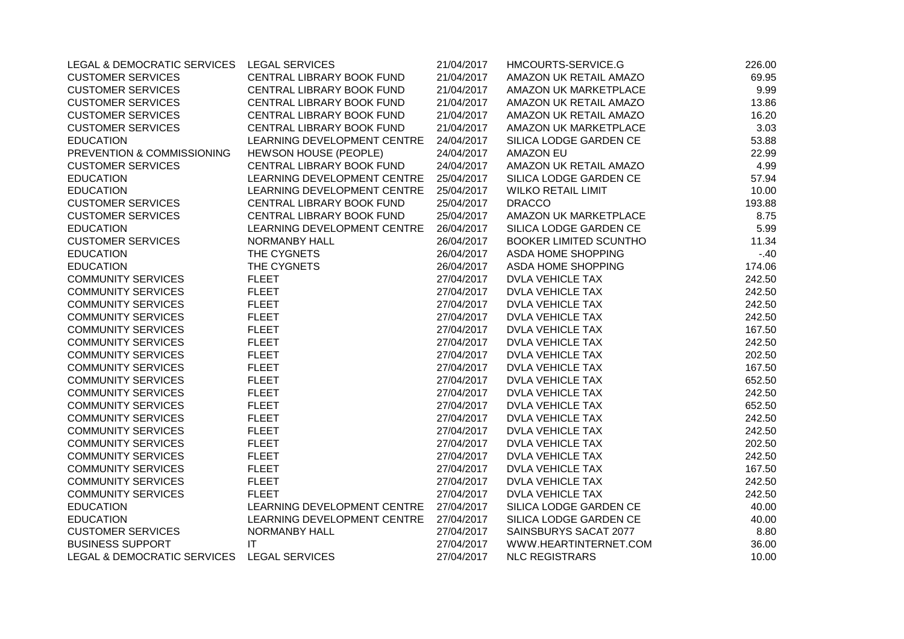| | | | | |
|---|---|---|---|---|
| LEGAL & DEMOCRATIC SERVICES | LEGAL SERVICES | 21/04/2017 | HMCOURTS-SERVICE.G | 226.00 |
| CUSTOMER SERVICES | CENTRAL LIBRARY BOOK FUND | 21/04/2017 | AMAZON UK RETAIL AMAZO | 69.95 |
| CUSTOMER SERVICES | CENTRAL LIBRARY BOOK FUND | 21/04/2017 | AMAZON UK MARKETPLACE | 9.99 |
| CUSTOMER SERVICES | CENTRAL LIBRARY BOOK FUND | 21/04/2017 | AMAZON UK RETAIL AMAZO | 13.86 |
| CUSTOMER SERVICES | CENTRAL LIBRARY BOOK FUND | 21/04/2017 | AMAZON UK RETAIL AMAZO | 16.20 |
| CUSTOMER SERVICES | CENTRAL LIBRARY BOOK FUND | 21/04/2017 | AMAZON UK MARKETPLACE | 3.03 |
| EDUCATION | LEARNING DEVELOPMENT CENTRE | 24/04/2017 | SILICA LODGE GARDEN CE | 53.88 |
| PREVENTION & COMMISSIONING | HEWSON HOUSE (PEOPLE) | 24/04/2017 | AMAZON EU | 22.99 |
| CUSTOMER SERVICES | CENTRAL LIBRARY BOOK FUND | 24/04/2017 | AMAZON UK RETAIL AMAZO | 4.99 |
| EDUCATION | LEARNING DEVELOPMENT CENTRE | 25/04/2017 | SILICA LODGE GARDEN CE | 57.94 |
| EDUCATION | LEARNING DEVELOPMENT CENTRE | 25/04/2017 | WILKO RETAIL LIMIT | 10.00 |
| CUSTOMER SERVICES | CENTRAL LIBRARY BOOK FUND | 25/04/2017 | DRACCO | 193.88 |
| CUSTOMER SERVICES | CENTRAL LIBRARY BOOK FUND | 25/04/2017 | AMAZON UK MARKETPLACE | 8.75 |
| EDUCATION | LEARNING DEVELOPMENT CENTRE | 26/04/2017 | SILICA LODGE GARDEN CE | 5.99 |
| CUSTOMER SERVICES | NORMANBY HALL | 26/04/2017 | BOOKER LIMITED SCUNTHO | 11.34 |
| EDUCATION | THE CYGNETS | 26/04/2017 | ASDA HOME SHOPPING | -.40 |
| EDUCATION | THE CYGNETS | 26/04/2017 | ASDA HOME SHOPPING | 174.06 |
| COMMUNITY SERVICES | FLEET | 27/04/2017 | DVLA VEHICLE TAX | 242.50 |
| COMMUNITY SERVICES | FLEET | 27/04/2017 | DVLA VEHICLE TAX | 242.50 |
| COMMUNITY SERVICES | FLEET | 27/04/2017 | DVLA VEHICLE TAX | 242.50 |
| COMMUNITY SERVICES | FLEET | 27/04/2017 | DVLA VEHICLE TAX | 242.50 |
| COMMUNITY SERVICES | FLEET | 27/04/2017 | DVLA VEHICLE TAX | 167.50 |
| COMMUNITY SERVICES | FLEET | 27/04/2017 | DVLA VEHICLE TAX | 242.50 |
| COMMUNITY SERVICES | FLEET | 27/04/2017 | DVLA VEHICLE TAX | 202.50 |
| COMMUNITY SERVICES | FLEET | 27/04/2017 | DVLA VEHICLE TAX | 167.50 |
| COMMUNITY SERVICES | FLEET | 27/04/2017 | DVLA VEHICLE TAX | 652.50 |
| COMMUNITY SERVICES | FLEET | 27/04/2017 | DVLA VEHICLE TAX | 242.50 |
| COMMUNITY SERVICES | FLEET | 27/04/2017 | DVLA VEHICLE TAX | 652.50 |
| COMMUNITY SERVICES | FLEET | 27/04/2017 | DVLA VEHICLE TAX | 242.50 |
| COMMUNITY SERVICES | FLEET | 27/04/2017 | DVLA VEHICLE TAX | 242.50 |
| COMMUNITY SERVICES | FLEET | 27/04/2017 | DVLA VEHICLE TAX | 202.50 |
| COMMUNITY SERVICES | FLEET | 27/04/2017 | DVLA VEHICLE TAX | 242.50 |
| COMMUNITY SERVICES | FLEET | 27/04/2017 | DVLA VEHICLE TAX | 167.50 |
| COMMUNITY SERVICES | FLEET | 27/04/2017 | DVLA VEHICLE TAX | 242.50 |
| COMMUNITY SERVICES | FLEET | 27/04/2017 | DVLA VEHICLE TAX | 242.50 |
| EDUCATION | LEARNING DEVELOPMENT CENTRE | 27/04/2017 | SILICA LODGE GARDEN CE | 40.00 |
| EDUCATION | LEARNING DEVELOPMENT CENTRE | 27/04/2017 | SILICA LODGE GARDEN CE | 40.00 |
| CUSTOMER SERVICES | NORMANBY HALL | 27/04/2017 | SAINSBURYS SACAT 2077 | 8.80 |
| BUSINESS SUPPORT | IT | 27/04/2017 | WWW.HEARTINTERNET.COM | 36.00 |
| LEGAL & DEMOCRATIC SERVICES | LEGAL SERVICES | 27/04/2017 | NLC REGISTRARS | 10.00 |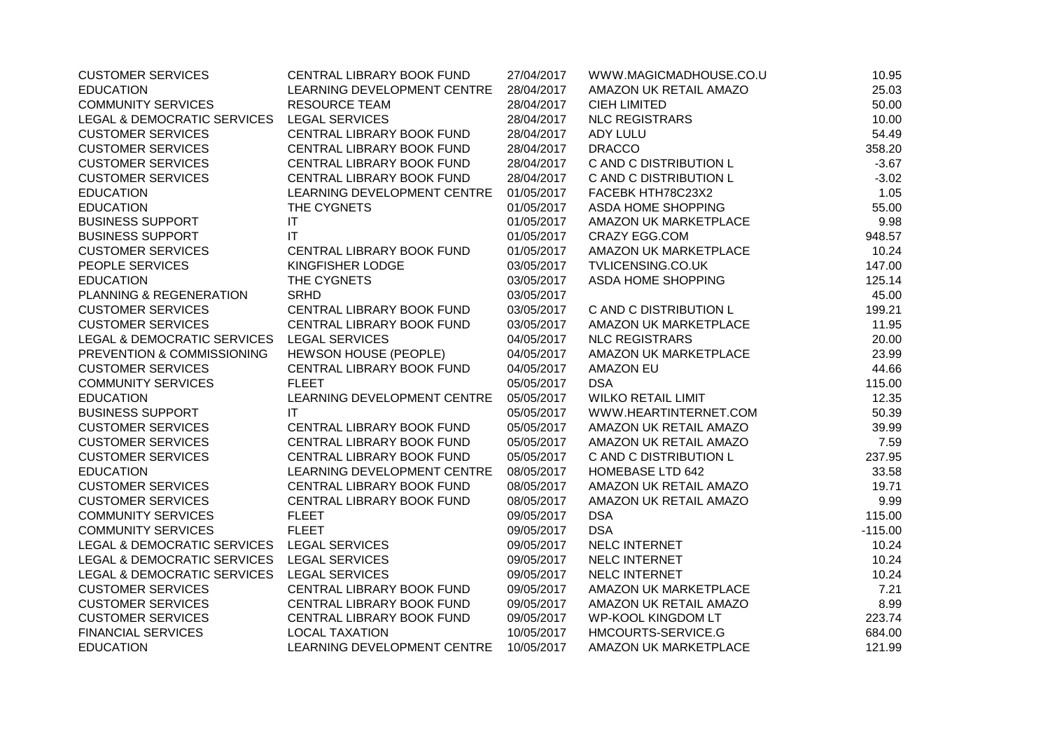| | | | | |
|---|---|---|---|---|
| CUSTOMER SERVICES | CENTRAL LIBRARY BOOK FUND | 27/04/2017 | WWW.MAGICMADHOUSE.CO.U | 10.95 |
| EDUCATION | LEARNING DEVELOPMENT CENTRE | 28/04/2017 | AMAZON UK RETAIL AMAZO | 25.03 |
| COMMUNITY SERVICES | RESOURCE TEAM | 28/04/2017 | CIEH LIMITED | 50.00 |
| LEGAL & DEMOCRATIC SERVICES | LEGAL SERVICES | 28/04/2017 | NLC REGISTRARS | 10.00 |
| CUSTOMER SERVICES | CENTRAL LIBRARY BOOK FUND | 28/04/2017 | ADY LULU | 54.49 |
| CUSTOMER SERVICES | CENTRAL LIBRARY BOOK FUND | 28/04/2017 | DRACCO | 358.20 |
| CUSTOMER SERVICES | CENTRAL LIBRARY BOOK FUND | 28/04/2017 | C AND C DISTRIBUTION L | -3.67 |
| CUSTOMER SERVICES | CENTRAL LIBRARY BOOK FUND | 28/04/2017 | C AND C DISTRIBUTION L | -3.02 |
| EDUCATION | LEARNING DEVELOPMENT CENTRE | 01/05/2017 | FACEBK HTH78C23X2 | 1.05 |
| EDUCATION | THE CYGNETS | 01/05/2017 | ASDA HOME SHOPPING | 55.00 |
| BUSINESS SUPPORT | IT | 01/05/2017 | AMAZON UK MARKETPLACE | 9.98 |
| BUSINESS SUPPORT | IT | 01/05/2017 | CRAZY EGG.COM | 948.57 |
| CUSTOMER SERVICES | CENTRAL LIBRARY BOOK FUND | 01/05/2017 | AMAZON UK MARKETPLACE | 10.24 |
| PEOPLE SERVICES | KINGFISHER LODGE | 03/05/2017 | TVLICENSING.CO.UK | 147.00 |
| EDUCATION | THE CYGNETS | 03/05/2017 | ASDA HOME SHOPPING | 125.14 |
| PLANNING & REGENERATION | SRHD | 03/05/2017 | | 45.00 |
| CUSTOMER SERVICES | CENTRAL LIBRARY BOOK FUND | 03/05/2017 | C AND C DISTRIBUTION L | 199.21 |
| CUSTOMER SERVICES | CENTRAL LIBRARY BOOK FUND | 03/05/2017 | AMAZON UK MARKETPLACE | 11.95 |
| LEGAL & DEMOCRATIC SERVICES | LEGAL SERVICES | 04/05/2017 | NLC REGISTRARS | 20.00 |
| PREVENTION & COMMISSIONING | HEWSON HOUSE (PEOPLE) | 04/05/2017 | AMAZON UK MARKETPLACE | 23.99 |
| CUSTOMER SERVICES | CENTRAL LIBRARY BOOK FUND | 04/05/2017 | AMAZON EU | 44.66 |
| COMMUNITY SERVICES | FLEET | 05/05/2017 | DSA | 115.00 |
| EDUCATION | LEARNING DEVELOPMENT CENTRE | 05/05/2017 | WILKO RETAIL LIMIT | 12.35 |
| BUSINESS SUPPORT | IT | 05/05/2017 | WWW.HEARTINTERNET.COM | 50.39 |
| CUSTOMER SERVICES | CENTRAL LIBRARY BOOK FUND | 05/05/2017 | AMAZON UK RETAIL AMAZO | 39.99 |
| CUSTOMER SERVICES | CENTRAL LIBRARY BOOK FUND | 05/05/2017 | AMAZON UK RETAIL AMAZO | 7.59 |
| CUSTOMER SERVICES | CENTRAL LIBRARY BOOK FUND | 05/05/2017 | C AND C DISTRIBUTION L | 237.95 |
| EDUCATION | LEARNING DEVELOPMENT CENTRE | 08/05/2017 | HOMEBASE LTD 642 | 33.58 |
| CUSTOMER SERVICES | CENTRAL LIBRARY BOOK FUND | 08/05/2017 | AMAZON UK RETAIL AMAZO | 19.71 |
| CUSTOMER SERVICES | CENTRAL LIBRARY BOOK FUND | 08/05/2017 | AMAZON UK RETAIL AMAZO | 9.99 |
| COMMUNITY SERVICES | FLEET | 09/05/2017 | DSA | 115.00 |
| COMMUNITY SERVICES | FLEET | 09/05/2017 | DSA | -115.00 |
| LEGAL & DEMOCRATIC SERVICES | LEGAL SERVICES | 09/05/2017 | NELC INTERNET | 10.24 |
| LEGAL & DEMOCRATIC SERVICES | LEGAL SERVICES | 09/05/2017 | NELC INTERNET | 10.24 |
| LEGAL & DEMOCRATIC SERVICES | LEGAL SERVICES | 09/05/2017 | NELC INTERNET | 10.24 |
| CUSTOMER SERVICES | CENTRAL LIBRARY BOOK FUND | 09/05/2017 | AMAZON UK MARKETPLACE | 7.21 |
| CUSTOMER SERVICES | CENTRAL LIBRARY BOOK FUND | 09/05/2017 | AMAZON UK RETAIL AMAZO | 8.99 |
| CUSTOMER SERVICES | CENTRAL LIBRARY BOOK FUND | 09/05/2017 | WP-KOOL KINGDOM LT | 223.74 |
| FINANCIAL SERVICES | LOCAL TAXATION | 10/05/2017 | HMCOURTS-SERVICE.G | 684.00 |
| EDUCATION | LEARNING DEVELOPMENT CENTRE | 10/05/2017 | AMAZON UK MARKETPLACE | 121.99 |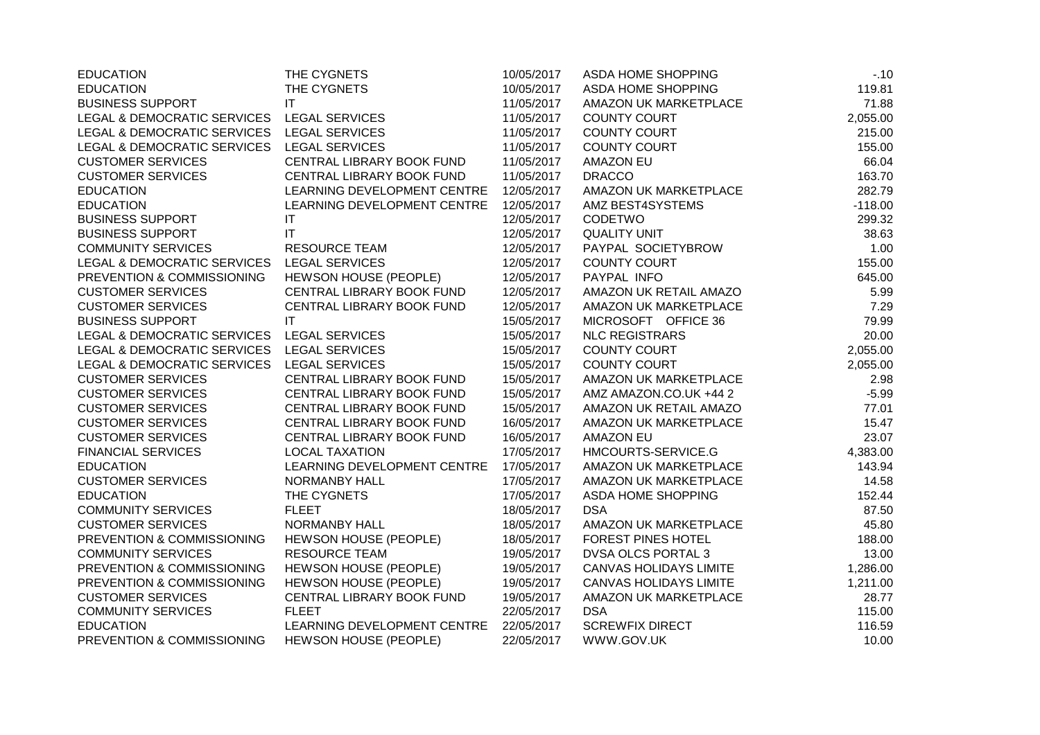| | | | | |
|---|---|---|---|---|
| EDUCATION | THE CYGNETS | 10/05/2017 | ASDA HOME SHOPPING | -.10 |
| EDUCATION | THE CYGNETS | 10/05/2017 | ASDA HOME SHOPPING | 119.81 |
| BUSINESS SUPPORT | IT | 11/05/2017 | AMAZON UK MARKETPLACE | 71.88 |
| LEGAL & DEMOCRATIC SERVICES | LEGAL SERVICES | 11/05/2017 | COUNTY COURT | 2,055.00 |
| LEGAL & DEMOCRATIC SERVICES | LEGAL SERVICES | 11/05/2017 | COUNTY COURT | 215.00 |
| LEGAL & DEMOCRATIC SERVICES | LEGAL SERVICES | 11/05/2017 | COUNTY COURT | 155.00 |
| CUSTOMER SERVICES | CENTRAL LIBRARY BOOK FUND | 11/05/2017 | AMAZON EU | 66.04 |
| CUSTOMER SERVICES | CENTRAL LIBRARY BOOK FUND | 11/05/2017 | DRACCO | 163.70 |
| EDUCATION | LEARNING DEVELOPMENT CENTRE | 12/05/2017 | AMAZON UK MARKETPLACE | 282.79 |
| EDUCATION | LEARNING DEVELOPMENT CENTRE | 12/05/2017 | AMZ BEST4SYSTEMS | -118.00 |
| BUSINESS SUPPORT | IT | 12/05/2017 | CODETWO | 299.32 |
| BUSINESS SUPPORT | IT | 12/05/2017 | QUALITY UNIT | 38.63 |
| COMMUNITY SERVICES | RESOURCE TEAM | 12/05/2017 | PAYPAL SOCIETYBROW | 1.00 |
| LEGAL & DEMOCRATIC SERVICES | LEGAL SERVICES | 12/05/2017 | COUNTY COURT | 155.00 |
| PREVENTION & COMMISSIONING | HEWSON HOUSE (PEOPLE) | 12/05/2017 | PAYPAL INFO | 645.00 |
| CUSTOMER SERVICES | CENTRAL LIBRARY BOOK FUND | 12/05/2017 | AMAZON UK RETAIL AMAZO | 5.99 |
| CUSTOMER SERVICES | CENTRAL LIBRARY BOOK FUND | 12/05/2017 | AMAZON UK MARKETPLACE | 7.29 |
| BUSINESS SUPPORT | IT | 15/05/2017 | MICROSOFT OFFICE 36 | 79.99 |
| LEGAL & DEMOCRATIC SERVICES | LEGAL SERVICES | 15/05/2017 | NLC REGISTRARS | 20.00 |
| LEGAL & DEMOCRATIC SERVICES | LEGAL SERVICES | 15/05/2017 | COUNTY COURT | 2,055.00 |
| LEGAL & DEMOCRATIC SERVICES | LEGAL SERVICES | 15/05/2017 | COUNTY COURT | 2,055.00 |
| CUSTOMER SERVICES | CENTRAL LIBRARY BOOK FUND | 15/05/2017 | AMAZON UK MARKETPLACE | 2.98 |
| CUSTOMER SERVICES | CENTRAL LIBRARY BOOK FUND | 15/05/2017 | AMZ AMAZON.CO.UK +44 2 | -5.99 |
| CUSTOMER SERVICES | CENTRAL LIBRARY BOOK FUND | 15/05/2017 | AMAZON UK RETAIL AMAZO | 77.01 |
| CUSTOMER SERVICES | CENTRAL LIBRARY BOOK FUND | 16/05/2017 | AMAZON UK MARKETPLACE | 15.47 |
| CUSTOMER SERVICES | CENTRAL LIBRARY BOOK FUND | 16/05/2017 | AMAZON EU | 23.07 |
| FINANCIAL SERVICES | LOCAL TAXATION | 17/05/2017 | HMCOURTS-SERVICE.G | 4,383.00 |
| EDUCATION | LEARNING DEVELOPMENT CENTRE | 17/05/2017 | AMAZON UK MARKETPLACE | 143.94 |
| CUSTOMER SERVICES | NORMANBY HALL | 17/05/2017 | AMAZON UK MARKETPLACE | 14.58 |
| EDUCATION | THE CYGNETS | 17/05/2017 | ASDA HOME SHOPPING | 152.44 |
| COMMUNITY SERVICES | FLEET | 18/05/2017 | DSA | 87.50 |
| CUSTOMER SERVICES | NORMANBY HALL | 18/05/2017 | AMAZON UK MARKETPLACE | 45.80 |
| PREVENTION & COMMISSIONING | HEWSON HOUSE (PEOPLE) | 18/05/2017 | FOREST PINES HOTEL | 188.00 |
| COMMUNITY SERVICES | RESOURCE TEAM | 19/05/2017 | DVSA OLCS PORTAL 3 | 13.00 |
| PREVENTION & COMMISSIONING | HEWSON HOUSE (PEOPLE) | 19/05/2017 | CANVAS HOLIDAYS LIMITE | 1,286.00 |
| PREVENTION & COMMISSIONING | HEWSON HOUSE (PEOPLE) | 19/05/2017 | CANVAS HOLIDAYS LIMITE | 1,211.00 |
| CUSTOMER SERVICES | CENTRAL LIBRARY BOOK FUND | 19/05/2017 | AMAZON UK MARKETPLACE | 28.77 |
| COMMUNITY SERVICES | FLEET | 22/05/2017 | DSA | 115.00 |
| EDUCATION | LEARNING DEVELOPMENT CENTRE | 22/05/2017 | SCREWFIX DIRECT | 116.59 |
| PREVENTION & COMMISSIONING | HEWSON HOUSE (PEOPLE) | 22/05/2017 | WWW.GOV.UK | 10.00 |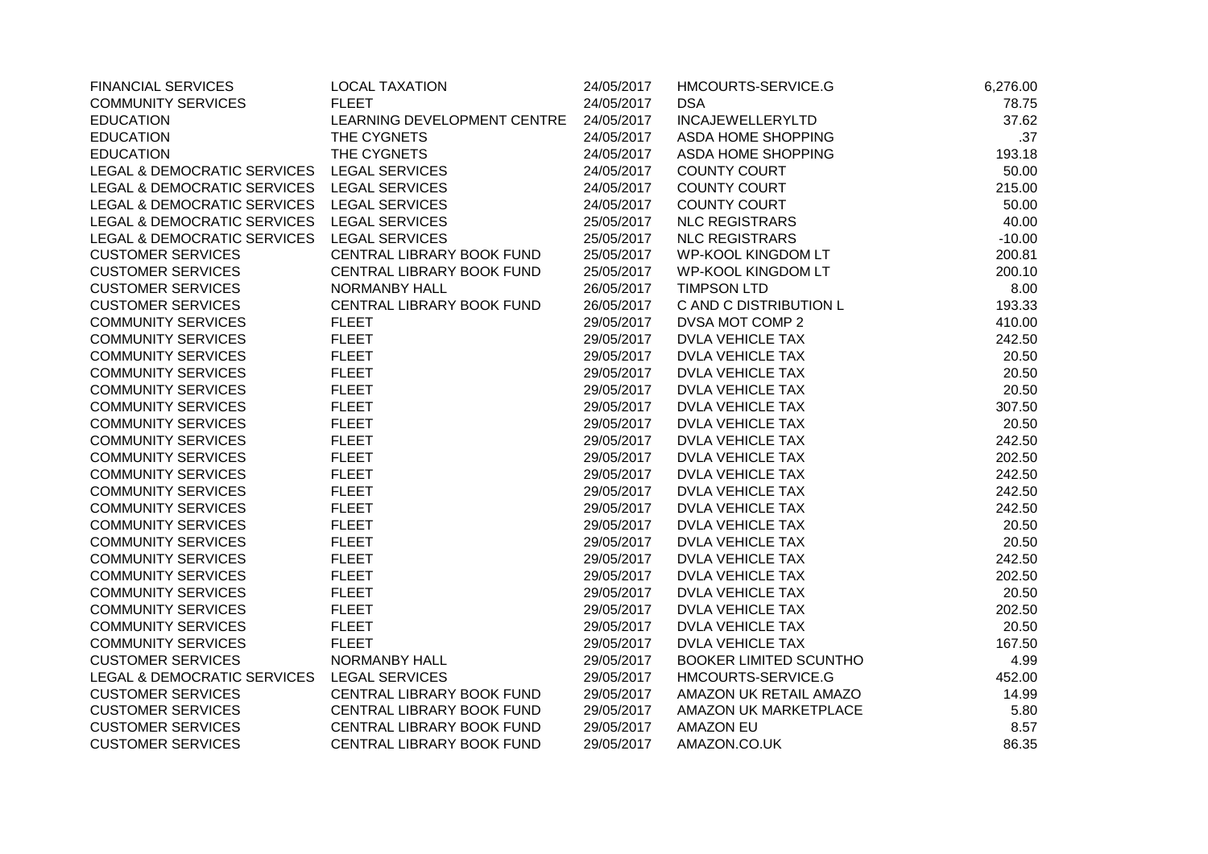| | | | | |
|---|---|---|---|---|
| FINANCIAL SERVICES | LOCAL TAXATION | 24/05/2017 | HMCOURTS-SERVICE.G | 6,276.00 |
| COMMUNITY SERVICES | FLEET | 24/05/2017 | DSA | 78.75 |
| EDUCATION | LEARNING DEVELOPMENT CENTRE | 24/05/2017 | INCAJEWELLERYLTD | 37.62 |
| EDUCATION | THE CYGNETS | 24/05/2017 | ASDA HOME SHOPPING | .37 |
| EDUCATION | THE CYGNETS | 24/05/2017 | ASDA HOME SHOPPING | 193.18 |
| LEGAL & DEMOCRATIC SERVICES | LEGAL SERVICES | 24/05/2017 | COUNTY COURT | 50.00 |
| LEGAL & DEMOCRATIC SERVICES | LEGAL SERVICES | 24/05/2017 | COUNTY COURT | 215.00 |
| LEGAL & DEMOCRATIC SERVICES | LEGAL SERVICES | 24/05/2017 | COUNTY COURT | 50.00 |
| LEGAL & DEMOCRATIC SERVICES | LEGAL SERVICES | 25/05/2017 | NLC REGISTRARS | 40.00 |
| LEGAL & DEMOCRATIC SERVICES | LEGAL SERVICES | 25/05/2017 | NLC REGISTRARS | -10.00 |
| CUSTOMER SERVICES | CENTRAL LIBRARY BOOK FUND | 25/05/2017 | WP-KOOL KINGDOM LT | 200.81 |
| CUSTOMER SERVICES | CENTRAL LIBRARY BOOK FUND | 25/05/2017 | WP-KOOL KINGDOM LT | 200.10 |
| CUSTOMER SERVICES | NORMANBY HALL | 26/05/2017 | TIMPSON LTD | 8.00 |
| CUSTOMER SERVICES | CENTRAL LIBRARY BOOK FUND | 26/05/2017 | C AND C DISTRIBUTION L | 193.33 |
| COMMUNITY SERVICES | FLEET | 29/05/2017 | DVSA MOT COMP 2 | 410.00 |
| COMMUNITY SERVICES | FLEET | 29/05/2017 | DVLA VEHICLE TAX | 242.50 |
| COMMUNITY SERVICES | FLEET | 29/05/2017 | DVLA VEHICLE TAX | 20.50 |
| COMMUNITY SERVICES | FLEET | 29/05/2017 | DVLA VEHICLE TAX | 20.50 |
| COMMUNITY SERVICES | FLEET | 29/05/2017 | DVLA VEHICLE TAX | 20.50 |
| COMMUNITY SERVICES | FLEET | 29/05/2017 | DVLA VEHICLE TAX | 307.50 |
| COMMUNITY SERVICES | FLEET | 29/05/2017 | DVLA VEHICLE TAX | 20.50 |
| COMMUNITY SERVICES | FLEET | 29/05/2017 | DVLA VEHICLE TAX | 242.50 |
| COMMUNITY SERVICES | FLEET | 29/05/2017 | DVLA VEHICLE TAX | 202.50 |
| COMMUNITY SERVICES | FLEET | 29/05/2017 | DVLA VEHICLE TAX | 242.50 |
| COMMUNITY SERVICES | FLEET | 29/05/2017 | DVLA VEHICLE TAX | 242.50 |
| COMMUNITY SERVICES | FLEET | 29/05/2017 | DVLA VEHICLE TAX | 242.50 |
| COMMUNITY SERVICES | FLEET | 29/05/2017 | DVLA VEHICLE TAX | 20.50 |
| COMMUNITY SERVICES | FLEET | 29/05/2017 | DVLA VEHICLE TAX | 20.50 |
| COMMUNITY SERVICES | FLEET | 29/05/2017 | DVLA VEHICLE TAX | 242.50 |
| COMMUNITY SERVICES | FLEET | 29/05/2017 | DVLA VEHICLE TAX | 202.50 |
| COMMUNITY SERVICES | FLEET | 29/05/2017 | DVLA VEHICLE TAX | 20.50 |
| COMMUNITY SERVICES | FLEET | 29/05/2017 | DVLA VEHICLE TAX | 202.50 |
| COMMUNITY SERVICES | FLEET | 29/05/2017 | DVLA VEHICLE TAX | 20.50 |
| COMMUNITY SERVICES | FLEET | 29/05/2017 | DVLA VEHICLE TAX | 167.50 |
| CUSTOMER SERVICES | NORMANBY HALL | 29/05/2017 | BOOKER LIMITED SCUNTHO | 4.99 |
| LEGAL & DEMOCRATIC SERVICES | LEGAL SERVICES | 29/05/2017 | HMCOURTS-SERVICE.G | 452.00 |
| CUSTOMER SERVICES | CENTRAL LIBRARY BOOK FUND | 29/05/2017 | AMAZON UK RETAIL AMAZO | 14.99 |
| CUSTOMER SERVICES | CENTRAL LIBRARY BOOK FUND | 29/05/2017 | AMAZON UK MARKETPLACE | 5.80 |
| CUSTOMER SERVICES | CENTRAL LIBRARY BOOK FUND | 29/05/2017 | AMAZON EU | 8.57 |
| CUSTOMER SERVICES | CENTRAL LIBRARY BOOK FUND | 29/05/2017 | AMAZON.CO.UK | 86.35 |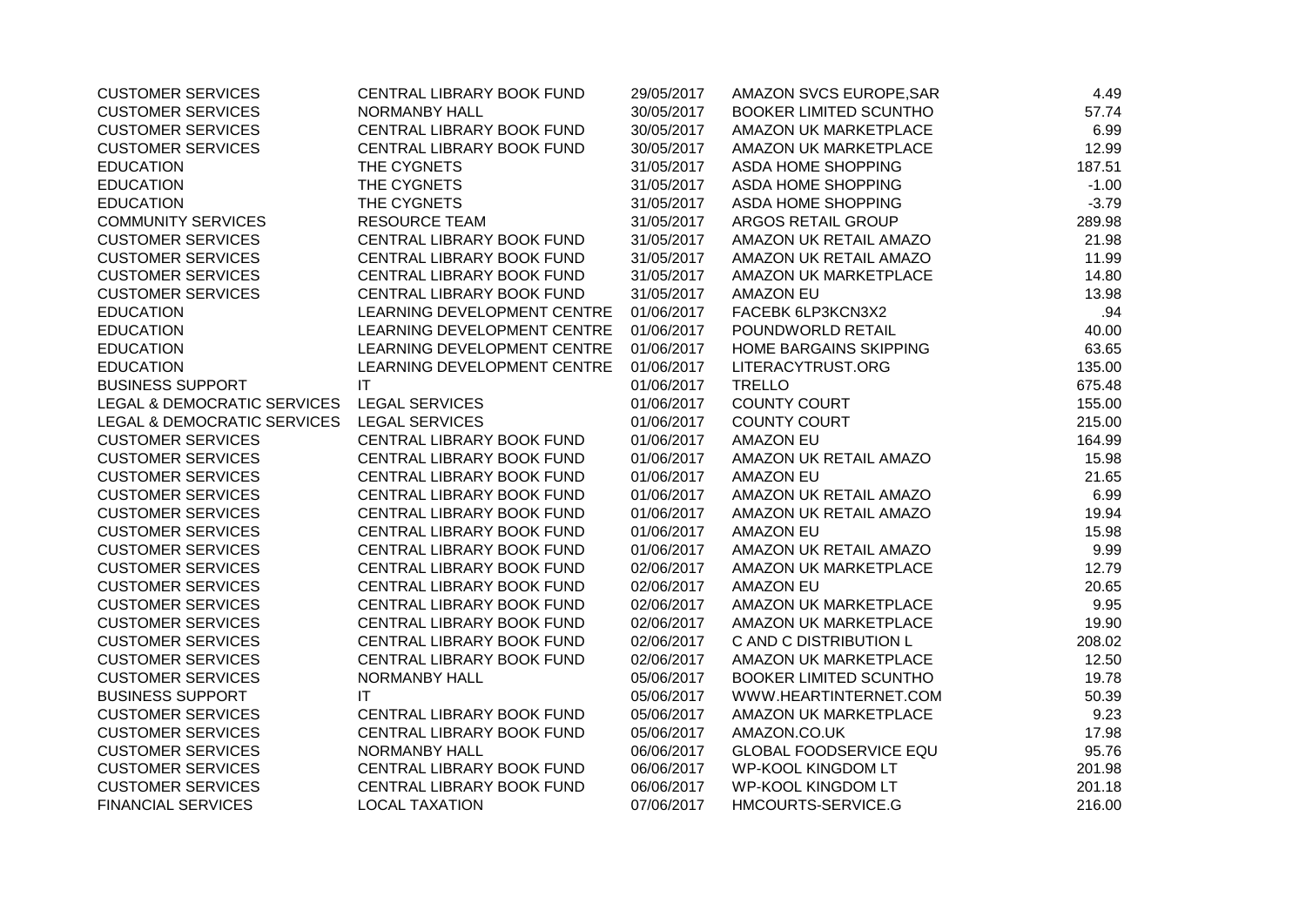| | | | | |
|---|---|---|---|---|
| CUSTOMER SERVICES | CENTRAL LIBRARY BOOK FUND | 29/05/2017 | AMAZON SVCS EUROPE,SAR | 4.49 |
| CUSTOMER SERVICES | NORMANBY HALL | 30/05/2017 | BOOKER LIMITED SCUNTHO | 57.74 |
| CUSTOMER SERVICES | CENTRAL LIBRARY BOOK FUND | 30/05/2017 | AMAZON UK MARKETPLACE | 6.99 |
| CUSTOMER SERVICES | CENTRAL LIBRARY BOOK FUND | 30/05/2017 | AMAZON UK MARKETPLACE | 12.99 |
| EDUCATION | THE CYGNETS | 31/05/2017 | ASDA HOME SHOPPING | 187.51 |
| EDUCATION | THE CYGNETS | 31/05/2017 | ASDA HOME SHOPPING | -1.00 |
| EDUCATION | THE CYGNETS | 31/05/2017 | ASDA HOME SHOPPING | -3.79 |
| COMMUNITY SERVICES | RESOURCE TEAM | 31/05/2017 | ARGOS RETAIL GROUP | 289.98 |
| CUSTOMER SERVICES | CENTRAL LIBRARY BOOK FUND | 31/05/2017 | AMAZON UK RETAIL AMAZO | 21.98 |
| CUSTOMER SERVICES | CENTRAL LIBRARY BOOK FUND | 31/05/2017 | AMAZON UK RETAIL AMAZO | 11.99 |
| CUSTOMER SERVICES | CENTRAL LIBRARY BOOK FUND | 31/05/2017 | AMAZON UK MARKETPLACE | 14.80 |
| CUSTOMER SERVICES | CENTRAL LIBRARY BOOK FUND | 31/05/2017 | AMAZON EU | 13.98 |
| EDUCATION | LEARNING DEVELOPMENT CENTRE | 01/06/2017 | FACEBK 6LP3KCN3X2 | .94 |
| EDUCATION | LEARNING DEVELOPMENT CENTRE | 01/06/2017 | POUNDWORLD RETAIL | 40.00 |
| EDUCATION | LEARNING DEVELOPMENT CENTRE | 01/06/2017 | HOME BARGAINS SKIPPING | 63.65 |
| EDUCATION | LEARNING DEVELOPMENT CENTRE | 01/06/2017 | LITERACYTRUST.ORG | 135.00 |
| BUSINESS SUPPORT | IT | 01/06/2017 | TRELLO | 675.48 |
| LEGAL & DEMOCRATIC SERVICES | LEGAL SERVICES | 01/06/2017 | COUNTY COURT | 155.00 |
| LEGAL & DEMOCRATIC SERVICES | LEGAL SERVICES | 01/06/2017 | COUNTY COURT | 215.00 |
| CUSTOMER SERVICES | CENTRAL LIBRARY BOOK FUND | 01/06/2017 | AMAZON EU | 164.99 |
| CUSTOMER SERVICES | CENTRAL LIBRARY BOOK FUND | 01/06/2017 | AMAZON UK RETAIL AMAZO | 15.98 |
| CUSTOMER SERVICES | CENTRAL LIBRARY BOOK FUND | 01/06/2017 | AMAZON EU | 21.65 |
| CUSTOMER SERVICES | CENTRAL LIBRARY BOOK FUND | 01/06/2017 | AMAZON UK RETAIL AMAZO | 6.99 |
| CUSTOMER SERVICES | CENTRAL LIBRARY BOOK FUND | 01/06/2017 | AMAZON UK RETAIL AMAZO | 19.94 |
| CUSTOMER SERVICES | CENTRAL LIBRARY BOOK FUND | 01/06/2017 | AMAZON EU | 15.98 |
| CUSTOMER SERVICES | CENTRAL LIBRARY BOOK FUND | 01/06/2017 | AMAZON UK RETAIL AMAZO | 9.99 |
| CUSTOMER SERVICES | CENTRAL LIBRARY BOOK FUND | 02/06/2017 | AMAZON UK MARKETPLACE | 12.79 |
| CUSTOMER SERVICES | CENTRAL LIBRARY BOOK FUND | 02/06/2017 | AMAZON EU | 20.65 |
| CUSTOMER SERVICES | CENTRAL LIBRARY BOOK FUND | 02/06/2017 | AMAZON UK MARKETPLACE | 9.95 |
| CUSTOMER SERVICES | CENTRAL LIBRARY BOOK FUND | 02/06/2017 | AMAZON UK MARKETPLACE | 19.90 |
| CUSTOMER SERVICES | CENTRAL LIBRARY BOOK FUND | 02/06/2017 | C AND C DISTRIBUTION L | 208.02 |
| CUSTOMER SERVICES | CENTRAL LIBRARY BOOK FUND | 02/06/2017 | AMAZON UK MARKETPLACE | 12.50 |
| CUSTOMER SERVICES | NORMANBY HALL | 05/06/2017 | BOOKER LIMITED SCUNTHO | 19.78 |
| BUSINESS SUPPORT | IT | 05/06/2017 | WWW.HEARTINTERNET.COM | 50.39 |
| CUSTOMER SERVICES | CENTRAL LIBRARY BOOK FUND | 05/06/2017 | AMAZON UK MARKETPLACE | 9.23 |
| CUSTOMER SERVICES | CENTRAL LIBRARY BOOK FUND | 05/06/2017 | AMAZON.CO.UK | 17.98 |
| CUSTOMER SERVICES | NORMANBY HALL | 06/06/2017 | GLOBAL FOODSERVICE EQU | 95.76 |
| CUSTOMER SERVICES | CENTRAL LIBRARY BOOK FUND | 06/06/2017 | WP-KOOL KINGDOM LT | 201.98 |
| CUSTOMER SERVICES | CENTRAL LIBRARY BOOK FUND | 06/06/2017 | WP-KOOL KINGDOM LT | 201.18 |
| FINANCIAL SERVICES | LOCAL TAXATION | 07/06/2017 | HMCOURTS-SERVICE.G | 216.00 |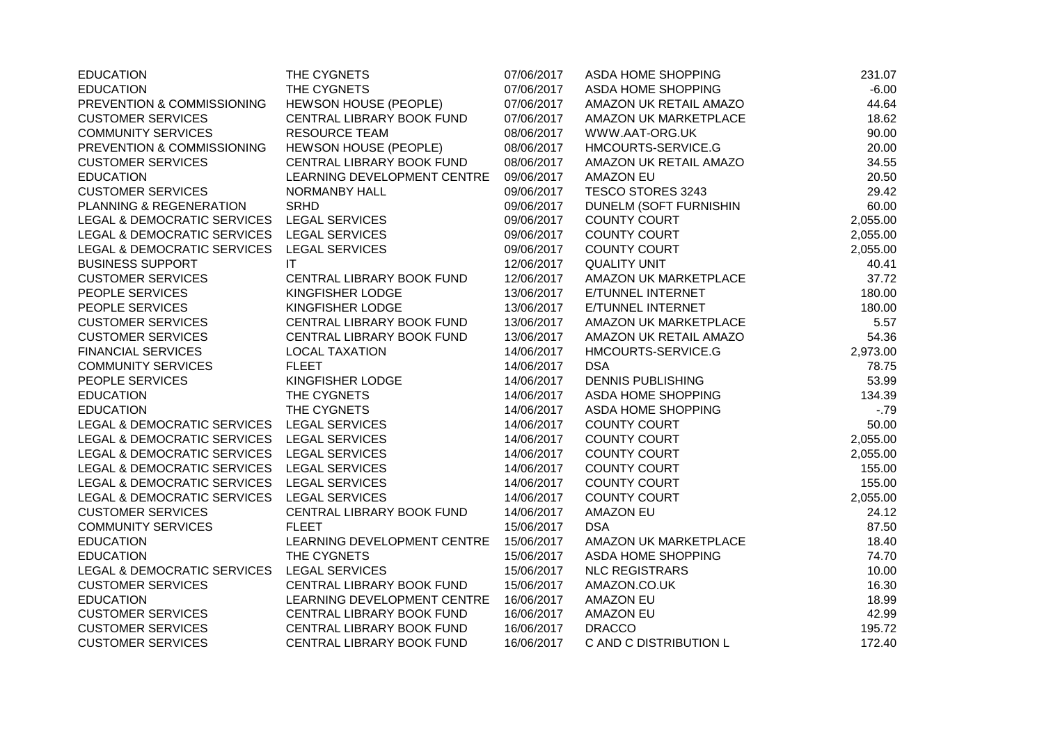| | | | | |
|---|---|---|---|---|
| EDUCATION | THE CYGNETS | 07/06/2017 | ASDA HOME SHOPPING | 231.07 |
| EDUCATION | THE CYGNETS | 07/06/2017 | ASDA HOME SHOPPING | -6.00 |
| PREVENTION & COMMISSIONING | HEWSON HOUSE (PEOPLE) | 07/06/2017 | AMAZON UK RETAIL AMAZO | 44.64 |
| CUSTOMER SERVICES | CENTRAL LIBRARY BOOK FUND | 07/06/2017 | AMAZON UK MARKETPLACE | 18.62 |
| COMMUNITY SERVICES | RESOURCE TEAM | 08/06/2017 | WWW.AAT-ORG.UK | 90.00 |
| PREVENTION & COMMISSIONING | HEWSON HOUSE (PEOPLE) | 08/06/2017 | HMCOURTS-SERVICE.G | 20.00 |
| CUSTOMER SERVICES | CENTRAL LIBRARY BOOK FUND | 08/06/2017 | AMAZON UK RETAIL AMAZO | 34.55 |
| EDUCATION | LEARNING DEVELOPMENT CENTRE | 09/06/2017 | AMAZON EU | 20.50 |
| CUSTOMER SERVICES | NORMANBY HALL | 09/06/2017 | TESCO STORES 3243 | 29.42 |
| PLANNING & REGENERATION | SRHD | 09/06/2017 | DUNELM (SOFT FURNISHIN | 60.00 |
| LEGAL & DEMOCRATIC SERVICES | LEGAL SERVICES | 09/06/2017 | COUNTY COURT | 2,055.00 |
| LEGAL & DEMOCRATIC SERVICES | LEGAL SERVICES | 09/06/2017 | COUNTY COURT | 2,055.00 |
| LEGAL & DEMOCRATIC SERVICES | LEGAL SERVICES | 09/06/2017 | COUNTY COURT | 2,055.00 |
| BUSINESS SUPPORT | IT | 12/06/2017 | QUALITY UNIT | 40.41 |
| CUSTOMER SERVICES | CENTRAL LIBRARY BOOK FUND | 12/06/2017 | AMAZON UK MARKETPLACE | 37.72 |
| PEOPLE SERVICES | KINGFISHER LODGE | 13/06/2017 | E/TUNNEL INTERNET | 180.00 |
| PEOPLE SERVICES | KINGFISHER LODGE | 13/06/2017 | E/TUNNEL INTERNET | 180.00 |
| CUSTOMER SERVICES | CENTRAL LIBRARY BOOK FUND | 13/06/2017 | AMAZON UK MARKETPLACE | 5.57 |
| CUSTOMER SERVICES | CENTRAL LIBRARY BOOK FUND | 13/06/2017 | AMAZON UK RETAIL AMAZO | 54.36 |
| FINANCIAL SERVICES | LOCAL TAXATION | 14/06/2017 | HMCOURTS-SERVICE.G | 2,973.00 |
| COMMUNITY SERVICES | FLEET | 14/06/2017 | DSA | 78.75 |
| PEOPLE SERVICES | KINGFISHER LODGE | 14/06/2017 | DENNIS PUBLISHING | 53.99 |
| EDUCATION | THE CYGNETS | 14/06/2017 | ASDA HOME SHOPPING | 134.39 |
| EDUCATION | THE CYGNETS | 14/06/2017 | ASDA HOME SHOPPING | -.79 |
| LEGAL & DEMOCRATIC SERVICES | LEGAL SERVICES | 14/06/2017 | COUNTY COURT | 50.00 |
| LEGAL & DEMOCRATIC SERVICES | LEGAL SERVICES | 14/06/2017 | COUNTY COURT | 2,055.00 |
| LEGAL & DEMOCRATIC SERVICES | LEGAL SERVICES | 14/06/2017 | COUNTY COURT | 2,055.00 |
| LEGAL & DEMOCRATIC SERVICES | LEGAL SERVICES | 14/06/2017 | COUNTY COURT | 155.00 |
| LEGAL & DEMOCRATIC SERVICES | LEGAL SERVICES | 14/06/2017 | COUNTY COURT | 155.00 |
| LEGAL & DEMOCRATIC SERVICES | LEGAL SERVICES | 14/06/2017 | COUNTY COURT | 2,055.00 |
| CUSTOMER SERVICES | CENTRAL LIBRARY BOOK FUND | 14/06/2017 | AMAZON EU | 24.12 |
| COMMUNITY SERVICES | FLEET | 15/06/2017 | DSA | 87.50 |
| EDUCATION | LEARNING DEVELOPMENT CENTRE | 15/06/2017 | AMAZON UK MARKETPLACE | 18.40 |
| EDUCATION | THE CYGNETS | 15/06/2017 | ASDA HOME SHOPPING | 74.70 |
| LEGAL & DEMOCRATIC SERVICES | LEGAL SERVICES | 15/06/2017 | NLC REGISTRARS | 10.00 |
| CUSTOMER SERVICES | CENTRAL LIBRARY BOOK FUND | 15/06/2017 | AMAZON.CO.UK | 16.30 |
| EDUCATION | LEARNING DEVELOPMENT CENTRE | 16/06/2017 | AMAZON EU | 18.99 |
| CUSTOMER SERVICES | CENTRAL LIBRARY BOOK FUND | 16/06/2017 | AMAZON EU | 42.99 |
| CUSTOMER SERVICES | CENTRAL LIBRARY BOOK FUND | 16/06/2017 | DRACCO | 195.72 |
| CUSTOMER SERVICES | CENTRAL LIBRARY BOOK FUND | 16/06/2017 | C AND C DISTRIBUTION L | 172.40 |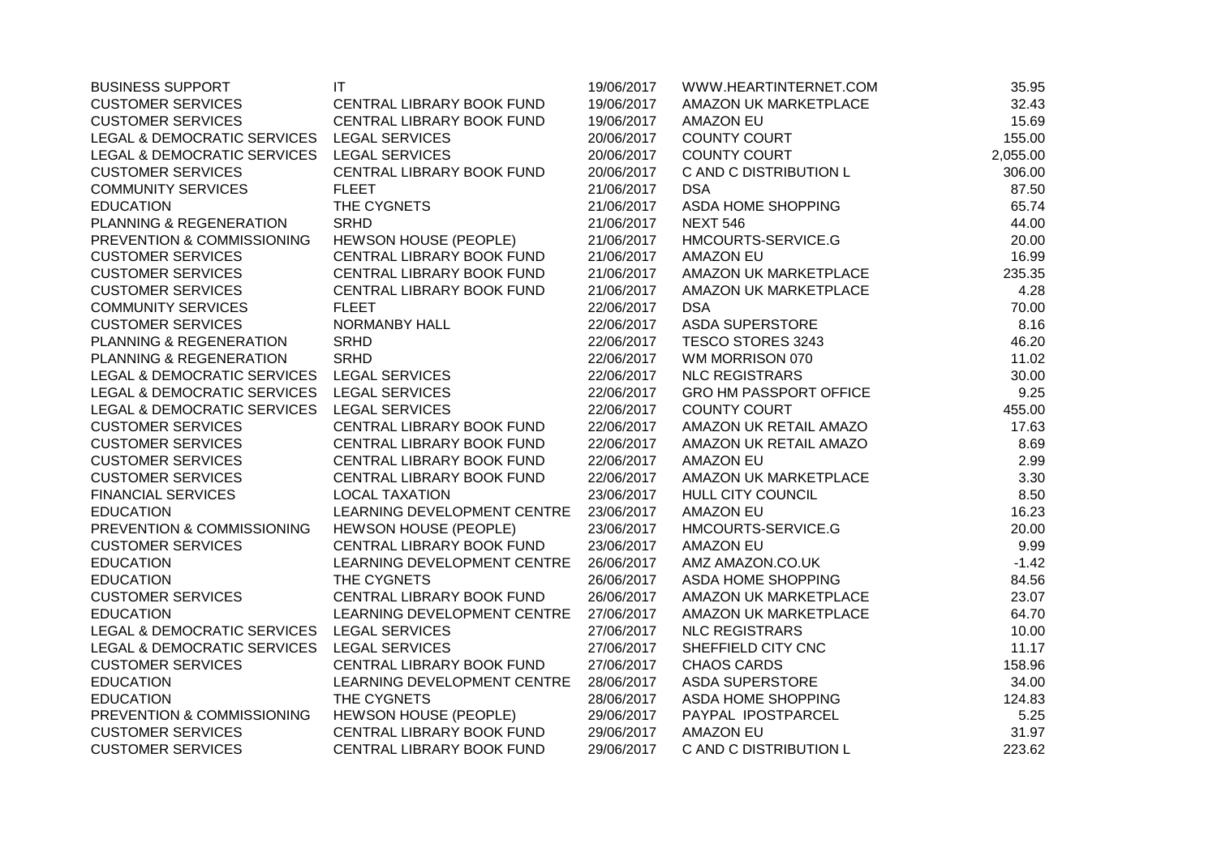| | | | | |
|---|---|---|---|---|
| BUSINESS SUPPORT | IT | 19/06/2017 | WWW.HEARTINTERNET.COM | 35.95 |
| CUSTOMER SERVICES | CENTRAL LIBRARY BOOK FUND | 19/06/2017 | AMAZON UK MARKETPLACE | 32.43 |
| CUSTOMER SERVICES | CENTRAL LIBRARY BOOK FUND | 19/06/2017 | AMAZON EU | 15.69 |
| LEGAL & DEMOCRATIC SERVICES | LEGAL SERVICES | 20/06/2017 | COUNTY COURT | 155.00 |
| LEGAL & DEMOCRATIC SERVICES | LEGAL SERVICES | 20/06/2017 | COUNTY COURT | 2,055.00 |
| CUSTOMER SERVICES | CENTRAL LIBRARY BOOK FUND | 20/06/2017 | C AND C DISTRIBUTION L | 306.00 |
| COMMUNITY SERVICES | FLEET | 21/06/2017 | DSA | 87.50 |
| EDUCATION | THE CYGNETS | 21/06/2017 | ASDA HOME SHOPPING | 65.74 |
| PLANNING & REGENERATION | SRHD | 21/06/2017 | NEXT 546 | 44.00 |
| PREVENTION & COMMISSIONING | HEWSON HOUSE (PEOPLE) | 21/06/2017 | HMCOURTS-SERVICE.G | 20.00 |
| CUSTOMER SERVICES | CENTRAL LIBRARY BOOK FUND | 21/06/2017 | AMAZON EU | 16.99 |
| CUSTOMER SERVICES | CENTRAL LIBRARY BOOK FUND | 21/06/2017 | AMAZON UK MARKETPLACE | 235.35 |
| CUSTOMER SERVICES | CENTRAL LIBRARY BOOK FUND | 21/06/2017 | AMAZON UK MARKETPLACE | 4.28 |
| COMMUNITY SERVICES | FLEET | 22/06/2017 | DSA | 70.00 |
| CUSTOMER SERVICES | NORMANBY HALL | 22/06/2017 | ASDA SUPERSTORE | 8.16 |
| PLANNING & REGENERATION | SRHD | 22/06/2017 | TESCO STORES 3243 | 46.20 |
| PLANNING & REGENERATION | SRHD | 22/06/2017 | WM MORRISON 070 | 11.02 |
| LEGAL & DEMOCRATIC SERVICES | LEGAL SERVICES | 22/06/2017 | NLC REGISTRARS | 30.00 |
| LEGAL & DEMOCRATIC SERVICES | LEGAL SERVICES | 22/06/2017 | GRO HM PASSPORT OFFICE | 9.25 |
| LEGAL & DEMOCRATIC SERVICES | LEGAL SERVICES | 22/06/2017 | COUNTY COURT | 455.00 |
| CUSTOMER SERVICES | CENTRAL LIBRARY BOOK FUND | 22/06/2017 | AMAZON UK RETAIL AMAZO | 17.63 |
| CUSTOMER SERVICES | CENTRAL LIBRARY BOOK FUND | 22/06/2017 | AMAZON UK RETAIL AMAZO | 8.69 |
| CUSTOMER SERVICES | CENTRAL LIBRARY BOOK FUND | 22/06/2017 | AMAZON EU | 2.99 |
| CUSTOMER SERVICES | CENTRAL LIBRARY BOOK FUND | 22/06/2017 | AMAZON UK MARKETPLACE | 3.30 |
| FINANCIAL SERVICES | LOCAL TAXATION | 23/06/2017 | HULL CITY COUNCIL | 8.50 |
| EDUCATION | LEARNING DEVELOPMENT CENTRE | 23/06/2017 | AMAZON EU | 16.23 |
| PREVENTION & COMMISSIONING | HEWSON HOUSE (PEOPLE) | 23/06/2017 | HMCOURTS-SERVICE.G | 20.00 |
| CUSTOMER SERVICES | CENTRAL LIBRARY BOOK FUND | 23/06/2017 | AMAZON EU | 9.99 |
| EDUCATION | LEARNING DEVELOPMENT CENTRE | 26/06/2017 | AMZ AMAZON.CO.UK | -1.42 |
| EDUCATION | THE CYGNETS | 26/06/2017 | ASDA HOME SHOPPING | 84.56 |
| CUSTOMER SERVICES | CENTRAL LIBRARY BOOK FUND | 26/06/2017 | AMAZON UK MARKETPLACE | 23.07 |
| EDUCATION | LEARNING DEVELOPMENT CENTRE | 27/06/2017 | AMAZON UK MARKETPLACE | 64.70 |
| LEGAL & DEMOCRATIC SERVICES | LEGAL SERVICES | 27/06/2017 | NLC REGISTRARS | 10.00 |
| LEGAL & DEMOCRATIC SERVICES | LEGAL SERVICES | 27/06/2017 | SHEFFIELD CITY CNC | 11.17 |
| CUSTOMER SERVICES | CENTRAL LIBRARY BOOK FUND | 27/06/2017 | CHAOS CARDS | 158.96 |
| EDUCATION | LEARNING DEVELOPMENT CENTRE | 28/06/2017 | ASDA SUPERSTORE | 34.00 |
| EDUCATION | THE CYGNETS | 28/06/2017 | ASDA HOME SHOPPING | 124.83 |
| PREVENTION & COMMISSIONING | HEWSON HOUSE (PEOPLE) | 29/06/2017 | PAYPAL IPOSTPARCEL | 5.25 |
| CUSTOMER SERVICES | CENTRAL LIBRARY BOOK FUND | 29/06/2017 | AMAZON EU | 31.97 |
| CUSTOMER SERVICES | CENTRAL LIBRARY BOOK FUND | 29/06/2017 | C AND C DISTRIBUTION L | 223.62 |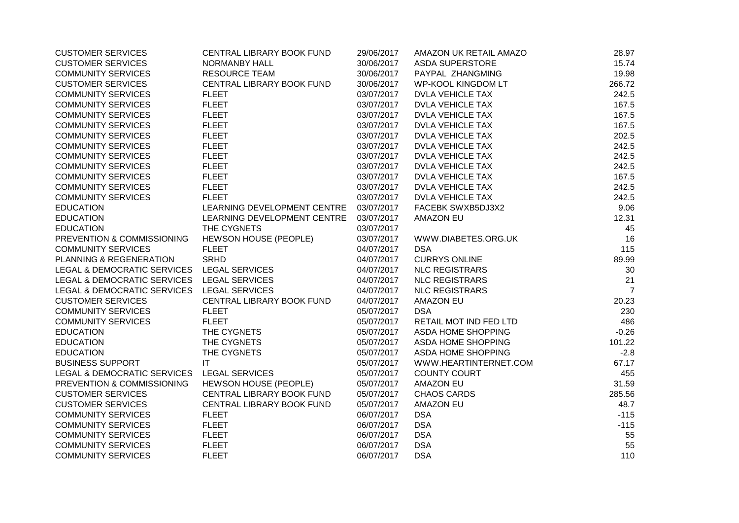| | | | | |
|---|---|---|---|---|
| CUSTOMER SERVICES | CENTRAL LIBRARY BOOK FUND | 29/06/2017 | AMAZON UK RETAIL AMAZO | 28.97 |
| CUSTOMER SERVICES | NORMANBY HALL | 30/06/2017 | ASDA SUPERSTORE | 15.74 |
| COMMUNITY SERVICES | RESOURCE TEAM | 30/06/2017 | PAYPAL ZHANGMING | 19.98 |
| CUSTOMER SERVICES | CENTRAL LIBRARY BOOK FUND | 30/06/2017 | WP-KOOL KINGDOM LT | 266.72 |
| COMMUNITY SERVICES | FLEET | 03/07/2017 | DVLA VEHICLE TAX | 242.5 |
| COMMUNITY SERVICES | FLEET | 03/07/2017 | DVLA VEHICLE TAX | 167.5 |
| COMMUNITY SERVICES | FLEET | 03/07/2017 | DVLA VEHICLE TAX | 167.5 |
| COMMUNITY SERVICES | FLEET | 03/07/2017 | DVLA VEHICLE TAX | 167.5 |
| COMMUNITY SERVICES | FLEET | 03/07/2017 | DVLA VEHICLE TAX | 202.5 |
| COMMUNITY SERVICES | FLEET | 03/07/2017 | DVLA VEHICLE TAX | 242.5 |
| COMMUNITY SERVICES | FLEET | 03/07/2017 | DVLA VEHICLE TAX | 242.5 |
| COMMUNITY SERVICES | FLEET | 03/07/2017 | DVLA VEHICLE TAX | 242.5 |
| COMMUNITY SERVICES | FLEET | 03/07/2017 | DVLA VEHICLE TAX | 167.5 |
| COMMUNITY SERVICES | FLEET | 03/07/2017 | DVLA VEHICLE TAX | 242.5 |
| COMMUNITY SERVICES | FLEET | 03/07/2017 | DVLA VEHICLE TAX | 242.5 |
| EDUCATION | LEARNING DEVELOPMENT CENTRE | 03/07/2017 | FACEBK SWXB5DJ3X2 | 9.06 |
| EDUCATION | LEARNING DEVELOPMENT CENTRE | 03/07/2017 | AMAZON EU | 12.31 |
| EDUCATION | THE CYGNETS | 03/07/2017 | | 45 |
| PREVENTION & COMMISSIONING | HEWSON HOUSE (PEOPLE) | 03/07/2017 | WWW.DIABETES.ORG.UK | 16 |
| COMMUNITY SERVICES | FLEET | 04/07/2017 | DSA | 115 |
| PLANNING & REGENERATION | SRHD | 04/07/2017 | CURRYS ONLINE | 89.99 |
| LEGAL & DEMOCRATIC SERVICES | LEGAL SERVICES | 04/07/2017 | NLC REGISTRARS | 30 |
| LEGAL & DEMOCRATIC SERVICES | LEGAL SERVICES | 04/07/2017 | NLC REGISTRARS | 21 |
| LEGAL & DEMOCRATIC SERVICES | LEGAL SERVICES | 04/07/2017 | NLC REGISTRARS | 7 |
| CUSTOMER SERVICES | CENTRAL LIBRARY BOOK FUND | 04/07/2017 | AMAZON EU | 20.23 |
| COMMUNITY SERVICES | FLEET | 05/07/2017 | DSA | 230 |
| COMMUNITY SERVICES | FLEET | 05/07/2017 | RETAIL MOT IND FED LTD | 486 |
| EDUCATION | THE CYGNETS | 05/07/2017 | ASDA HOME SHOPPING | -0.26 |
| EDUCATION | THE CYGNETS | 05/07/2017 | ASDA HOME SHOPPING | 101.22 |
| EDUCATION | THE CYGNETS | 05/07/2017 | ASDA HOME SHOPPING | -2.8 |
| BUSINESS SUPPORT | IT | 05/07/2017 | WWW.HEARTINTERNET.COM | 67.17 |
| LEGAL & DEMOCRATIC SERVICES | LEGAL SERVICES | 05/07/2017 | COUNTY COURT | 455 |
| PREVENTION & COMMISSIONING | HEWSON HOUSE (PEOPLE) | 05/07/2017 | AMAZON EU | 31.59 |
| CUSTOMER SERVICES | CENTRAL LIBRARY BOOK FUND | 05/07/2017 | CHAOS CARDS | 285.56 |
| CUSTOMER SERVICES | CENTRAL LIBRARY BOOK FUND | 05/07/2017 | AMAZON EU | 48.7 |
| COMMUNITY SERVICES | FLEET | 06/07/2017 | DSA | -115 |
| COMMUNITY SERVICES | FLEET | 06/07/2017 | DSA | -115 |
| COMMUNITY SERVICES | FLEET | 06/07/2017 | DSA | 55 |
| COMMUNITY SERVICES | FLEET | 06/07/2017 | DSA | 55 |
| COMMUNITY SERVICES | FLEET | 06/07/2017 | DSA | 110 |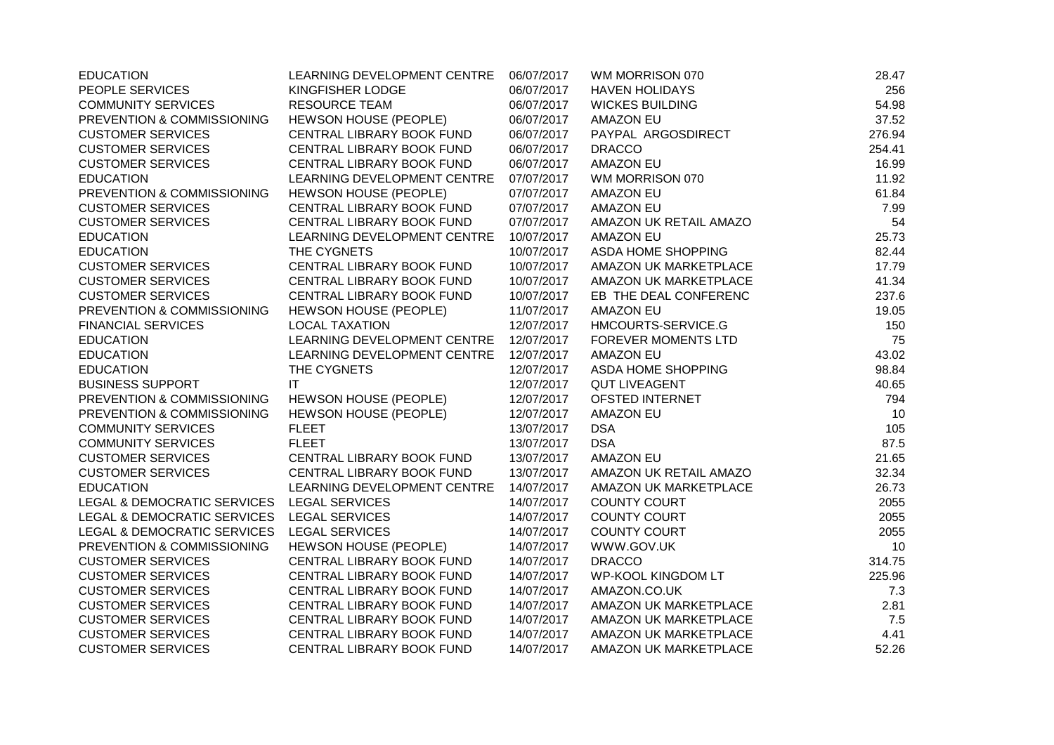| | | | | |
|---|---|---|---|---|
| EDUCATION | LEARNING DEVELOPMENT CENTRE | 06/07/2017 | WM MORRISON 070 | 28.47 |
| PEOPLE SERVICES | KINGFISHER LODGE | 06/07/2017 | HAVEN HOLIDAYS | 256 |
| COMMUNITY SERVICES | RESOURCE TEAM | 06/07/2017 | WICKES BUILDING | 54.98 |
| PREVENTION & COMMISSIONING | HEWSON HOUSE (PEOPLE) | 06/07/2017 | AMAZON EU | 37.52 |
| CUSTOMER SERVICES | CENTRAL LIBRARY BOOK FUND | 06/07/2017 | PAYPAL ARGOSDIRECT | 276.94 |
| CUSTOMER SERVICES | CENTRAL LIBRARY BOOK FUND | 06/07/2017 | DRACCO | 254.41 |
| CUSTOMER SERVICES | CENTRAL LIBRARY BOOK FUND | 06/07/2017 | AMAZON EU | 16.99 |
| EDUCATION | LEARNING DEVELOPMENT CENTRE | 07/07/2017 | WM MORRISON 070 | 11.92 |
| PREVENTION & COMMISSIONING | HEWSON HOUSE (PEOPLE) | 07/07/2017 | AMAZON EU | 61.84 |
| CUSTOMER SERVICES | CENTRAL LIBRARY BOOK FUND | 07/07/2017 | AMAZON EU | 7.99 |
| CUSTOMER SERVICES | CENTRAL LIBRARY BOOK FUND | 07/07/2017 | AMAZON UK RETAIL AMAZO | 54 |
| EDUCATION | LEARNING DEVELOPMENT CENTRE | 10/07/2017 | AMAZON EU | 25.73 |
| EDUCATION | THE CYGNETS | 10/07/2017 | ASDA HOME SHOPPING | 82.44 |
| CUSTOMER SERVICES | CENTRAL LIBRARY BOOK FUND | 10/07/2017 | AMAZON UK MARKETPLACE | 17.79 |
| CUSTOMER SERVICES | CENTRAL LIBRARY BOOK FUND | 10/07/2017 | AMAZON UK MARKETPLACE | 41.34 |
| CUSTOMER SERVICES | CENTRAL LIBRARY BOOK FUND | 10/07/2017 | EB THE DEAL CONFERENC | 237.6 |
| PREVENTION & COMMISSIONING | HEWSON HOUSE (PEOPLE) | 11/07/2017 | AMAZON EU | 19.05 |
| FINANCIAL SERVICES | LOCAL TAXATION | 12/07/2017 | HMCOURTS-SERVICE.G | 150 |
| EDUCATION | LEARNING DEVELOPMENT CENTRE | 12/07/2017 | FOREVER MOMENTS LTD | 75 |
| EDUCATION | LEARNING DEVELOPMENT CENTRE | 12/07/2017 | AMAZON EU | 43.02 |
| EDUCATION | THE CYGNETS | 12/07/2017 | ASDA HOME SHOPPING | 98.84 |
| BUSINESS SUPPORT | IT | 12/07/2017 | QUT LIVEAGENT | 40.65 |
| PREVENTION & COMMISSIONING | HEWSON HOUSE (PEOPLE) | 12/07/2017 | OFSTED INTERNET | 794 |
| PREVENTION & COMMISSIONING | HEWSON HOUSE (PEOPLE) | 12/07/2017 | AMAZON EU | 10 |
| COMMUNITY SERVICES | FLEET | 13/07/2017 | DSA | 105 |
| COMMUNITY SERVICES | FLEET | 13/07/2017 | DSA | 87.5 |
| CUSTOMER SERVICES | CENTRAL LIBRARY BOOK FUND | 13/07/2017 | AMAZON EU | 21.65 |
| CUSTOMER SERVICES | CENTRAL LIBRARY BOOK FUND | 13/07/2017 | AMAZON UK RETAIL AMAZO | 32.34 |
| EDUCATION | LEARNING DEVELOPMENT CENTRE | 14/07/2017 | AMAZON UK MARKETPLACE | 26.73 |
| LEGAL & DEMOCRATIC SERVICES | LEGAL SERVICES | 14/07/2017 | COUNTY COURT | 2055 |
| LEGAL & DEMOCRATIC SERVICES | LEGAL SERVICES | 14/07/2017 | COUNTY COURT | 2055 |
| LEGAL & DEMOCRATIC SERVICES | LEGAL SERVICES | 14/07/2017 | COUNTY COURT | 2055 |
| PREVENTION & COMMISSIONING | HEWSON HOUSE (PEOPLE) | 14/07/2017 | WWW.GOV.UK | 10 |
| CUSTOMER SERVICES | CENTRAL LIBRARY BOOK FUND | 14/07/2017 | DRACCO | 314.75 |
| CUSTOMER SERVICES | CENTRAL LIBRARY BOOK FUND | 14/07/2017 | WP-KOOL KINGDOM LT | 225.96 |
| CUSTOMER SERVICES | CENTRAL LIBRARY BOOK FUND | 14/07/2017 | AMAZON.CO.UK | 7.3 |
| CUSTOMER SERVICES | CENTRAL LIBRARY BOOK FUND | 14/07/2017 | AMAZON UK MARKETPLACE | 2.81 |
| CUSTOMER SERVICES | CENTRAL LIBRARY BOOK FUND | 14/07/2017 | AMAZON UK MARKETPLACE | 7.5 |
| CUSTOMER SERVICES | CENTRAL LIBRARY BOOK FUND | 14/07/2017 | AMAZON UK MARKETPLACE | 4.41 |
| CUSTOMER SERVICES | CENTRAL LIBRARY BOOK FUND | 14/07/2017 | AMAZON UK MARKETPLACE | 52.26 |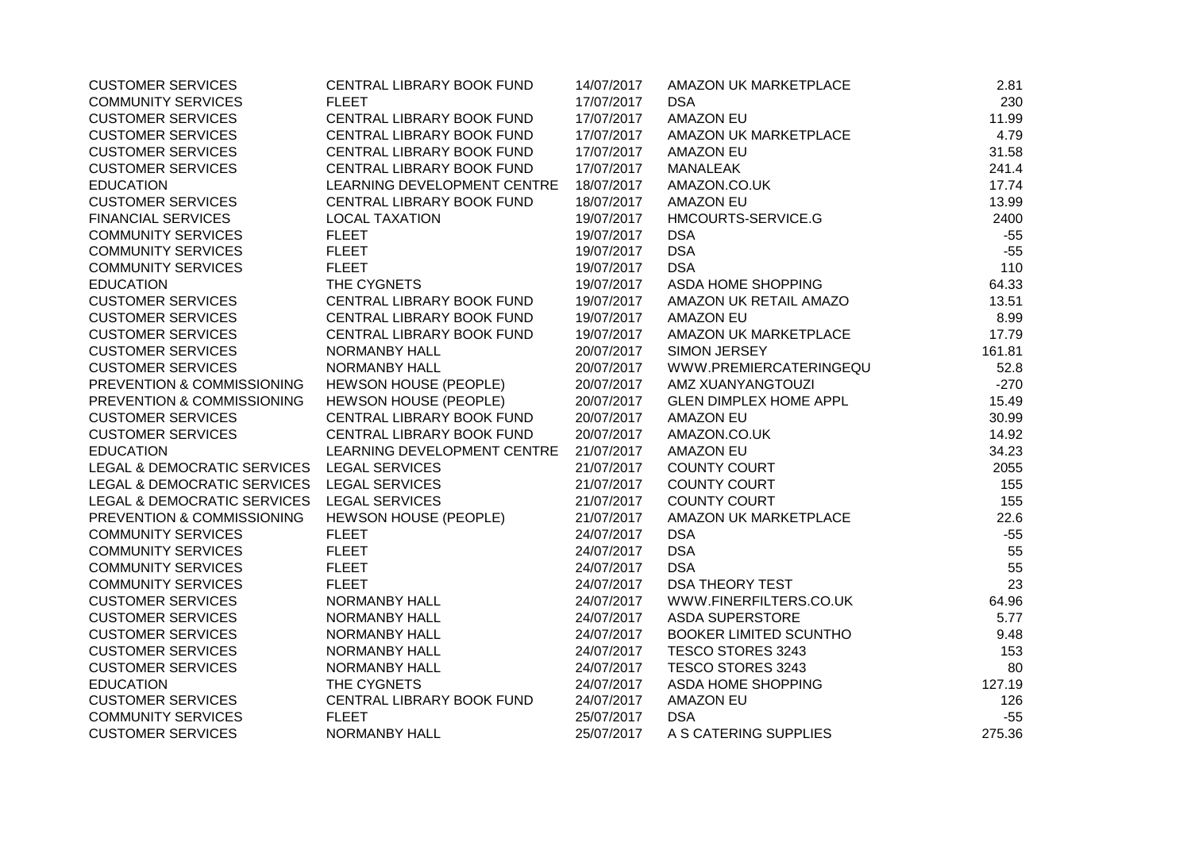| | | | | |
|---|---|---|---|---|
| CUSTOMER SERVICES | CENTRAL LIBRARY BOOK FUND | 14/07/2017 | AMAZON UK MARKETPLACE | 2.81 |
| COMMUNITY SERVICES | FLEET | 17/07/2017 | DSA | 230 |
| CUSTOMER SERVICES | CENTRAL LIBRARY BOOK FUND | 17/07/2017 | AMAZON EU | 11.99 |
| CUSTOMER SERVICES | CENTRAL LIBRARY BOOK FUND | 17/07/2017 | AMAZON UK MARKETPLACE | 4.79 |
| CUSTOMER SERVICES | CENTRAL LIBRARY BOOK FUND | 17/07/2017 | AMAZON EU | 31.58 |
| CUSTOMER SERVICES | CENTRAL LIBRARY BOOK FUND | 17/07/2017 | MANALEAK | 241.4 |
| EDUCATION | LEARNING DEVELOPMENT CENTRE | 18/07/2017 | AMAZON.CO.UK | 17.74 |
| CUSTOMER SERVICES | CENTRAL LIBRARY BOOK FUND | 18/07/2017 | AMAZON EU | 13.99 |
| FINANCIAL SERVICES | LOCAL TAXATION | 19/07/2017 | HMCOURTS-SERVICE.G | 2400 |
| COMMUNITY SERVICES | FLEET | 19/07/2017 | DSA | -55 |
| COMMUNITY SERVICES | FLEET | 19/07/2017 | DSA | -55 |
| COMMUNITY SERVICES | FLEET | 19/07/2017 | DSA | 110 |
| EDUCATION | THE CYGNETS | 19/07/2017 | ASDA HOME SHOPPING | 64.33 |
| CUSTOMER SERVICES | CENTRAL LIBRARY BOOK FUND | 19/07/2017 | AMAZON UK RETAIL AMAZO | 13.51 |
| CUSTOMER SERVICES | CENTRAL LIBRARY BOOK FUND | 19/07/2017 | AMAZON EU | 8.99 |
| CUSTOMER SERVICES | CENTRAL LIBRARY BOOK FUND | 19/07/2017 | AMAZON UK MARKETPLACE | 17.79 |
| CUSTOMER SERVICES | NORMANBY HALL | 20/07/2017 | SIMON JERSEY | 161.81 |
| CUSTOMER SERVICES | NORMANBY HALL | 20/07/2017 | WWW.PREMIERCATERINGEQU | 52.8 |
| PREVENTION & COMMISSIONING | HEWSON HOUSE (PEOPLE) | 20/07/2017 | AMZ XUANYANGTOUZI | -270 |
| PREVENTION & COMMISSIONING | HEWSON HOUSE (PEOPLE) | 20/07/2017 | GLEN DIMPLEX HOME APPL | 15.49 |
| CUSTOMER SERVICES | CENTRAL LIBRARY BOOK FUND | 20/07/2017 | AMAZON EU | 30.99 |
| CUSTOMER SERVICES | CENTRAL LIBRARY BOOK FUND | 20/07/2017 | AMAZON.CO.UK | 14.92 |
| EDUCATION | LEARNING DEVELOPMENT CENTRE | 21/07/2017 | AMAZON EU | 34.23 |
| LEGAL & DEMOCRATIC SERVICES | LEGAL SERVICES | 21/07/2017 | COUNTY COURT | 2055 |
| LEGAL & DEMOCRATIC SERVICES | LEGAL SERVICES | 21/07/2017 | COUNTY COURT | 155 |
| LEGAL & DEMOCRATIC SERVICES | LEGAL SERVICES | 21/07/2017 | COUNTY COURT | 155 |
| PREVENTION & COMMISSIONING | HEWSON HOUSE (PEOPLE) | 21/07/2017 | AMAZON UK MARKETPLACE | 22.6 |
| COMMUNITY SERVICES | FLEET | 24/07/2017 | DSA | -55 |
| COMMUNITY SERVICES | FLEET | 24/07/2017 | DSA | 55 |
| COMMUNITY SERVICES | FLEET | 24/07/2017 | DSA | 55 |
| COMMUNITY SERVICES | FLEET | 24/07/2017 | DSA THEORY TEST | 23 |
| CUSTOMER SERVICES | NORMANBY HALL | 24/07/2017 | WWW.FINERFILTERS.CO.UK | 64.96 |
| CUSTOMER SERVICES | NORMANBY HALL | 24/07/2017 | ASDA SUPERSTORE | 5.77 |
| CUSTOMER SERVICES | NORMANBY HALL | 24/07/2017 | BOOKER LIMITED SCUNTHO | 9.48 |
| CUSTOMER SERVICES | NORMANBY HALL | 24/07/2017 | TESCO STORES 3243 | 153 |
| CUSTOMER SERVICES | NORMANBY HALL | 24/07/2017 | TESCO STORES 3243 | 80 |
| EDUCATION | THE CYGNETS | 24/07/2017 | ASDA HOME SHOPPING | 127.19 |
| CUSTOMER SERVICES | CENTRAL LIBRARY BOOK FUND | 24/07/2017 | AMAZON EU | 126 |
| COMMUNITY SERVICES | FLEET | 25/07/2017 | DSA | -55 |
| CUSTOMER SERVICES | NORMANBY HALL | 25/07/2017 | A S CATERING SUPPLIES | 275.36 |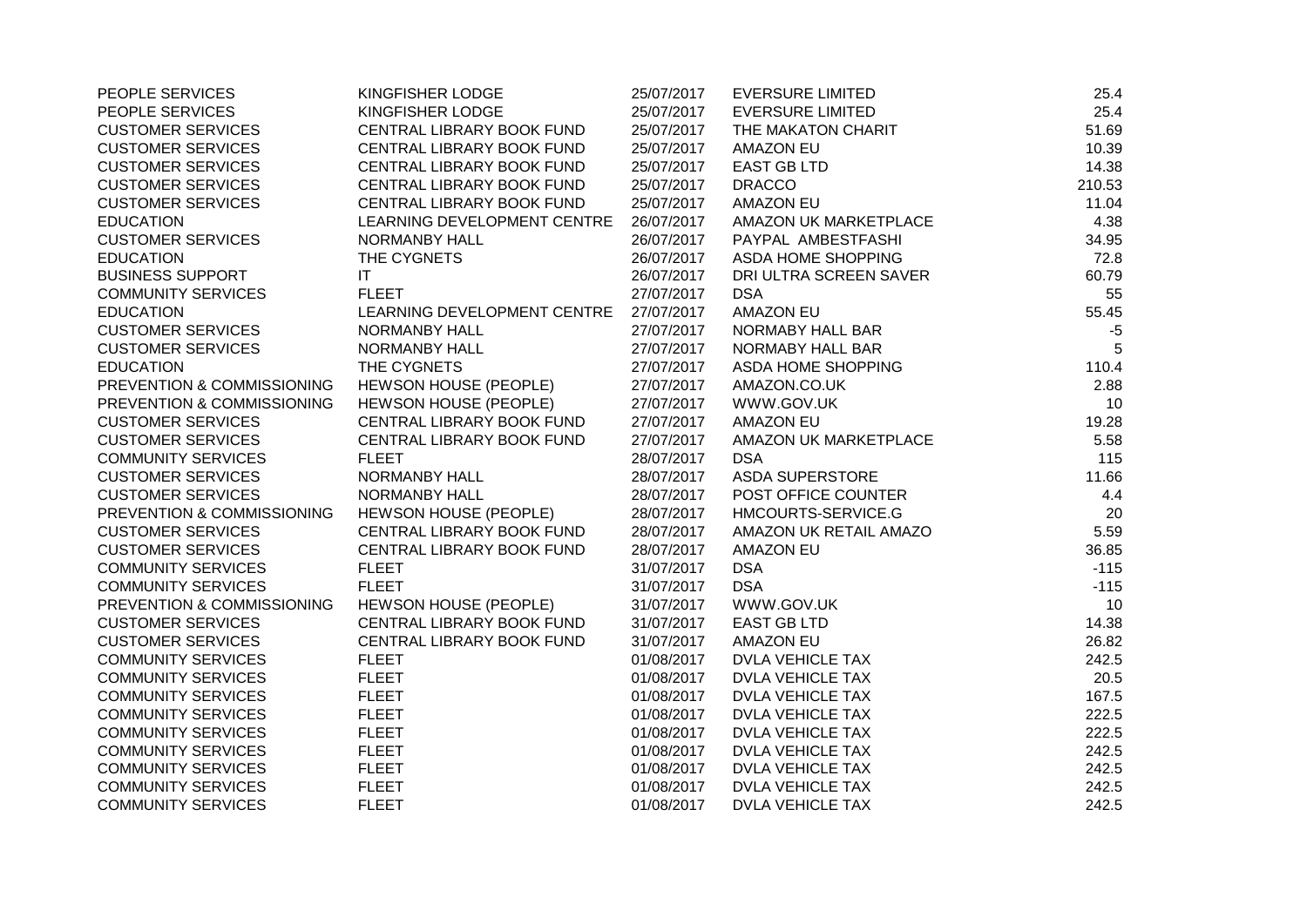| | | | | |
|---|---|---|---|---|
| PEOPLE SERVICES | KINGFISHER LODGE | 25/07/2017 | EVERSURE LIMITED | 25.4 |
| PEOPLE SERVICES | KINGFISHER LODGE | 25/07/2017 | EVERSURE LIMITED | 25.4 |
| CUSTOMER SERVICES | CENTRAL LIBRARY BOOK FUND | 25/07/2017 | THE MAKATON CHARIT | 51.69 |
| CUSTOMER SERVICES | CENTRAL LIBRARY BOOK FUND | 25/07/2017 | AMAZON EU | 10.39 |
| CUSTOMER SERVICES | CENTRAL LIBRARY BOOK FUND | 25/07/2017 | EAST GB LTD | 14.38 |
| CUSTOMER SERVICES | CENTRAL LIBRARY BOOK FUND | 25/07/2017 | DRACCO | 210.53 |
| CUSTOMER SERVICES | CENTRAL LIBRARY BOOK FUND | 25/07/2017 | AMAZON EU | 11.04 |
| EDUCATION | LEARNING DEVELOPMENT CENTRE | 26/07/2017 | AMAZON UK MARKETPLACE | 4.38 |
| CUSTOMER SERVICES | NORMANBY HALL | 26/07/2017 | PAYPAL AMBESTFASHI | 34.95 |
| EDUCATION | THE CYGNETS | 26/07/2017 | ASDA HOME SHOPPING | 72.8 |
| BUSINESS SUPPORT | IT | 26/07/2017 | DRI ULTRA SCREEN SAVER | 60.79 |
| COMMUNITY SERVICES | FLEET | 27/07/2017 | DSA | 55 |
| EDUCATION | LEARNING DEVELOPMENT CENTRE | 27/07/2017 | AMAZON EU | 55.45 |
| CUSTOMER SERVICES | NORMANBY HALL | 27/07/2017 | NORMABY HALL BAR | -5 |
| CUSTOMER SERVICES | NORMANBY HALL | 27/07/2017 | NORMABY HALL BAR | 5 |
| EDUCATION | THE CYGNETS | 27/07/2017 | ASDA HOME SHOPPING | 110.4 |
| PREVENTION & COMMISSIONING | HEWSON HOUSE (PEOPLE) | 27/07/2017 | AMAZON.CO.UK | 2.88 |
| PREVENTION & COMMISSIONING | HEWSON HOUSE (PEOPLE) | 27/07/2017 | WWW.GOV.UK | 10 |
| CUSTOMER SERVICES | CENTRAL LIBRARY BOOK FUND | 27/07/2017 | AMAZON EU | 19.28 |
| CUSTOMER SERVICES | CENTRAL LIBRARY BOOK FUND | 27/07/2017 | AMAZON UK MARKETPLACE | 5.58 |
| COMMUNITY SERVICES | FLEET | 28/07/2017 | DSA | 115 |
| CUSTOMER SERVICES | NORMANBY HALL | 28/07/2017 | ASDA SUPERSTORE | 11.66 |
| CUSTOMER SERVICES | NORMANBY HALL | 28/07/2017 | POST OFFICE COUNTER | 4.4 |
| PREVENTION & COMMISSIONING | HEWSON HOUSE (PEOPLE) | 28/07/2017 | HMCOURTS-SERVICE.G | 20 |
| CUSTOMER SERVICES | CENTRAL LIBRARY BOOK FUND | 28/07/2017 | AMAZON UK RETAIL AMAZO | 5.59 |
| CUSTOMER SERVICES | CENTRAL LIBRARY BOOK FUND | 28/07/2017 | AMAZON EU | 36.85 |
| COMMUNITY SERVICES | FLEET | 31/07/2017 | DSA | -115 |
| COMMUNITY SERVICES | FLEET | 31/07/2017 | DSA | -115 |
| PREVENTION & COMMISSIONING | HEWSON HOUSE (PEOPLE) | 31/07/2017 | WWW.GOV.UK | 10 |
| CUSTOMER SERVICES | CENTRAL LIBRARY BOOK FUND | 31/07/2017 | EAST GB LTD | 14.38 |
| CUSTOMER SERVICES | CENTRAL LIBRARY BOOK FUND | 31/07/2017 | AMAZON EU | 26.82 |
| COMMUNITY SERVICES | FLEET | 01/08/2017 | DVLA VEHICLE TAX | 242.5 |
| COMMUNITY SERVICES | FLEET | 01/08/2017 | DVLA VEHICLE TAX | 20.5 |
| COMMUNITY SERVICES | FLEET | 01/08/2017 | DVLA VEHICLE TAX | 167.5 |
| COMMUNITY SERVICES | FLEET | 01/08/2017 | DVLA VEHICLE TAX | 222.5 |
| COMMUNITY SERVICES | FLEET | 01/08/2017 | DVLA VEHICLE TAX | 222.5 |
| COMMUNITY SERVICES | FLEET | 01/08/2017 | DVLA VEHICLE TAX | 242.5 |
| COMMUNITY SERVICES | FLEET | 01/08/2017 | DVLA VEHICLE TAX | 242.5 |
| COMMUNITY SERVICES | FLEET | 01/08/2017 | DVLA VEHICLE TAX | 242.5 |
| COMMUNITY SERVICES | FLEET | 01/08/2017 | DVLA VEHICLE TAX | 242.5 |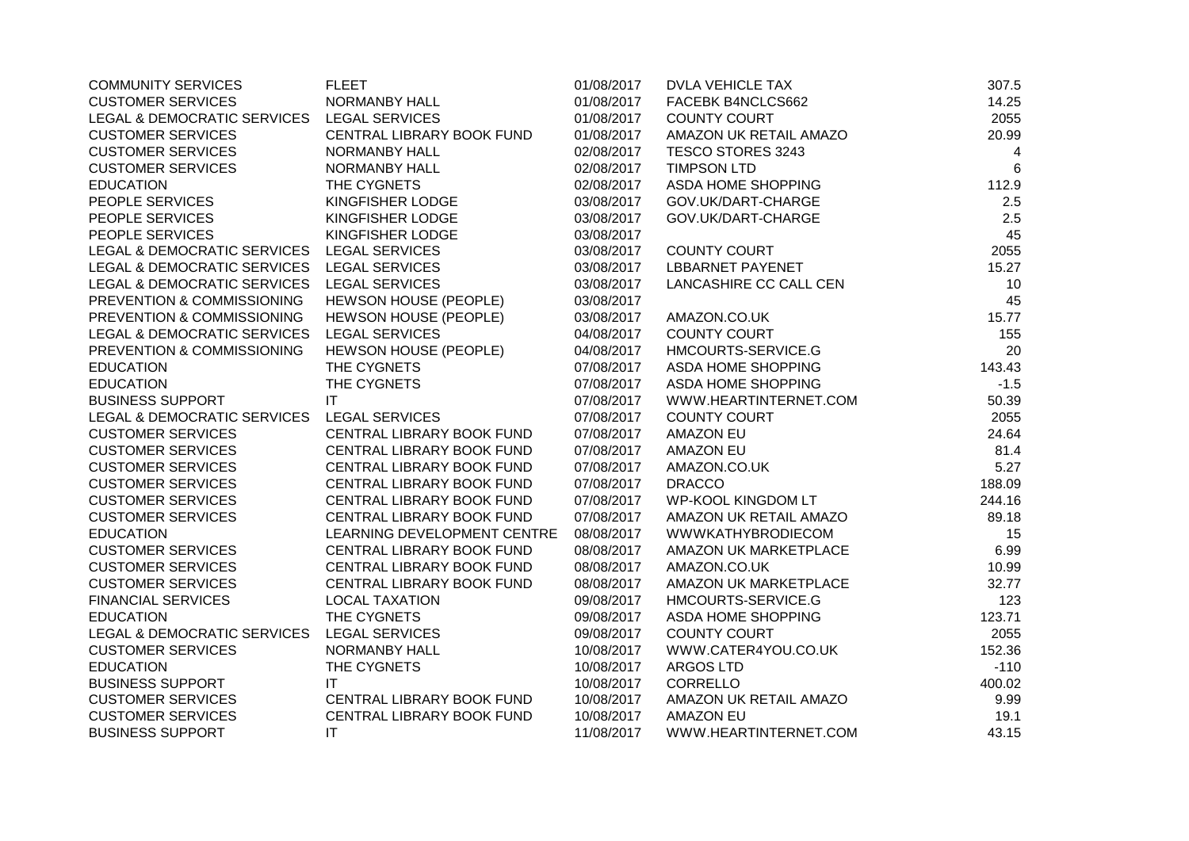| | | | | |
|---|---|---|---|---|
| COMMUNITY SERVICES | FLEET | 01/08/2017 | DVLA VEHICLE TAX | 307.5 |
| CUSTOMER SERVICES | NORMANBY HALL | 01/08/2017 | FACEBK B4NCLCS662 | 14.25 |
| LEGAL & DEMOCRATIC SERVICES | LEGAL SERVICES | 01/08/2017 | COUNTY COURT | 2055 |
| CUSTOMER SERVICES | CENTRAL LIBRARY BOOK FUND | 01/08/2017 | AMAZON UK RETAIL AMAZO | 20.99 |
| CUSTOMER SERVICES | NORMANBY HALL | 02/08/2017 | TESCO STORES 3243 | 4 |
| CUSTOMER SERVICES | NORMANBY HALL | 02/08/2017 | TIMPSON LTD | 6 |
| EDUCATION | THE CYGNETS | 02/08/2017 | ASDA HOME SHOPPING | 112.9 |
| PEOPLE SERVICES | KINGFISHER LODGE | 03/08/2017 | GOV.UK/DART-CHARGE | 2.5 |
| PEOPLE SERVICES | KINGFISHER LODGE | 03/08/2017 | GOV.UK/DART-CHARGE | 2.5 |
| PEOPLE SERVICES | KINGFISHER LODGE | 03/08/2017 | | 45 |
| LEGAL & DEMOCRATIC SERVICES | LEGAL SERVICES | 03/08/2017 | COUNTY COURT | 2055 |
| LEGAL & DEMOCRATIC SERVICES | LEGAL SERVICES | 03/08/2017 | LBBARNET PAYENET | 15.27 |
| LEGAL & DEMOCRATIC SERVICES | LEGAL SERVICES | 03/08/2017 | LANCASHIRE CC CALL CEN | 10 |
| PREVENTION & COMMISSIONING | HEWSON HOUSE (PEOPLE) | 03/08/2017 | | 45 |
| PREVENTION & COMMISSIONING | HEWSON HOUSE (PEOPLE) | 03/08/2017 | AMAZON.CO.UK | 15.77 |
| LEGAL & DEMOCRATIC SERVICES | LEGAL SERVICES | 04/08/2017 | COUNTY COURT | 155 |
| PREVENTION & COMMISSIONING | HEWSON HOUSE (PEOPLE) | 04/08/2017 | HMCOURTS-SERVICE.G | 20 |
| EDUCATION | THE CYGNETS | 07/08/2017 | ASDA HOME SHOPPING | 143.43 |
| EDUCATION | THE CYGNETS | 07/08/2017 | ASDA HOME SHOPPING | -1.5 |
| BUSINESS SUPPORT | IT | 07/08/2017 | WWW.HEARTINTERNET.COM | 50.39 |
| LEGAL & DEMOCRATIC SERVICES | LEGAL SERVICES | 07/08/2017 | COUNTY COURT | 2055 |
| CUSTOMER SERVICES | CENTRAL LIBRARY BOOK FUND | 07/08/2017 | AMAZON EU | 24.64 |
| CUSTOMER SERVICES | CENTRAL LIBRARY BOOK FUND | 07/08/2017 | AMAZON EU | 81.4 |
| CUSTOMER SERVICES | CENTRAL LIBRARY BOOK FUND | 07/08/2017 | AMAZON.CO.UK | 5.27 |
| CUSTOMER SERVICES | CENTRAL LIBRARY BOOK FUND | 07/08/2017 | DRACCO | 188.09 |
| CUSTOMER SERVICES | CENTRAL LIBRARY BOOK FUND | 07/08/2017 | WP-KOOL KINGDOM LT | 244.16 |
| CUSTOMER SERVICES | CENTRAL LIBRARY BOOK FUND | 07/08/2017 | AMAZON UK RETAIL AMAZO | 89.18 |
| EDUCATION | LEARNING DEVELOPMENT CENTRE | 08/08/2017 | WWWKATHYBRODIECOM | 15 |
| CUSTOMER SERVICES | CENTRAL LIBRARY BOOK FUND | 08/08/2017 | AMAZON UK MARKETPLACE | 6.99 |
| CUSTOMER SERVICES | CENTRAL LIBRARY BOOK FUND | 08/08/2017 | AMAZON.CO.UK | 10.99 |
| CUSTOMER SERVICES | CENTRAL LIBRARY BOOK FUND | 08/08/2017 | AMAZON UK MARKETPLACE | 32.77 |
| FINANCIAL SERVICES | LOCAL TAXATION | 09/08/2017 | HMCOURTS-SERVICE.G | 123 |
| EDUCATION | THE CYGNETS | 09/08/2017 | ASDA HOME SHOPPING | 123.71 |
| LEGAL & DEMOCRATIC SERVICES | LEGAL SERVICES | 09/08/2017 | COUNTY COURT | 2055 |
| CUSTOMER SERVICES | NORMANBY HALL | 10/08/2017 | WWW.CATER4YOU.CO.UK | 152.36 |
| EDUCATION | THE CYGNETS | 10/08/2017 | ARGOS LTD | -110 |
| BUSINESS SUPPORT | IT | 10/08/2017 | CORRELLO | 400.02 |
| CUSTOMER SERVICES | CENTRAL LIBRARY BOOK FUND | 10/08/2017 | AMAZON UK RETAIL AMAZO | 9.99 |
| CUSTOMER SERVICES | CENTRAL LIBRARY BOOK FUND | 10/08/2017 | AMAZON EU | 19.1 |
| BUSINESS SUPPORT | IT | 11/08/2017 | WWW.HEARTINTERNET.COM | 43.15 |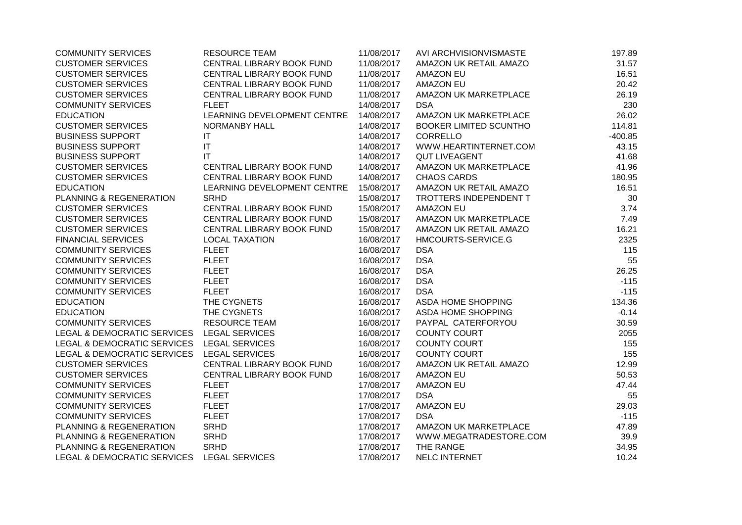| | | | | |
|---|---|---|---|---|
| COMMUNITY SERVICES | RESOURCE TEAM | 11/08/2017 | AVI ARCHVISIONVISMASTE | 197.89 |
| CUSTOMER SERVICES | CENTRAL LIBRARY BOOK FUND | 11/08/2017 | AMAZON UK RETAIL AMAZO | 31.57 |
| CUSTOMER SERVICES | CENTRAL LIBRARY BOOK FUND | 11/08/2017 | AMAZON EU | 16.51 |
| CUSTOMER SERVICES | CENTRAL LIBRARY BOOK FUND | 11/08/2017 | AMAZON EU | 20.42 |
| CUSTOMER SERVICES | CENTRAL LIBRARY BOOK FUND | 11/08/2017 | AMAZON UK MARKETPLACE | 26.19 |
| COMMUNITY SERVICES | FLEET | 14/08/2017 | DSA | 230 |
| EDUCATION | LEARNING DEVELOPMENT CENTRE | 14/08/2017 | AMAZON UK MARKETPLACE | 26.02 |
| CUSTOMER SERVICES | NORMANBY HALL | 14/08/2017 | BOOKER LIMITED SCUNTHO | 114.81 |
| BUSINESS SUPPORT | IT | 14/08/2017 | CORRELLO | -400.85 |
| BUSINESS SUPPORT | IT | 14/08/2017 | WWW.HEARTINTERNET.COM | 43.15 |
| BUSINESS SUPPORT | IT | 14/08/2017 | QUT LIVEAGENT | 41.68 |
| CUSTOMER SERVICES | CENTRAL LIBRARY BOOK FUND | 14/08/2017 | AMAZON UK MARKETPLACE | 41.96 |
| CUSTOMER SERVICES | CENTRAL LIBRARY BOOK FUND | 14/08/2017 | CHAOS CARDS | 180.95 |
| EDUCATION | LEARNING DEVELOPMENT CENTRE | 15/08/2017 | AMAZON UK RETAIL AMAZO | 16.51 |
| PLANNING & REGENERATION | SRHD | 15/08/2017 | TROTTERS INDEPENDENT T | 30 |
| CUSTOMER SERVICES | CENTRAL LIBRARY BOOK FUND | 15/08/2017 | AMAZON EU | 3.74 |
| CUSTOMER SERVICES | CENTRAL LIBRARY BOOK FUND | 15/08/2017 | AMAZON UK MARKETPLACE | 7.49 |
| CUSTOMER SERVICES | CENTRAL LIBRARY BOOK FUND | 15/08/2017 | AMAZON UK RETAIL AMAZO | 16.21 |
| FINANCIAL SERVICES | LOCAL TAXATION | 16/08/2017 | HMCOURTS-SERVICE.G | 2325 |
| COMMUNITY SERVICES | FLEET | 16/08/2017 | DSA | 115 |
| COMMUNITY SERVICES | FLEET | 16/08/2017 | DSA | 55 |
| COMMUNITY SERVICES | FLEET | 16/08/2017 | DSA | 26.25 |
| COMMUNITY SERVICES | FLEET | 16/08/2017 | DSA | -115 |
| COMMUNITY SERVICES | FLEET | 16/08/2017 | DSA | -115 |
| EDUCATION | THE CYGNETS | 16/08/2017 | ASDA HOME SHOPPING | 134.36 |
| EDUCATION | THE CYGNETS | 16/08/2017 | ASDA HOME SHOPPING | -0.14 |
| COMMUNITY SERVICES | RESOURCE TEAM | 16/08/2017 | PAYPAL CATERFORYOU | 30.59 |
| LEGAL & DEMOCRATIC SERVICES | LEGAL SERVICES | 16/08/2017 | COUNTY COURT | 2055 |
| LEGAL & DEMOCRATIC SERVICES | LEGAL SERVICES | 16/08/2017 | COUNTY COURT | 155 |
| LEGAL & DEMOCRATIC SERVICES | LEGAL SERVICES | 16/08/2017 | COUNTY COURT | 155 |
| CUSTOMER SERVICES | CENTRAL LIBRARY BOOK FUND | 16/08/2017 | AMAZON UK RETAIL AMAZO | 12.99 |
| CUSTOMER SERVICES | CENTRAL LIBRARY BOOK FUND | 16/08/2017 | AMAZON EU | 50.53 |
| COMMUNITY SERVICES | FLEET | 17/08/2017 | AMAZON EU | 47.44 |
| COMMUNITY SERVICES | FLEET | 17/08/2017 | DSA | 55 |
| COMMUNITY SERVICES | FLEET | 17/08/2017 | AMAZON EU | 29.03 |
| COMMUNITY SERVICES | FLEET | 17/08/2017 | DSA | -115 |
| PLANNING & REGENERATION | SRHD | 17/08/2017 | AMAZON UK MARKETPLACE | 47.89 |
| PLANNING & REGENERATION | SRHD | 17/08/2017 | WWW.MEGATRADESTORE.COM | 39.9 |
| PLANNING & REGENERATION | SRHD | 17/08/2017 | THE RANGE | 34.95 |
| LEGAL & DEMOCRATIC SERVICES | LEGAL SERVICES | 17/08/2017 | NELC INTERNET | 10.24 |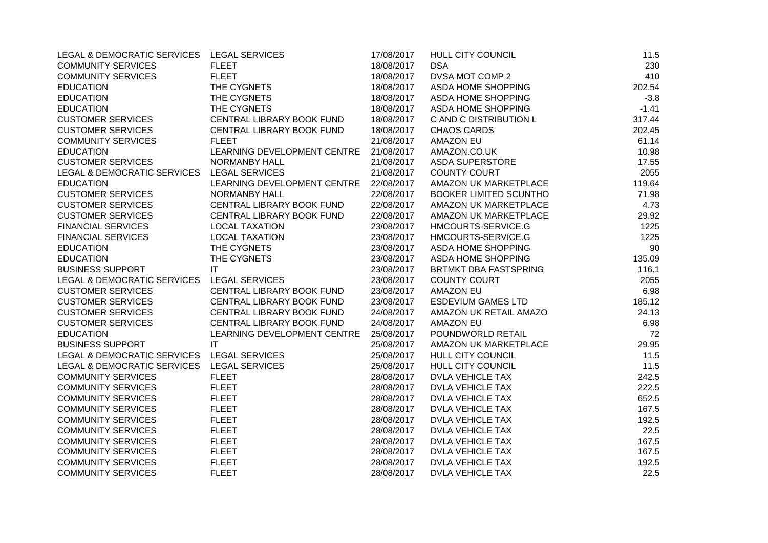| | | | | |
|---|---|---|---|---|
| LEGAL & DEMOCRATIC SERVICES | LEGAL SERVICES | 17/08/2017 | HULL CITY COUNCIL | 11.5 |
| COMMUNITY SERVICES | FLEET | 18/08/2017 | DSA | 230 |
| COMMUNITY SERVICES | FLEET | 18/08/2017 | DVSA MOT COMP 2 | 410 |
| EDUCATION | THE CYGNETS | 18/08/2017 | ASDA HOME SHOPPING | 202.54 |
| EDUCATION | THE CYGNETS | 18/08/2017 | ASDA HOME SHOPPING | -3.8 |
| EDUCATION | THE CYGNETS | 18/08/2017 | ASDA HOME SHOPPING | -1.41 |
| CUSTOMER SERVICES | CENTRAL LIBRARY BOOK FUND | 18/08/2017 | C AND C DISTRIBUTION L | 317.44 |
| CUSTOMER SERVICES | CENTRAL LIBRARY BOOK FUND | 18/08/2017 | CHAOS CARDS | 202.45 |
| COMMUNITY SERVICES | FLEET | 21/08/2017 | AMAZON EU | 61.14 |
| EDUCATION | LEARNING DEVELOPMENT CENTRE | 21/08/2017 | AMAZON.CO.UK | 10.98 |
| CUSTOMER SERVICES | NORMANBY HALL | 21/08/2017 | ASDA SUPERSTORE | 17.55 |
| LEGAL & DEMOCRATIC SERVICES | LEGAL SERVICES | 21/08/2017 | COUNTY COURT | 2055 |
| EDUCATION | LEARNING DEVELOPMENT CENTRE | 22/08/2017 | AMAZON UK MARKETPLACE | 119.64 |
| CUSTOMER SERVICES | NORMANBY HALL | 22/08/2017 | BOOKER LIMITED SCUNTHO | 71.98 |
| CUSTOMER SERVICES | CENTRAL LIBRARY BOOK FUND | 22/08/2017 | AMAZON UK MARKETPLACE | 4.73 |
| CUSTOMER SERVICES | CENTRAL LIBRARY BOOK FUND | 22/08/2017 | AMAZON UK MARKETPLACE | 29.92 |
| FINANCIAL SERVICES | LOCAL TAXATION | 23/08/2017 | HMCOURTS-SERVICE.G | 1225 |
| FINANCIAL SERVICES | LOCAL TAXATION | 23/08/2017 | HMCOURTS-SERVICE.G | 1225 |
| EDUCATION | THE CYGNETS | 23/08/2017 | ASDA HOME SHOPPING | 90 |
| EDUCATION | THE CYGNETS | 23/08/2017 | ASDA HOME SHOPPING | 135.09 |
| BUSINESS SUPPORT | IT | 23/08/2017 | BRTMKT DBA FASTSPRING | 116.1 |
| LEGAL & DEMOCRATIC SERVICES | LEGAL SERVICES | 23/08/2017 | COUNTY COURT | 2055 |
| CUSTOMER SERVICES | CENTRAL LIBRARY BOOK FUND | 23/08/2017 | AMAZON EU | 6.98 |
| CUSTOMER SERVICES | CENTRAL LIBRARY BOOK FUND | 23/08/2017 | ESDEVIUM GAMES LTD | 185.12 |
| CUSTOMER SERVICES | CENTRAL LIBRARY BOOK FUND | 24/08/2017 | AMAZON UK RETAIL AMAZO | 24.13 |
| CUSTOMER SERVICES | CENTRAL LIBRARY BOOK FUND | 24/08/2017 | AMAZON EU | 6.98 |
| EDUCATION | LEARNING DEVELOPMENT CENTRE | 25/08/2017 | POUNDWORLD RETAIL | 72 |
| BUSINESS SUPPORT | IT | 25/08/2017 | AMAZON UK MARKETPLACE | 29.95 |
| LEGAL & DEMOCRATIC SERVICES | LEGAL SERVICES | 25/08/2017 | HULL CITY COUNCIL | 11.5 |
| LEGAL & DEMOCRATIC SERVICES | LEGAL SERVICES | 25/08/2017 | HULL CITY COUNCIL | 11.5 |
| COMMUNITY SERVICES | FLEET | 28/08/2017 | DVLA VEHICLE TAX | 242.5 |
| COMMUNITY SERVICES | FLEET | 28/08/2017 | DVLA VEHICLE TAX | 222.5 |
| COMMUNITY SERVICES | FLEET | 28/08/2017 | DVLA VEHICLE TAX | 652.5 |
| COMMUNITY SERVICES | FLEET | 28/08/2017 | DVLA VEHICLE TAX | 167.5 |
| COMMUNITY SERVICES | FLEET | 28/08/2017 | DVLA VEHICLE TAX | 192.5 |
| COMMUNITY SERVICES | FLEET | 28/08/2017 | DVLA VEHICLE TAX | 22.5 |
| COMMUNITY SERVICES | FLEET | 28/08/2017 | DVLA VEHICLE TAX | 167.5 |
| COMMUNITY SERVICES | FLEET | 28/08/2017 | DVLA VEHICLE TAX | 167.5 |
| COMMUNITY SERVICES | FLEET | 28/08/2017 | DVLA VEHICLE TAX | 192.5 |
| COMMUNITY SERVICES | FLEET | 28/08/2017 | DVLA VEHICLE TAX | 22.5 |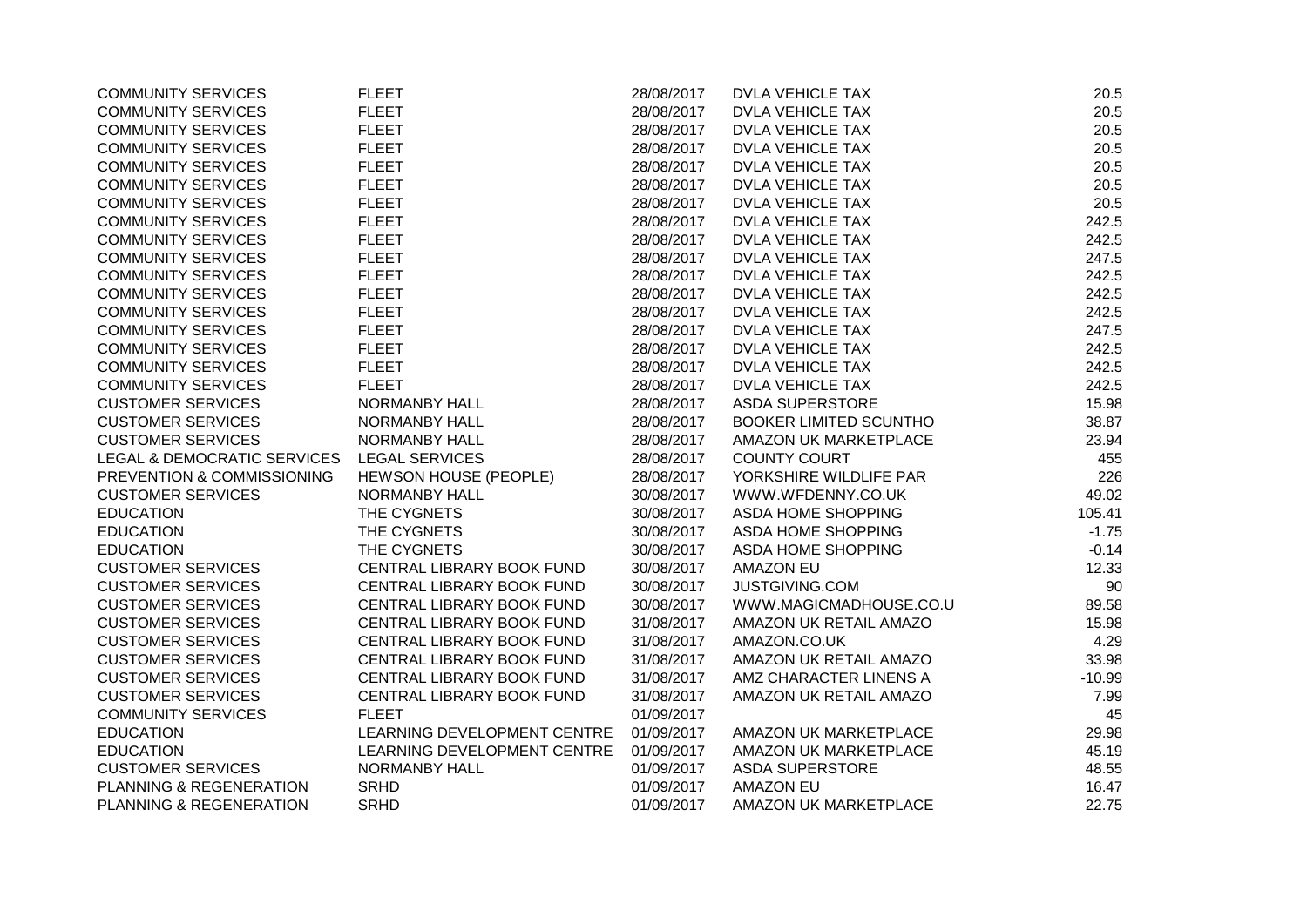| | | | | |
|---|---|---|---|---|
| COMMUNITY SERVICES | FLEET | 28/08/2017 | DVLA VEHICLE TAX | 20.5 |
| COMMUNITY SERVICES | FLEET | 28/08/2017 | DVLA VEHICLE TAX | 20.5 |
| COMMUNITY SERVICES | FLEET | 28/08/2017 | DVLA VEHICLE TAX | 20.5 |
| COMMUNITY SERVICES | FLEET | 28/08/2017 | DVLA VEHICLE TAX | 20.5 |
| COMMUNITY SERVICES | FLEET | 28/08/2017 | DVLA VEHICLE TAX | 20.5 |
| COMMUNITY SERVICES | FLEET | 28/08/2017 | DVLA VEHICLE TAX | 20.5 |
| COMMUNITY SERVICES | FLEET | 28/08/2017 | DVLA VEHICLE TAX | 20.5 |
| COMMUNITY SERVICES | FLEET | 28/08/2017 | DVLA VEHICLE TAX | 242.5 |
| COMMUNITY SERVICES | FLEET | 28/08/2017 | DVLA VEHICLE TAX | 242.5 |
| COMMUNITY SERVICES | FLEET | 28/08/2017 | DVLA VEHICLE TAX | 247.5 |
| COMMUNITY SERVICES | FLEET | 28/08/2017 | DVLA VEHICLE TAX | 242.5 |
| COMMUNITY SERVICES | FLEET | 28/08/2017 | DVLA VEHICLE TAX | 242.5 |
| COMMUNITY SERVICES | FLEET | 28/08/2017 | DVLA VEHICLE TAX | 242.5 |
| COMMUNITY SERVICES | FLEET | 28/08/2017 | DVLA VEHICLE TAX | 247.5 |
| COMMUNITY SERVICES | FLEET | 28/08/2017 | DVLA VEHICLE TAX | 242.5 |
| COMMUNITY SERVICES | FLEET | 28/08/2017 | DVLA VEHICLE TAX | 242.5 |
| COMMUNITY SERVICES | FLEET | 28/08/2017 | DVLA VEHICLE TAX | 242.5 |
| CUSTOMER SERVICES | NORMANBY HALL | 28/08/2017 | ASDA SUPERSTORE | 15.98 |
| CUSTOMER SERVICES | NORMANBY HALL | 28/08/2017 | BOOKER LIMITED SCUNTHO | 38.87 |
| CUSTOMER SERVICES | NORMANBY HALL | 28/08/2017 | AMAZON UK MARKETPLACE | 23.94 |
| LEGAL & DEMOCRATIC SERVICES | LEGAL SERVICES | 28/08/2017 | COUNTY COURT | 455 |
| PREVENTION & COMMISSIONING | HEWSON HOUSE (PEOPLE) | 28/08/2017 | YORKSHIRE WILDLIFE PAR | 226 |
| CUSTOMER SERVICES | NORMANBY HALL | 30/08/2017 | WWW.WFDENNY.CO.UK | 49.02 |
| EDUCATION | THE CYGNETS | 30/08/2017 | ASDA HOME SHOPPING | 105.41 |
| EDUCATION | THE CYGNETS | 30/08/2017 | ASDA HOME SHOPPING | -1.75 |
| EDUCATION | THE CYGNETS | 30/08/2017 | ASDA HOME SHOPPING | -0.14 |
| CUSTOMER SERVICES | CENTRAL LIBRARY BOOK FUND | 30/08/2017 | AMAZON EU | 12.33 |
| CUSTOMER SERVICES | CENTRAL LIBRARY BOOK FUND | 30/08/2017 | JUSTGIVING.COM | 90 |
| CUSTOMER SERVICES | CENTRAL LIBRARY BOOK FUND | 30/08/2017 | WWW.MAGICMADHOUSE.CO.U | 89.58 |
| CUSTOMER SERVICES | CENTRAL LIBRARY BOOK FUND | 31/08/2017 | AMAZON UK RETAIL AMAZO | 15.98 |
| CUSTOMER SERVICES | CENTRAL LIBRARY BOOK FUND | 31/08/2017 | AMAZON.CO.UK | 4.29 |
| CUSTOMER SERVICES | CENTRAL LIBRARY BOOK FUND | 31/08/2017 | AMAZON UK RETAIL AMAZO | 33.98 |
| CUSTOMER SERVICES | CENTRAL LIBRARY BOOK FUND | 31/08/2017 | AMZ CHARACTER LINENS A | -10.99 |
| CUSTOMER SERVICES | CENTRAL LIBRARY BOOK FUND | 31/08/2017 | AMAZON UK RETAIL AMAZO | 7.99 |
| COMMUNITY SERVICES | FLEET | 01/09/2017 | | 45 |
| EDUCATION | LEARNING DEVELOPMENT CENTRE | 01/09/2017 | AMAZON UK MARKETPLACE | 29.98 |
| EDUCATION | LEARNING DEVELOPMENT CENTRE | 01/09/2017 | AMAZON UK MARKETPLACE | 45.19 |
| CUSTOMER SERVICES | NORMANBY HALL | 01/09/2017 | ASDA SUPERSTORE | 48.55 |
| PLANNING & REGENERATION | SRHD | 01/09/2017 | AMAZON EU | 16.47 |
| PLANNING & REGENERATION | SRHD | 01/09/2017 | AMAZON UK MARKETPLACE | 22.75 |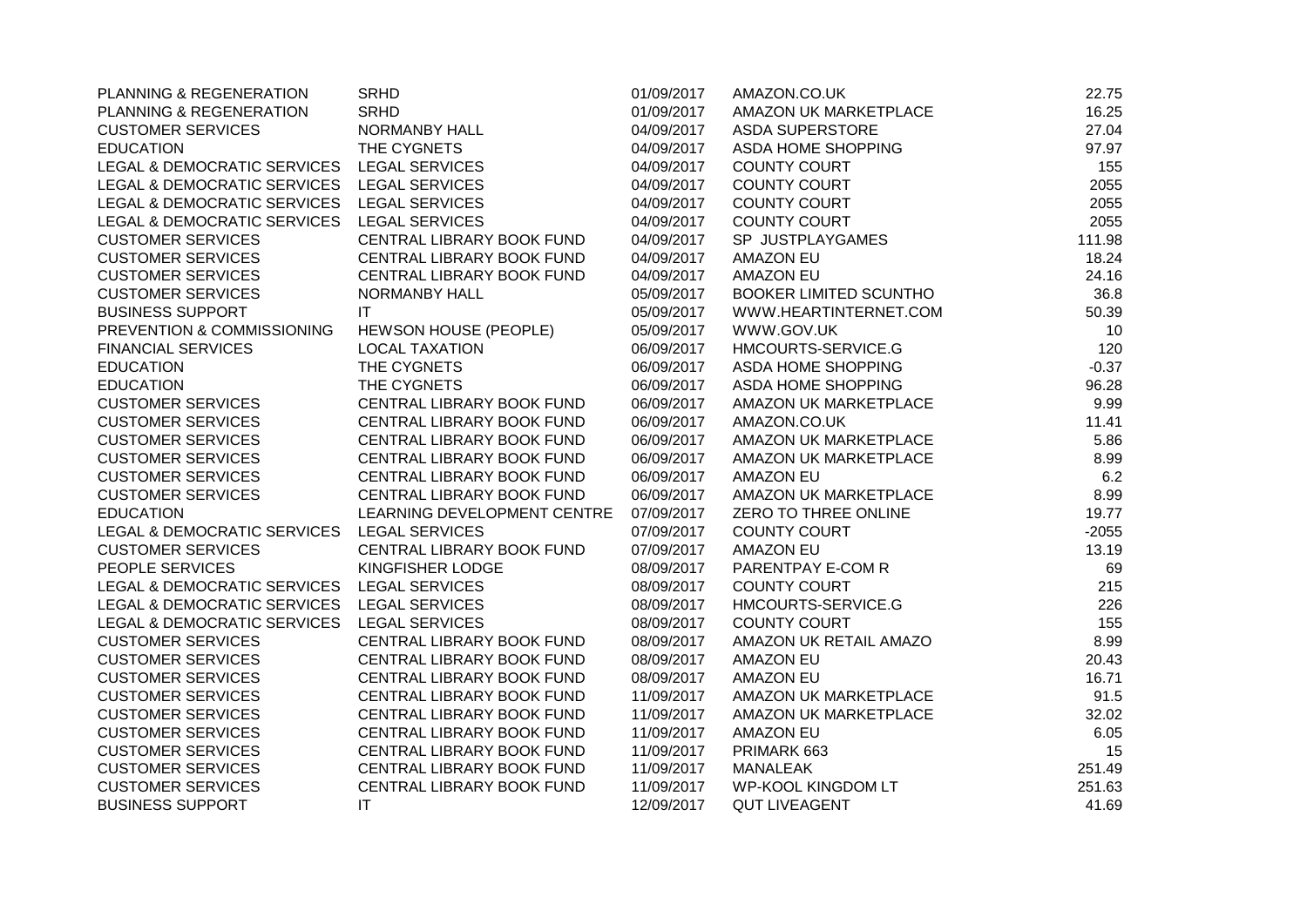| | | | | |
|---|---|---|---|---|
| PLANNING & REGENERATION | SRHD | 01/09/2017 | AMAZON.CO.UK | 22.75 |
| PLANNING & REGENERATION | SRHD | 01/09/2017 | AMAZON UK MARKETPLACE | 16.25 |
| CUSTOMER SERVICES | NORMANBY HALL | 04/09/2017 | ASDA SUPERSTORE | 27.04 |
| EDUCATION | THE CYGNETS | 04/09/2017 | ASDA HOME SHOPPING | 97.97 |
| LEGAL & DEMOCRATIC SERVICES | LEGAL SERVICES | 04/09/2017 | COUNTY COURT | 155 |
| LEGAL & DEMOCRATIC SERVICES | LEGAL SERVICES | 04/09/2017 | COUNTY COURT | 2055 |
| LEGAL & DEMOCRATIC SERVICES | LEGAL SERVICES | 04/09/2017 | COUNTY COURT | 2055 |
| LEGAL & DEMOCRATIC SERVICES | LEGAL SERVICES | 04/09/2017 | COUNTY COURT | 2055 |
| CUSTOMER SERVICES | CENTRAL LIBRARY BOOK FUND | 04/09/2017 | SP JUSTPLAYGAMES | 111.98 |
| CUSTOMER SERVICES | CENTRAL LIBRARY BOOK FUND | 04/09/2017 | AMAZON EU | 18.24 |
| CUSTOMER SERVICES | CENTRAL LIBRARY BOOK FUND | 04/09/2017 | AMAZON EU | 24.16 |
| CUSTOMER SERVICES | NORMANBY HALL | 05/09/2017 | BOOKER LIMITED SCUNTHO | 36.8 |
| BUSINESS SUPPORT | IT | 05/09/2017 | WWW.HEARTINTERNET.COM | 50.39 |
| PREVENTION & COMMISSIONING | HEWSON HOUSE (PEOPLE) | 05/09/2017 | WWW.GOV.UK | 10 |
| FINANCIAL SERVICES | LOCAL TAXATION | 06/09/2017 | HMCOURTS-SERVICE.G | 120 |
| EDUCATION | THE CYGNETS | 06/09/2017 | ASDA HOME SHOPPING | -0.37 |
| EDUCATION | THE CYGNETS | 06/09/2017 | ASDA HOME SHOPPING | 96.28 |
| CUSTOMER SERVICES | CENTRAL LIBRARY BOOK FUND | 06/09/2017 | AMAZON UK MARKETPLACE | 9.99 |
| CUSTOMER SERVICES | CENTRAL LIBRARY BOOK FUND | 06/09/2017 | AMAZON.CO.UK | 11.41 |
| CUSTOMER SERVICES | CENTRAL LIBRARY BOOK FUND | 06/09/2017 | AMAZON UK MARKETPLACE | 5.86 |
| CUSTOMER SERVICES | CENTRAL LIBRARY BOOK FUND | 06/09/2017 | AMAZON UK MARKETPLACE | 8.99 |
| CUSTOMER SERVICES | CENTRAL LIBRARY BOOK FUND | 06/09/2017 | AMAZON EU | 6.2 |
| CUSTOMER SERVICES | CENTRAL LIBRARY BOOK FUND | 06/09/2017 | AMAZON UK MARKETPLACE | 8.99 |
| EDUCATION | LEARNING DEVELOPMENT CENTRE | 07/09/2017 | ZERO TO THREE ONLINE | 19.77 |
| LEGAL & DEMOCRATIC SERVICES | LEGAL SERVICES | 07/09/2017 | COUNTY COURT | -2055 |
| CUSTOMER SERVICES | CENTRAL LIBRARY BOOK FUND | 07/09/2017 | AMAZON EU | 13.19 |
| PEOPLE SERVICES | KINGFISHER LODGE | 08/09/2017 | PARENTPAY E-COM R | 69 |
| LEGAL & DEMOCRATIC SERVICES | LEGAL SERVICES | 08/09/2017 | COUNTY COURT | 215 |
| LEGAL & DEMOCRATIC SERVICES | LEGAL SERVICES | 08/09/2017 | HMCOURTS-SERVICE.G | 226 |
| LEGAL & DEMOCRATIC SERVICES | LEGAL SERVICES | 08/09/2017 | COUNTY COURT | 155 |
| CUSTOMER SERVICES | CENTRAL LIBRARY BOOK FUND | 08/09/2017 | AMAZON UK RETAIL AMAZO | 8.99 |
| CUSTOMER SERVICES | CENTRAL LIBRARY BOOK FUND | 08/09/2017 | AMAZON EU | 20.43 |
| CUSTOMER SERVICES | CENTRAL LIBRARY BOOK FUND | 08/09/2017 | AMAZON EU | 16.71 |
| CUSTOMER SERVICES | CENTRAL LIBRARY BOOK FUND | 11/09/2017 | AMAZON UK MARKETPLACE | 91.5 |
| CUSTOMER SERVICES | CENTRAL LIBRARY BOOK FUND | 11/09/2017 | AMAZON UK MARKETPLACE | 32.02 |
| CUSTOMER SERVICES | CENTRAL LIBRARY BOOK FUND | 11/09/2017 | AMAZON EU | 6.05 |
| CUSTOMER SERVICES | CENTRAL LIBRARY BOOK FUND | 11/09/2017 | PRIMARK 663 | 15 |
| CUSTOMER SERVICES | CENTRAL LIBRARY BOOK FUND | 11/09/2017 | MANALEAK | 251.49 |
| CUSTOMER SERVICES | CENTRAL LIBRARY BOOK FUND | 11/09/2017 | WP-KOOL KINGDOM LT | 251.63 |
| BUSINESS SUPPORT | IT | 12/09/2017 | QUT LIVEAGENT | 41.69 |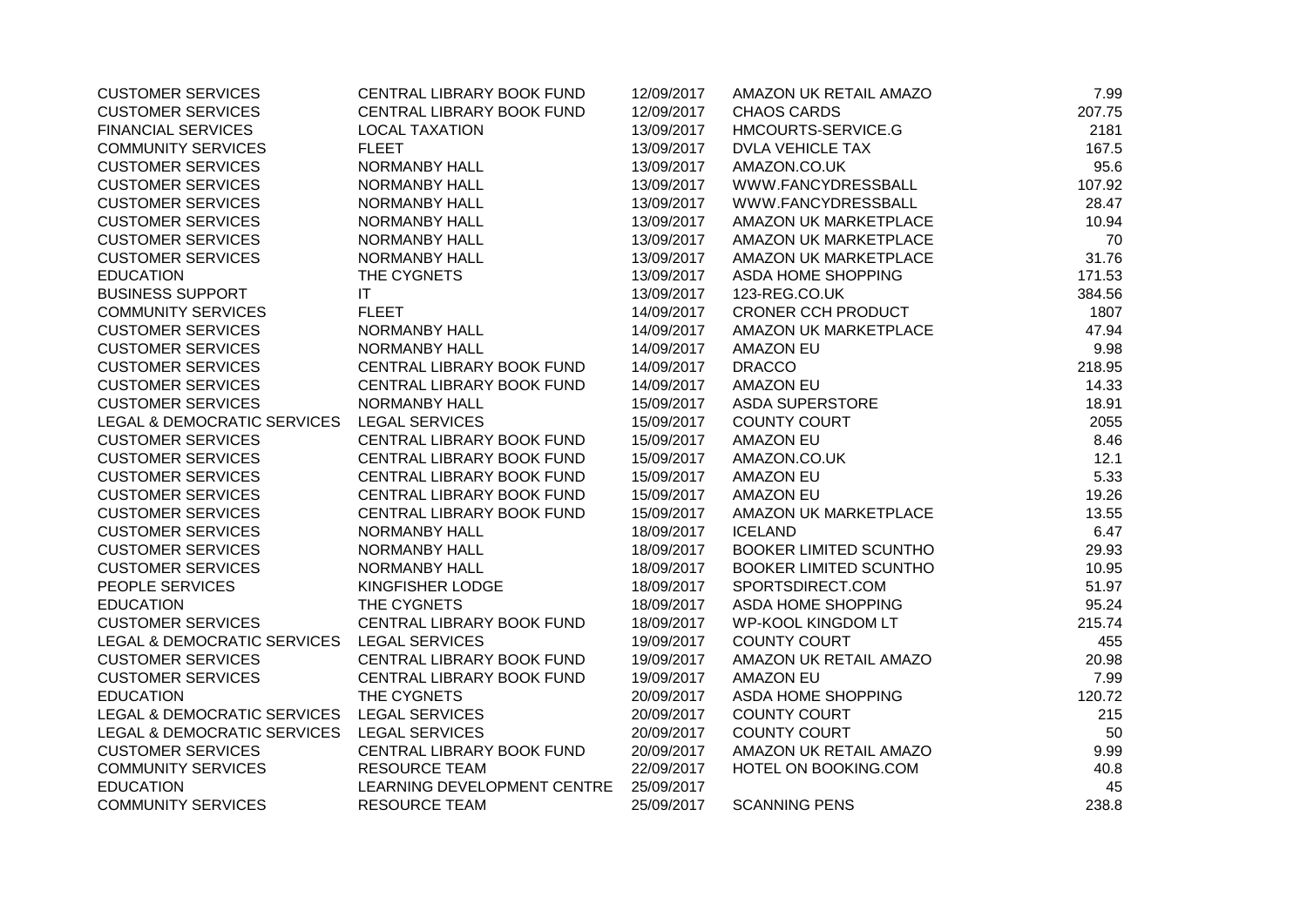| | | | | |
|---|---|---|---|---|
| CUSTOMER SERVICES | CENTRAL LIBRARY BOOK FUND | 12/09/2017 | AMAZON UK RETAIL AMAZO | 7.99 |
| CUSTOMER SERVICES | CENTRAL LIBRARY BOOK FUND | 12/09/2017 | CHAOS CARDS | 207.75 |
| FINANCIAL SERVICES | LOCAL TAXATION | 13/09/2017 | HMCOURTS-SERVICE.G | 2181 |
| COMMUNITY SERVICES | FLEET | 13/09/2017 | DVLA VEHICLE TAX | 167.5 |
| CUSTOMER SERVICES | NORMANBY HALL | 13/09/2017 | AMAZON.CO.UK | 95.6 |
| CUSTOMER SERVICES | NORMANBY HALL | 13/09/2017 | WWW.FANCYDRESSBALL | 107.92 |
| CUSTOMER SERVICES | NORMANBY HALL | 13/09/2017 | WWW.FANCYDRESSBALL | 28.47 |
| CUSTOMER SERVICES | NORMANBY HALL | 13/09/2017 | AMAZON UK MARKETPLACE | 10.94 |
| CUSTOMER SERVICES | NORMANBY HALL | 13/09/2017 | AMAZON UK MARKETPLACE | 70 |
| CUSTOMER SERVICES | NORMANBY HALL | 13/09/2017 | AMAZON UK MARKETPLACE | 31.76 |
| EDUCATION | THE CYGNETS | 13/09/2017 | ASDA HOME SHOPPING | 171.53 |
| BUSINESS SUPPORT | IT | 13/09/2017 | 123-REG.CO.UK | 384.56 |
| COMMUNITY SERVICES | FLEET | 14/09/2017 | CRONER CCH PRODUCT | 1807 |
| CUSTOMER SERVICES | NORMANBY HALL | 14/09/2017 | AMAZON UK MARKETPLACE | 47.94 |
| CUSTOMER SERVICES | NORMANBY HALL | 14/09/2017 | AMAZON EU | 9.98 |
| CUSTOMER SERVICES | CENTRAL LIBRARY BOOK FUND | 14/09/2017 | DRACCO | 218.95 |
| CUSTOMER SERVICES | CENTRAL LIBRARY BOOK FUND | 14/09/2017 | AMAZON EU | 14.33 |
| CUSTOMER SERVICES | NORMANBY HALL | 15/09/2017 | ASDA SUPERSTORE | 18.91 |
| LEGAL & DEMOCRATIC SERVICES | LEGAL SERVICES | 15/09/2017 | COUNTY COURT | 2055 |
| CUSTOMER SERVICES | CENTRAL LIBRARY BOOK FUND | 15/09/2017 | AMAZON EU | 8.46 |
| CUSTOMER SERVICES | CENTRAL LIBRARY BOOK FUND | 15/09/2017 | AMAZON.CO.UK | 12.1 |
| CUSTOMER SERVICES | CENTRAL LIBRARY BOOK FUND | 15/09/2017 | AMAZON EU | 5.33 |
| CUSTOMER SERVICES | CENTRAL LIBRARY BOOK FUND | 15/09/2017 | AMAZON EU | 19.26 |
| CUSTOMER SERVICES | CENTRAL LIBRARY BOOK FUND | 15/09/2017 | AMAZON UK MARKETPLACE | 13.55 |
| CUSTOMER SERVICES | NORMANBY HALL | 18/09/2017 | ICELAND | 6.47 |
| CUSTOMER SERVICES | NORMANBY HALL | 18/09/2017 | BOOKER LIMITED SCUNTHO | 29.93 |
| CUSTOMER SERVICES | NORMANBY HALL | 18/09/2017 | BOOKER LIMITED SCUNTHO | 10.95 |
| PEOPLE SERVICES | KINGFISHER LODGE | 18/09/2017 | SPORTSDIRECT.COM | 51.97 |
| EDUCATION | THE CYGNETS | 18/09/2017 | ASDA HOME SHOPPING | 95.24 |
| CUSTOMER SERVICES | CENTRAL LIBRARY BOOK FUND | 18/09/2017 | WP-KOOL KINGDOM LT | 215.74 |
| LEGAL & DEMOCRATIC SERVICES | LEGAL SERVICES | 19/09/2017 | COUNTY COURT | 455 |
| CUSTOMER SERVICES | CENTRAL LIBRARY BOOK FUND | 19/09/2017 | AMAZON UK RETAIL AMAZO | 20.98 |
| CUSTOMER SERVICES | CENTRAL LIBRARY BOOK FUND | 19/09/2017 | AMAZON EU | 7.99 |
| EDUCATION | THE CYGNETS | 20/09/2017 | ASDA HOME SHOPPING | 120.72 |
| LEGAL & DEMOCRATIC SERVICES | LEGAL SERVICES | 20/09/2017 | COUNTY COURT | 215 |
| LEGAL & DEMOCRATIC SERVICES | LEGAL SERVICES | 20/09/2017 | COUNTY COURT | 50 |
| CUSTOMER SERVICES | CENTRAL LIBRARY BOOK FUND | 20/09/2017 | AMAZON UK RETAIL AMAZO | 9.99 |
| COMMUNITY SERVICES | RESOURCE TEAM | 22/09/2017 | HOTEL ON BOOKING.COM | 40.8 |
| EDUCATION | LEARNING DEVELOPMENT CENTRE | 25/09/2017 | | 45 |
| COMMUNITY SERVICES | RESOURCE TEAM | 25/09/2017 | SCANNING PENS | 238.8 |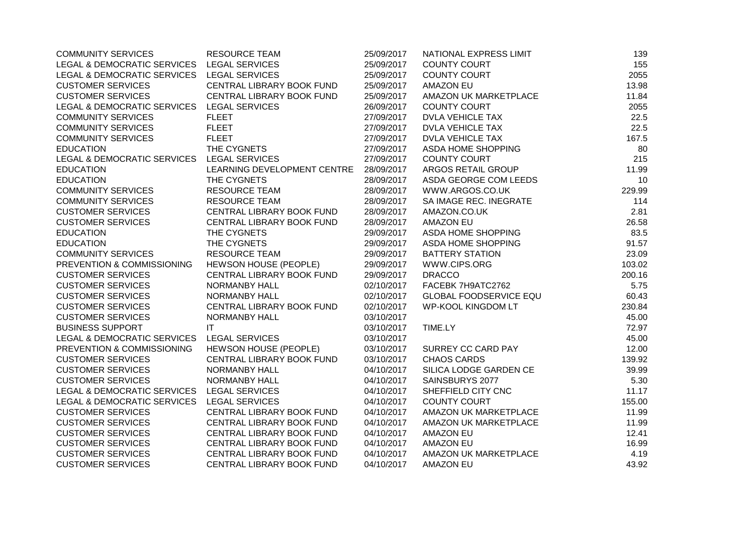| | | | | |
|---|---|---|---|---|
| COMMUNITY SERVICES | RESOURCE TEAM | 25/09/2017 | NATIONAL EXPRESS LIMIT | 139 |
| LEGAL & DEMOCRATIC SERVICES | LEGAL SERVICES | 25/09/2017 | COUNTY COURT | 155 |
| LEGAL & DEMOCRATIC SERVICES | LEGAL SERVICES | 25/09/2017 | COUNTY COURT | 2055 |
| CUSTOMER SERVICES | CENTRAL LIBRARY BOOK FUND | 25/09/2017 | AMAZON EU | 13.98 |
| CUSTOMER SERVICES | CENTRAL LIBRARY BOOK FUND | 25/09/2017 | AMAZON UK MARKETPLACE | 11.84 |
| LEGAL & DEMOCRATIC SERVICES | LEGAL SERVICES | 26/09/2017 | COUNTY COURT | 2055 |
| COMMUNITY SERVICES | FLEET | 27/09/2017 | DVLA VEHICLE TAX | 22.5 |
| COMMUNITY SERVICES | FLEET | 27/09/2017 | DVLA VEHICLE TAX | 22.5 |
| COMMUNITY SERVICES | FLEET | 27/09/2017 | DVLA VEHICLE TAX | 167.5 |
| EDUCATION | THE CYGNETS | 27/09/2017 | ASDA HOME SHOPPING | 80 |
| LEGAL & DEMOCRATIC SERVICES | LEGAL SERVICES | 27/09/2017 | COUNTY COURT | 215 |
| EDUCATION | LEARNING DEVELOPMENT CENTRE | 28/09/2017 | ARGOS RETAIL GROUP | 11.99 |
| EDUCATION | THE CYGNETS | 28/09/2017 | ASDA GEORGE COM LEEDS | 10 |
| COMMUNITY SERVICES | RESOURCE TEAM | 28/09/2017 | WWW.ARGOS.CO.UK | 229.99 |
| COMMUNITY SERVICES | RESOURCE TEAM | 28/09/2017 | SA IMAGE REC. INEGRATE | 114 |
| CUSTOMER SERVICES | CENTRAL LIBRARY BOOK FUND | 28/09/2017 | AMAZON.CO.UK | 2.81 |
| CUSTOMER SERVICES | CENTRAL LIBRARY BOOK FUND | 28/09/2017 | AMAZON EU | 26.58 |
| EDUCATION | THE CYGNETS | 29/09/2017 | ASDA HOME SHOPPING | 83.5 |
| EDUCATION | THE CYGNETS | 29/09/2017 | ASDA HOME SHOPPING | 91.57 |
| COMMUNITY SERVICES | RESOURCE TEAM | 29/09/2017 | BATTERY STATION | 23.09 |
| PREVENTION & COMMISSIONING | HEWSON HOUSE (PEOPLE) | 29/09/2017 | WWW.CIPS.ORG | 103.02 |
| CUSTOMER SERVICES | CENTRAL LIBRARY BOOK FUND | 29/09/2017 | DRACCO | 200.16 |
| CUSTOMER SERVICES | NORMANBY HALL | 02/10/2017 | FACEBK 7H9ATC2762 | 5.75 |
| CUSTOMER SERVICES | NORMANBY HALL | 02/10/2017 | GLOBAL FOODSERVICE EQU | 60.43 |
| CUSTOMER SERVICES | CENTRAL LIBRARY BOOK FUND | 02/10/2017 | WP-KOOL KINGDOM LT | 230.84 |
| CUSTOMER SERVICES | NORMANBY HALL | 03/10/2017 | | 45.00 |
| BUSINESS SUPPORT | IT | 03/10/2017 | TIME.LY | 72.97 |
| LEGAL & DEMOCRATIC SERVICES | LEGAL SERVICES | 03/10/2017 | | 45.00 |
| PREVENTION & COMMISSIONING | HEWSON HOUSE (PEOPLE) | 03/10/2017 | SURREY CC CARD PAY | 12.00 |
| CUSTOMER SERVICES | CENTRAL LIBRARY BOOK FUND | 03/10/2017 | CHAOS CARDS | 139.92 |
| CUSTOMER SERVICES | NORMANBY HALL | 04/10/2017 | SILICA LODGE GARDEN CE | 39.99 |
| CUSTOMER SERVICES | NORMANBY HALL | 04/10/2017 | SAINSBURYS 2077 | 5.30 |
| LEGAL & DEMOCRATIC SERVICES | LEGAL SERVICES | 04/10/2017 | SHEFFIELD CITY CNC | 11.17 |
| LEGAL & DEMOCRATIC SERVICES | LEGAL SERVICES | 04/10/2017 | COUNTY COURT | 155.00 |
| CUSTOMER SERVICES | CENTRAL LIBRARY BOOK FUND | 04/10/2017 | AMAZON UK MARKETPLACE | 11.99 |
| CUSTOMER SERVICES | CENTRAL LIBRARY BOOK FUND | 04/10/2017 | AMAZON UK MARKETPLACE | 11.99 |
| CUSTOMER SERVICES | CENTRAL LIBRARY BOOK FUND | 04/10/2017 | AMAZON EU | 12.41 |
| CUSTOMER SERVICES | CENTRAL LIBRARY BOOK FUND | 04/10/2017 | AMAZON EU | 16.99 |
| CUSTOMER SERVICES | CENTRAL LIBRARY BOOK FUND | 04/10/2017 | AMAZON UK MARKETPLACE | 4.19 |
| CUSTOMER SERVICES | CENTRAL LIBRARY BOOK FUND | 04/10/2017 | AMAZON EU | 43.92 |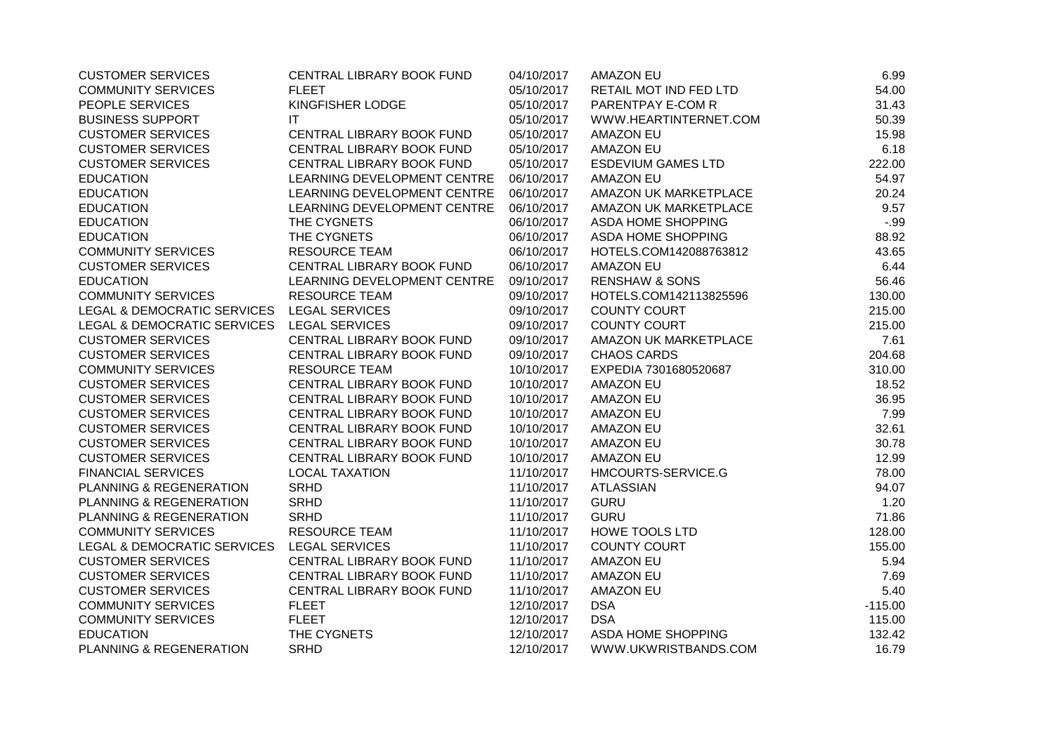| | | | | |
|---|---|---|---|---|
| CUSTOMER SERVICES | CENTRAL LIBRARY BOOK FUND | 04/10/2017 | AMAZON EU | 6.99 |
| COMMUNITY SERVICES | FLEET | 05/10/2017 | RETAIL MOT IND FED LTD | 54.00 |
| PEOPLE SERVICES | KINGFISHER LODGE | 05/10/2017 | PARENTPAY E-COM R | 31.43 |
| BUSINESS SUPPORT | IT | 05/10/2017 | WWW.HEARTINTERNET.COM | 50.39 |
| CUSTOMER SERVICES | CENTRAL LIBRARY BOOK FUND | 05/10/2017 | AMAZON EU | 15.98 |
| CUSTOMER SERVICES | CENTRAL LIBRARY BOOK FUND | 05/10/2017 | AMAZON EU | 6.18 |
| CUSTOMER SERVICES | CENTRAL LIBRARY BOOK FUND | 05/10/2017 | ESDEVIUM GAMES LTD | 222.00 |
| EDUCATION | LEARNING DEVELOPMENT CENTRE | 06/10/2017 | AMAZON EU | 54.97 |
| EDUCATION | LEARNING DEVELOPMENT CENTRE | 06/10/2017 | AMAZON UK MARKETPLACE | 20.24 |
| EDUCATION | LEARNING DEVELOPMENT CENTRE | 06/10/2017 | AMAZON UK MARKETPLACE | 9.57 |
| EDUCATION | THE CYGNETS | 06/10/2017 | ASDA HOME SHOPPING | -.99 |
| EDUCATION | THE CYGNETS | 06/10/2017 | ASDA HOME SHOPPING | 88.92 |
| COMMUNITY SERVICES | RESOURCE TEAM | 06/10/2017 | HOTELS.COM142088763812 | 43.65 |
| CUSTOMER SERVICES | CENTRAL LIBRARY BOOK FUND | 06/10/2017 | AMAZON EU | 6.44 |
| EDUCATION | LEARNING DEVELOPMENT CENTRE | 09/10/2017 | RENSHAW & SONS | 56.46 |
| COMMUNITY SERVICES | RESOURCE TEAM | 09/10/2017 | HOTELS.COM142113825596 | 130.00 |
| LEGAL & DEMOCRATIC SERVICES | LEGAL SERVICES | 09/10/2017 | COUNTY COURT | 215.00 |
| LEGAL & DEMOCRATIC SERVICES | LEGAL SERVICES | 09/10/2017 | COUNTY COURT | 215.00 |
| CUSTOMER SERVICES | CENTRAL LIBRARY BOOK FUND | 09/10/2017 | AMAZON UK MARKETPLACE | 7.61 |
| CUSTOMER SERVICES | CENTRAL LIBRARY BOOK FUND | 09/10/2017 | CHAOS CARDS | 204.68 |
| COMMUNITY SERVICES | RESOURCE TEAM | 10/10/2017 | EXPEDIA 7301680520687 | 310.00 |
| CUSTOMER SERVICES | CENTRAL LIBRARY BOOK FUND | 10/10/2017 | AMAZON EU | 18.52 |
| CUSTOMER SERVICES | CENTRAL LIBRARY BOOK FUND | 10/10/2017 | AMAZON EU | 36.95 |
| CUSTOMER SERVICES | CENTRAL LIBRARY BOOK FUND | 10/10/2017 | AMAZON EU | 7.99 |
| CUSTOMER SERVICES | CENTRAL LIBRARY BOOK FUND | 10/10/2017 | AMAZON EU | 32.61 |
| CUSTOMER SERVICES | CENTRAL LIBRARY BOOK FUND | 10/10/2017 | AMAZON EU | 30.78 |
| CUSTOMER SERVICES | CENTRAL LIBRARY BOOK FUND | 10/10/2017 | AMAZON EU | 12.99 |
| FINANCIAL SERVICES | LOCAL TAXATION | 11/10/2017 | HMCOURTS-SERVICE.G | 78.00 |
| PLANNING & REGENERATION | SRHD | 11/10/2017 | ATLASSIAN | 94.07 |
| PLANNING & REGENERATION | SRHD | 11/10/2017 | GURU | 1.20 |
| PLANNING & REGENERATION | SRHD | 11/10/2017 | GURU | 71.86 |
| COMMUNITY SERVICES | RESOURCE TEAM | 11/10/2017 | HOWE TOOLS LTD | 128.00 |
| LEGAL & DEMOCRATIC SERVICES | LEGAL SERVICES | 11/10/2017 | COUNTY COURT | 155.00 |
| CUSTOMER SERVICES | CENTRAL LIBRARY BOOK FUND | 11/10/2017 | AMAZON EU | 5.94 |
| CUSTOMER SERVICES | CENTRAL LIBRARY BOOK FUND | 11/10/2017 | AMAZON EU | 7.69 |
| CUSTOMER SERVICES | CENTRAL LIBRARY BOOK FUND | 11/10/2017 | AMAZON EU | 5.40 |
| COMMUNITY SERVICES | FLEET | 12/10/2017 | DSA | -115.00 |
| COMMUNITY SERVICES | FLEET | 12/10/2017 | DSA | 115.00 |
| EDUCATION | THE CYGNETS | 12/10/2017 | ASDA HOME SHOPPING | 132.42 |
| PLANNING & REGENERATION | SRHD | 12/10/2017 | WWW.UKWRISTBANDS.COM | 16.79 |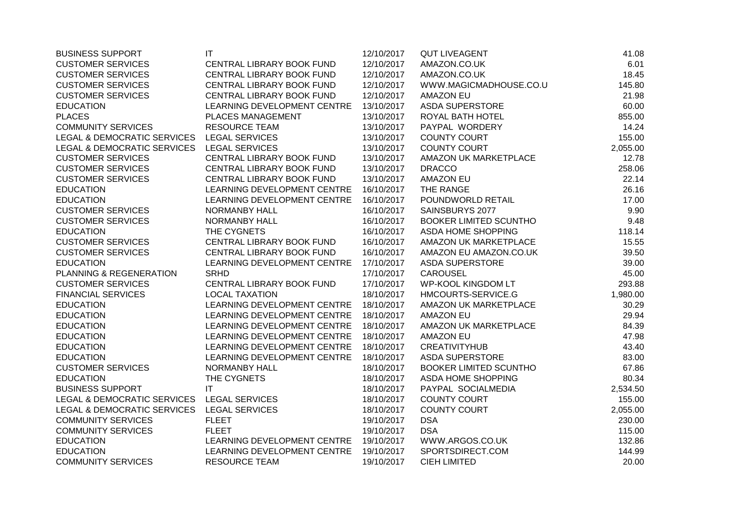| | | | | |
|---|---|---|---|---|
| BUSINESS SUPPORT | IT | 12/10/2017 | QUT LIVEAGENT | 41.08 |
| CUSTOMER SERVICES | CENTRAL LIBRARY BOOK FUND | 12/10/2017 | AMAZON.CO.UK | 6.01 |
| CUSTOMER SERVICES | CENTRAL LIBRARY BOOK FUND | 12/10/2017 | AMAZON.CO.UK | 18.45 |
| CUSTOMER SERVICES | CENTRAL LIBRARY BOOK FUND | 12/10/2017 | WWW.MAGICMADHOUSE.CO.U | 145.80 |
| CUSTOMER SERVICES | CENTRAL LIBRARY BOOK FUND | 12/10/2017 | AMAZON EU | 21.98 |
| EDUCATION | LEARNING DEVELOPMENT CENTRE | 13/10/2017 | ASDA SUPERSTORE | 60.00 |
| PLACES | PLACES MANAGEMENT | 13/10/2017 | ROYAL BATH HOTEL | 855.00 |
| COMMUNITY SERVICES | RESOURCE TEAM | 13/10/2017 | PAYPAL WORDERY | 14.24 |
| LEGAL & DEMOCRATIC SERVICES | LEGAL SERVICES | 13/10/2017 | COUNTY COURT | 155.00 |
| LEGAL & DEMOCRATIC SERVICES | LEGAL SERVICES | 13/10/2017 | COUNTY COURT | 2,055.00 |
| CUSTOMER SERVICES | CENTRAL LIBRARY BOOK FUND | 13/10/2017 | AMAZON UK MARKETPLACE | 12.78 |
| CUSTOMER SERVICES | CENTRAL LIBRARY BOOK FUND | 13/10/2017 | DRACCO | 258.06 |
| CUSTOMER SERVICES | CENTRAL LIBRARY BOOK FUND | 13/10/2017 | AMAZON EU | 22.14 |
| EDUCATION | LEARNING DEVELOPMENT CENTRE | 16/10/2017 | THE RANGE | 26.16 |
| EDUCATION | LEARNING DEVELOPMENT CENTRE | 16/10/2017 | POUNDWORLD RETAIL | 17.00 |
| CUSTOMER SERVICES | NORMANBY HALL | 16/10/2017 | SAINSBURYS 2077 | 9.90 |
| CUSTOMER SERVICES | NORMANBY HALL | 16/10/2017 | BOOKER LIMITED SCUNTHO | 9.48 |
| EDUCATION | THE CYGNETS | 16/10/2017 | ASDA HOME SHOPPING | 118.14 |
| CUSTOMER SERVICES | CENTRAL LIBRARY BOOK FUND | 16/10/2017 | AMAZON UK MARKETPLACE | 15.55 |
| CUSTOMER SERVICES | CENTRAL LIBRARY BOOK FUND | 16/10/2017 | AMAZON EU AMAZON.CO.UK | 39.50 |
| EDUCATION | LEARNING DEVELOPMENT CENTRE | 17/10/2017 | ASDA SUPERSTORE | 39.00 |
| PLANNING & REGENERATION | SRHD | 17/10/2017 | CAROUSEL | 45.00 |
| CUSTOMER SERVICES | CENTRAL LIBRARY BOOK FUND | 17/10/2017 | WP-KOOL KINGDOM LT | 293.88 |
| FINANCIAL SERVICES | LOCAL TAXATION | 18/10/2017 | HMCOURTS-SERVICE.G | 1,980.00 |
| EDUCATION | LEARNING DEVELOPMENT CENTRE | 18/10/2017 | AMAZON UK MARKETPLACE | 30.29 |
| EDUCATION | LEARNING DEVELOPMENT CENTRE | 18/10/2017 | AMAZON EU | 29.94 |
| EDUCATION | LEARNING DEVELOPMENT CENTRE | 18/10/2017 | AMAZON UK MARKETPLACE | 84.39 |
| EDUCATION | LEARNING DEVELOPMENT CENTRE | 18/10/2017 | AMAZON EU | 47.98 |
| EDUCATION | LEARNING DEVELOPMENT CENTRE | 18/10/2017 | CREATIVITYHUB | 43.40 |
| EDUCATION | LEARNING DEVELOPMENT CENTRE | 18/10/2017 | ASDA SUPERSTORE | 83.00 |
| CUSTOMER SERVICES | NORMANBY HALL | 18/10/2017 | BOOKER LIMITED SCUNTHO | 67.86 |
| EDUCATION | THE CYGNETS | 18/10/2017 | ASDA HOME SHOPPING | 80.34 |
| BUSINESS SUPPORT | IT | 18/10/2017 | PAYPAL SOCIALMEDIA | 2,534.50 |
| LEGAL & DEMOCRATIC SERVICES | LEGAL SERVICES | 18/10/2017 | COUNTY COURT | 155.00 |
| LEGAL & DEMOCRATIC SERVICES | LEGAL SERVICES | 18/10/2017 | COUNTY COURT | 2,055.00 |
| COMMUNITY SERVICES | FLEET | 19/10/2017 | DSA | 230.00 |
| COMMUNITY SERVICES | FLEET | 19/10/2017 | DSA | 115.00 |
| EDUCATION | LEARNING DEVELOPMENT CENTRE | 19/10/2017 | WWW.ARGOS.CO.UK | 132.86 |
| EDUCATION | LEARNING DEVELOPMENT CENTRE | 19/10/2017 | SPORTSDIRECT.COM | 144.99 |
| COMMUNITY SERVICES | RESOURCE TEAM | 19/10/2017 | CIEH LIMITED | 20.00 |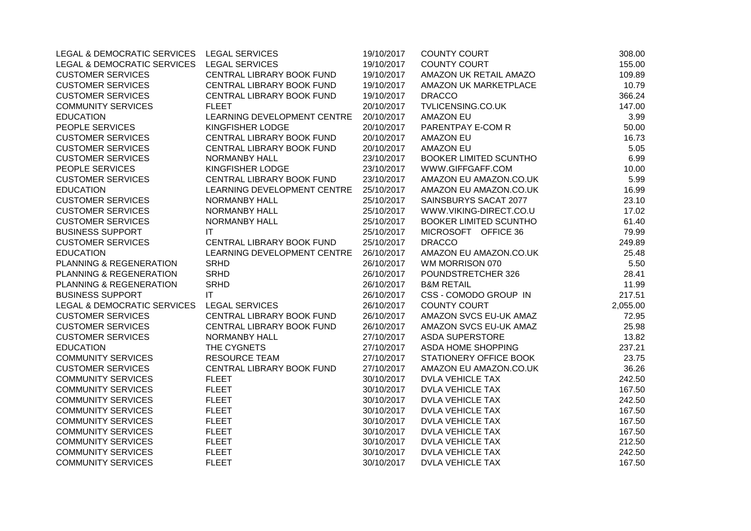| | | | | |
|---|---|---|---|---|
| LEGAL & DEMOCRATIC SERVICES | LEGAL SERVICES | 19/10/2017 | COUNTY COURT | 308.00 |
| LEGAL & DEMOCRATIC SERVICES | LEGAL SERVICES | 19/10/2017 | COUNTY COURT | 155.00 |
| CUSTOMER SERVICES | CENTRAL LIBRARY BOOK FUND | 19/10/2017 | AMAZON UK RETAIL AMAZO | 109.89 |
| CUSTOMER SERVICES | CENTRAL LIBRARY BOOK FUND | 19/10/2017 | AMAZON UK MARKETPLACE | 10.79 |
| CUSTOMER SERVICES | CENTRAL LIBRARY BOOK FUND | 19/10/2017 | DRACCO | 366.24 |
| COMMUNITY SERVICES | FLEET | 20/10/2017 | TVLICENSING.CO.UK | 147.00 |
| EDUCATION | LEARNING DEVELOPMENT CENTRE | 20/10/2017 | AMAZON EU | 3.99 |
| PEOPLE SERVICES | KINGFISHER LODGE | 20/10/2017 | PARENTPAY E-COM R | 50.00 |
| CUSTOMER SERVICES | CENTRAL LIBRARY BOOK FUND | 20/10/2017 | AMAZON EU | 16.73 |
| CUSTOMER SERVICES | CENTRAL LIBRARY BOOK FUND | 20/10/2017 | AMAZON EU | 5.05 |
| CUSTOMER SERVICES | NORMANBY HALL | 23/10/2017 | BOOKER LIMITED SCUNTHO | 6.99 |
| PEOPLE SERVICES | KINGFISHER LODGE | 23/10/2017 | WWW.GIFFGAFF.COM | 10.00 |
| CUSTOMER SERVICES | CENTRAL LIBRARY BOOK FUND | 23/10/2017 | AMAZON EU AMAZON.CO.UK | 5.99 |
| EDUCATION | LEARNING DEVELOPMENT CENTRE | 25/10/2017 | AMAZON EU AMAZON.CO.UK | 16.99 |
| CUSTOMER SERVICES | NORMANBY HALL | 25/10/2017 | SAINSBURYS SACAT 2077 | 23.10 |
| CUSTOMER SERVICES | NORMANBY HALL | 25/10/2017 | WWW.VIKING-DIRECT.CO.U | 17.02 |
| CUSTOMER SERVICES | NORMANBY HALL | 25/10/2017 | BOOKER LIMITED SCUNTHO | 61.40 |
| BUSINESS SUPPORT | IT | 25/10/2017 | MICROSOFT OFFICE 36 | 79.99 |
| CUSTOMER SERVICES | CENTRAL LIBRARY BOOK FUND | 25/10/2017 | DRACCO | 249.89 |
| EDUCATION | LEARNING DEVELOPMENT CENTRE | 26/10/2017 | AMAZON EU AMAZON.CO.UK | 25.48 |
| PLANNING & REGENERATION | SRHD | 26/10/2017 | WM MORRISON 070 | 5.50 |
| PLANNING & REGENERATION | SRHD | 26/10/2017 | POUNDSTRETCHER 326 | 28.41 |
| PLANNING & REGENERATION | SRHD | 26/10/2017 | B&M RETAIL | 11.99 |
| BUSINESS SUPPORT | IT | 26/10/2017 | CSS - COMODO GROUP IN | 217.51 |
| LEGAL & DEMOCRATIC SERVICES | LEGAL SERVICES | 26/10/2017 | COUNTY COURT | 2,055.00 |
| CUSTOMER SERVICES | CENTRAL LIBRARY BOOK FUND | 26/10/2017 | AMAZON SVCS EU-UK AMAZ | 72.95 |
| CUSTOMER SERVICES | CENTRAL LIBRARY BOOK FUND | 26/10/2017 | AMAZON SVCS EU-UK AMAZ | 25.98 |
| CUSTOMER SERVICES | NORMANBY HALL | 27/10/2017 | ASDA SUPERSTORE | 13.82 |
| EDUCATION | THE CYGNETS | 27/10/2017 | ASDA HOME SHOPPING | 237.21 |
| COMMUNITY SERVICES | RESOURCE TEAM | 27/10/2017 | STATIONERY OFFICE BOOK | 23.75 |
| CUSTOMER SERVICES | CENTRAL LIBRARY BOOK FUND | 27/10/2017 | AMAZON EU AMAZON.CO.UK | 36.26 |
| COMMUNITY SERVICES | FLEET | 30/10/2017 | DVLA VEHICLE TAX | 242.50 |
| COMMUNITY SERVICES | FLEET | 30/10/2017 | DVLA VEHICLE TAX | 167.50 |
| COMMUNITY SERVICES | FLEET | 30/10/2017 | DVLA VEHICLE TAX | 242.50 |
| COMMUNITY SERVICES | FLEET | 30/10/2017 | DVLA VEHICLE TAX | 167.50 |
| COMMUNITY SERVICES | FLEET | 30/10/2017 | DVLA VEHICLE TAX | 167.50 |
| COMMUNITY SERVICES | FLEET | 30/10/2017 | DVLA VEHICLE TAX | 167.50 |
| COMMUNITY SERVICES | FLEET | 30/10/2017 | DVLA VEHICLE TAX | 212.50 |
| COMMUNITY SERVICES | FLEET | 30/10/2017 | DVLA VEHICLE TAX | 242.50 |
| COMMUNITY SERVICES | FLEET | 30/10/2017 | DVLA VEHICLE TAX | 167.50 |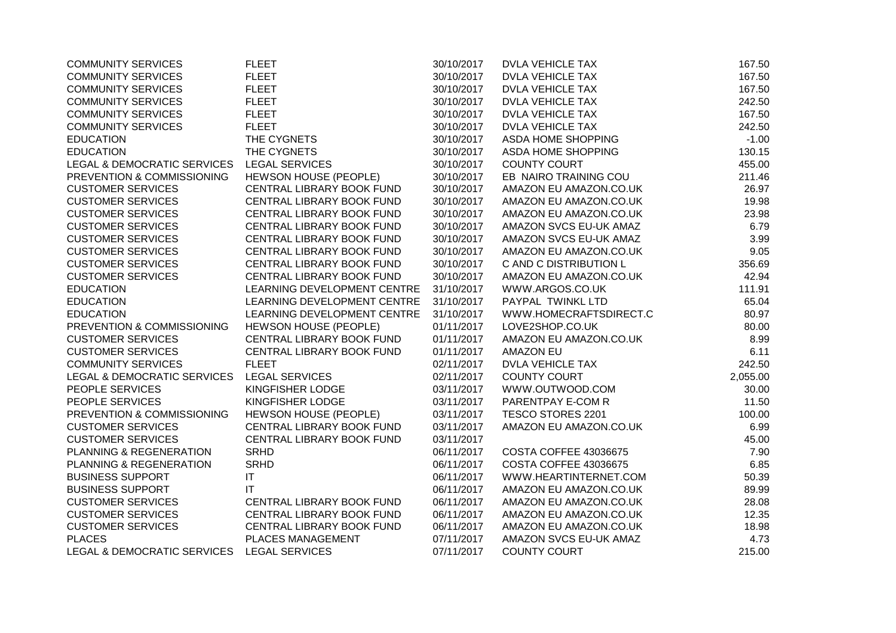| | | | | |
|---|---|---|---|---|
| COMMUNITY SERVICES | FLEET | 30/10/2017 | DVLA VEHICLE TAX | 167.50 |
| COMMUNITY SERVICES | FLEET | 30/10/2017 | DVLA VEHICLE TAX | 167.50 |
| COMMUNITY SERVICES | FLEET | 30/10/2017 | DVLA VEHICLE TAX | 167.50 |
| COMMUNITY SERVICES | FLEET | 30/10/2017 | DVLA VEHICLE TAX | 242.50 |
| COMMUNITY SERVICES | FLEET | 30/10/2017 | DVLA VEHICLE TAX | 167.50 |
| COMMUNITY SERVICES | FLEET | 30/10/2017 | DVLA VEHICLE TAX | 242.50 |
| EDUCATION | THE CYGNETS | 30/10/2017 | ASDA HOME SHOPPING | -1.00 |
| EDUCATION | THE CYGNETS | 30/10/2017 | ASDA HOME SHOPPING | 130.15 |
| LEGAL & DEMOCRATIC SERVICES | LEGAL SERVICES | 30/10/2017 | COUNTY COURT | 455.00 |
| PREVENTION & COMMISSIONING | HEWSON HOUSE (PEOPLE) | 30/10/2017 | EB NAIRO TRAINING COU | 211.46 |
| CUSTOMER SERVICES | CENTRAL LIBRARY BOOK FUND | 30/10/2017 | AMAZON EU AMAZON.CO.UK | 26.97 |
| CUSTOMER SERVICES | CENTRAL LIBRARY BOOK FUND | 30/10/2017 | AMAZON EU AMAZON.CO.UK | 19.98 |
| CUSTOMER SERVICES | CENTRAL LIBRARY BOOK FUND | 30/10/2017 | AMAZON EU AMAZON.CO.UK | 23.98 |
| CUSTOMER SERVICES | CENTRAL LIBRARY BOOK FUND | 30/10/2017 | AMAZON SVCS EU-UK AMAZ | 6.79 |
| CUSTOMER SERVICES | CENTRAL LIBRARY BOOK FUND | 30/10/2017 | AMAZON SVCS EU-UK AMAZ | 3.99 |
| CUSTOMER SERVICES | CENTRAL LIBRARY BOOK FUND | 30/10/2017 | AMAZON EU AMAZON.CO.UK | 9.05 |
| CUSTOMER SERVICES | CENTRAL LIBRARY BOOK FUND | 30/10/2017 | C AND C DISTRIBUTION L | 356.69 |
| CUSTOMER SERVICES | CENTRAL LIBRARY BOOK FUND | 30/10/2017 | AMAZON EU AMAZON.CO.UK | 42.94 |
| EDUCATION | LEARNING DEVELOPMENT CENTRE | 31/10/2017 | WWW.ARGOS.CO.UK | 111.91 |
| EDUCATION | LEARNING DEVELOPMENT CENTRE | 31/10/2017 | PAYPAL TWINKL LTD | 65.04 |
| EDUCATION | LEARNING DEVELOPMENT CENTRE | 31/10/2017 | WWW.HOMECRAFTSDIRECT.C | 80.97 |
| PREVENTION & COMMISSIONING | HEWSON HOUSE (PEOPLE) | 01/11/2017 | LOVE2SHOP.CO.UK | 80.00 |
| CUSTOMER SERVICES | CENTRAL LIBRARY BOOK FUND | 01/11/2017 | AMAZON EU AMAZON.CO.UK | 8.99 |
| CUSTOMER SERVICES | CENTRAL LIBRARY BOOK FUND | 01/11/2017 | AMAZON EU | 6.11 |
| COMMUNITY SERVICES | FLEET | 02/11/2017 | DVLA VEHICLE TAX | 242.50 |
| LEGAL & DEMOCRATIC SERVICES | LEGAL SERVICES | 02/11/2017 | COUNTY COURT | 2,055.00 |
| PEOPLE SERVICES | KINGFISHER LODGE | 03/11/2017 | WWW.OUTWOOD.COM | 30.00 |
| PEOPLE SERVICES | KINGFISHER LODGE | 03/11/2017 | PARENTPAY E-COM R | 11.50 |
| PREVENTION & COMMISSIONING | HEWSON HOUSE (PEOPLE) | 03/11/2017 | TESCO STORES 2201 | 100.00 |
| CUSTOMER SERVICES | CENTRAL LIBRARY BOOK FUND | 03/11/2017 | AMAZON EU AMAZON.CO.UK | 6.99 |
| CUSTOMER SERVICES | CENTRAL LIBRARY BOOK FUND | 03/11/2017 | | 45.00 |
| PLANNING & REGENERATION | SRHD | 06/11/2017 | COSTA COFFEE 43036675 | 7.90 |
| PLANNING & REGENERATION | SRHD | 06/11/2017 | COSTA COFFEE 43036675 | 6.85 |
| BUSINESS SUPPORT | IT | 06/11/2017 | WWW.HEARTINTERNET.COM | 50.39 |
| BUSINESS SUPPORT | IT | 06/11/2017 | AMAZON EU AMAZON.CO.UK | 89.99 |
| CUSTOMER SERVICES | CENTRAL LIBRARY BOOK FUND | 06/11/2017 | AMAZON EU AMAZON.CO.UK | 28.08 |
| CUSTOMER SERVICES | CENTRAL LIBRARY BOOK FUND | 06/11/2017 | AMAZON EU AMAZON.CO.UK | 12.35 |
| CUSTOMER SERVICES | CENTRAL LIBRARY BOOK FUND | 06/11/2017 | AMAZON EU AMAZON.CO.UK | 18.98 |
| PLACES | PLACES MANAGEMENT | 07/11/2017 | AMAZON SVCS EU-UK AMAZ | 4.73 |
| LEGAL & DEMOCRATIC SERVICES | LEGAL SERVICES | 07/11/2017 | COUNTY COURT | 215.00 |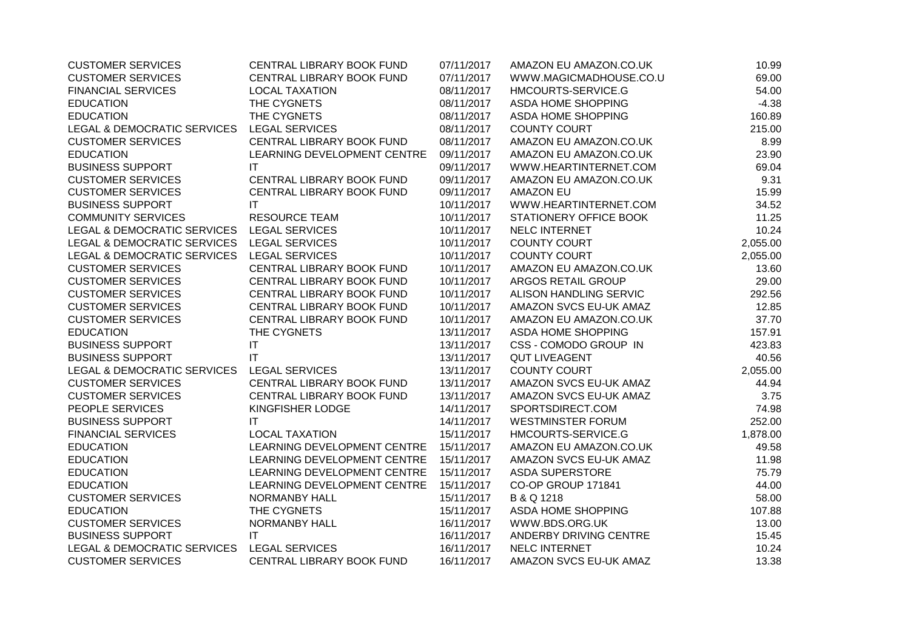| | | | | |
|---|---|---|---|---|
| CUSTOMER SERVICES | CENTRAL LIBRARY BOOK FUND | 07/11/2017 | AMAZON EU AMAZON.CO.UK | 10.99 |
| CUSTOMER SERVICES | CENTRAL LIBRARY BOOK FUND | 07/11/2017 | WWW.MAGICMADHOUSE.CO.U | 69.00 |
| FINANCIAL SERVICES | LOCAL TAXATION | 08/11/2017 | HMCOURTS-SERVICE.G | 54.00 |
| EDUCATION | THE CYGNETS | 08/11/2017 | ASDA HOME SHOPPING | -4.38 |
| EDUCATION | THE CYGNETS | 08/11/2017 | ASDA HOME SHOPPING | 160.89 |
| LEGAL & DEMOCRATIC SERVICES | LEGAL SERVICES | 08/11/2017 | COUNTY COURT | 215.00 |
| CUSTOMER SERVICES | CENTRAL LIBRARY BOOK FUND | 08/11/2017 | AMAZON EU AMAZON.CO.UK | 8.99 |
| EDUCATION | LEARNING DEVELOPMENT CENTRE | 09/11/2017 | AMAZON EU AMAZON.CO.UK | 23.90 |
| BUSINESS SUPPORT | IT | 09/11/2017 | WWW.HEARTINTERNET.COM | 69.04 |
| CUSTOMER SERVICES | CENTRAL LIBRARY BOOK FUND | 09/11/2017 | AMAZON EU AMAZON.CO.UK | 9.31 |
| CUSTOMER SERVICES | CENTRAL LIBRARY BOOK FUND | 09/11/2017 | AMAZON EU | 15.99 |
| BUSINESS SUPPORT | IT | 10/11/2017 | WWW.HEARTINTERNET.COM | 34.52 |
| COMMUNITY SERVICES | RESOURCE TEAM | 10/11/2017 | STATIONERY OFFICE BOOK | 11.25 |
| LEGAL & DEMOCRATIC SERVICES | LEGAL SERVICES | 10/11/2017 | NELC INTERNET | 10.24 |
| LEGAL & DEMOCRATIC SERVICES | LEGAL SERVICES | 10/11/2017 | COUNTY COURT | 2,055.00 |
| LEGAL & DEMOCRATIC SERVICES | LEGAL SERVICES | 10/11/2017 | COUNTY COURT | 2,055.00 |
| CUSTOMER SERVICES | CENTRAL LIBRARY BOOK FUND | 10/11/2017 | AMAZON EU AMAZON.CO.UK | 13.60 |
| CUSTOMER SERVICES | CENTRAL LIBRARY BOOK FUND | 10/11/2017 | ARGOS RETAIL GROUP | 29.00 |
| CUSTOMER SERVICES | CENTRAL LIBRARY BOOK FUND | 10/11/2017 | ALISON HANDLING SERVIC | 292.56 |
| CUSTOMER SERVICES | CENTRAL LIBRARY BOOK FUND | 10/11/2017 | AMAZON SVCS EU-UK AMAZ | 12.85 |
| CUSTOMER SERVICES | CENTRAL LIBRARY BOOK FUND | 10/11/2017 | AMAZON EU AMAZON.CO.UK | 37.70 |
| EDUCATION | THE CYGNETS | 13/11/2017 | ASDA HOME SHOPPING | 157.91 |
| BUSINESS SUPPORT | IT | 13/11/2017 | CSS - COMODO GROUP IN | 423.83 |
| BUSINESS SUPPORT | IT | 13/11/2017 | QUT LIVEAGENT | 40.56 |
| LEGAL & DEMOCRATIC SERVICES | LEGAL SERVICES | 13/11/2017 | COUNTY COURT | 2,055.00 |
| CUSTOMER SERVICES | CENTRAL LIBRARY BOOK FUND | 13/11/2017 | AMAZON SVCS EU-UK AMAZ | 44.94 |
| CUSTOMER SERVICES | CENTRAL LIBRARY BOOK FUND | 13/11/2017 | AMAZON SVCS EU-UK AMAZ | 3.75 |
| PEOPLE SERVICES | KINGFISHER LODGE | 14/11/2017 | SPORTSDIRECT.COM | 74.98 |
| BUSINESS SUPPORT | IT | 14/11/2017 | WESTMINSTER FORUM | 252.00 |
| FINANCIAL SERVICES | LOCAL TAXATION | 15/11/2017 | HMCOURTS-SERVICE.G | 1,878.00 |
| EDUCATION | LEARNING DEVELOPMENT CENTRE | 15/11/2017 | AMAZON EU AMAZON.CO.UK | 49.58 |
| EDUCATION | LEARNING DEVELOPMENT CENTRE | 15/11/2017 | AMAZON SVCS EU-UK AMAZ | 11.98 |
| EDUCATION | LEARNING DEVELOPMENT CENTRE | 15/11/2017 | ASDA SUPERSTORE | 75.79 |
| EDUCATION | LEARNING DEVELOPMENT CENTRE | 15/11/2017 | CO-OP GROUP 171841 | 44.00 |
| CUSTOMER SERVICES | NORMANBY HALL | 15/11/2017 | B & Q 1218 | 58.00 |
| EDUCATION | THE CYGNETS | 15/11/2017 | ASDA HOME SHOPPING | 107.88 |
| CUSTOMER SERVICES | NORMANBY HALL | 16/11/2017 | WWW.BDS.ORG.UK | 13.00 |
| BUSINESS SUPPORT | IT | 16/11/2017 | ANDERBY DRIVING CENTRE | 15.45 |
| LEGAL & DEMOCRATIC SERVICES | LEGAL SERVICES | 16/11/2017 | NELC INTERNET | 10.24 |
| CUSTOMER SERVICES | CENTRAL LIBRARY BOOK FUND | 16/11/2017 | AMAZON SVCS EU-UK AMAZ | 13.38 |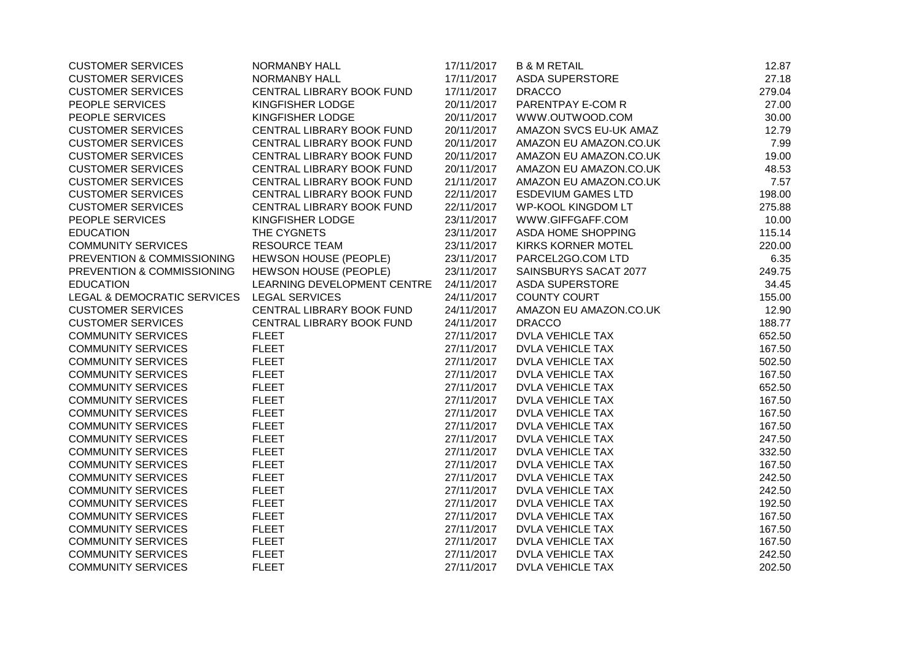| | | | | |
|---|---|---|---|---|
| CUSTOMER SERVICES | NORMANBY HALL | 17/11/2017 | B & M RETAIL | 12.87 |
| CUSTOMER SERVICES | NORMANBY HALL | 17/11/2017 | ASDA SUPERSTORE | 27.18 |
| CUSTOMER SERVICES | CENTRAL LIBRARY BOOK FUND | 17/11/2017 | DRACCO | 279.04 |
| PEOPLE SERVICES | KINGFISHER LODGE | 20/11/2017 | PARENTPAY E-COM R | 27.00 |
| PEOPLE SERVICES | KINGFISHER LODGE | 20/11/2017 | WWW.OUTWOOD.COM | 30.00 |
| CUSTOMER SERVICES | CENTRAL LIBRARY BOOK FUND | 20/11/2017 | AMAZON SVCS EU-UK AMAZ | 12.79 |
| CUSTOMER SERVICES | CENTRAL LIBRARY BOOK FUND | 20/11/2017 | AMAZON EU AMAZON.CO.UK | 7.99 |
| CUSTOMER SERVICES | CENTRAL LIBRARY BOOK FUND | 20/11/2017 | AMAZON EU AMAZON.CO.UK | 19.00 |
| CUSTOMER SERVICES | CENTRAL LIBRARY BOOK FUND | 20/11/2017 | AMAZON EU AMAZON.CO.UK | 48.53 |
| CUSTOMER SERVICES | CENTRAL LIBRARY BOOK FUND | 21/11/2017 | AMAZON EU AMAZON.CO.UK | 7.57 |
| CUSTOMER SERVICES | CENTRAL LIBRARY BOOK FUND | 22/11/2017 | ESDEVIUM GAMES LTD | 198.00 |
| CUSTOMER SERVICES | CENTRAL LIBRARY BOOK FUND | 22/11/2017 | WP-KOOL KINGDOM LT | 275.88 |
| PEOPLE SERVICES | KINGFISHER LODGE | 23/11/2017 | WWW.GIFFGAFF.COM | 10.00 |
| EDUCATION | THE CYGNETS | 23/11/2017 | ASDA HOME SHOPPING | 115.14 |
| COMMUNITY SERVICES | RESOURCE TEAM | 23/11/2017 | KIRKS KORNER MOTEL | 220.00 |
| PREVENTION & COMMISSIONING | HEWSON HOUSE (PEOPLE) | 23/11/2017 | PARCEL2GO.COM LTD | 6.35 |
| PREVENTION & COMMISSIONING | HEWSON HOUSE (PEOPLE) | 23/11/2017 | SAINSBURYS SACAT 2077 | 249.75 |
| EDUCATION | LEARNING DEVELOPMENT CENTRE | 24/11/2017 | ASDA SUPERSTORE | 34.45 |
| LEGAL & DEMOCRATIC SERVICES | LEGAL SERVICES | 24/11/2017 | COUNTY COURT | 155.00 |
| CUSTOMER SERVICES | CENTRAL LIBRARY BOOK FUND | 24/11/2017 | AMAZON EU AMAZON.CO.UK | 12.90 |
| CUSTOMER SERVICES | CENTRAL LIBRARY BOOK FUND | 24/11/2017 | DRACCO | 188.77 |
| COMMUNITY SERVICES | FLEET | 27/11/2017 | DVLA VEHICLE TAX | 652.50 |
| COMMUNITY SERVICES | FLEET | 27/11/2017 | DVLA VEHICLE TAX | 167.50 |
| COMMUNITY SERVICES | FLEET | 27/11/2017 | DVLA VEHICLE TAX | 502.50 |
| COMMUNITY SERVICES | FLEET | 27/11/2017 | DVLA VEHICLE TAX | 167.50 |
| COMMUNITY SERVICES | FLEET | 27/11/2017 | DVLA VEHICLE TAX | 652.50 |
| COMMUNITY SERVICES | FLEET | 27/11/2017 | DVLA VEHICLE TAX | 167.50 |
| COMMUNITY SERVICES | FLEET | 27/11/2017 | DVLA VEHICLE TAX | 167.50 |
| COMMUNITY SERVICES | FLEET | 27/11/2017 | DVLA VEHICLE TAX | 167.50 |
| COMMUNITY SERVICES | FLEET | 27/11/2017 | DVLA VEHICLE TAX | 247.50 |
| COMMUNITY SERVICES | FLEET | 27/11/2017 | DVLA VEHICLE TAX | 332.50 |
| COMMUNITY SERVICES | FLEET | 27/11/2017 | DVLA VEHICLE TAX | 167.50 |
| COMMUNITY SERVICES | FLEET | 27/11/2017 | DVLA VEHICLE TAX | 242.50 |
| COMMUNITY SERVICES | FLEET | 27/11/2017 | DVLA VEHICLE TAX | 242.50 |
| COMMUNITY SERVICES | FLEET | 27/11/2017 | DVLA VEHICLE TAX | 192.50 |
| COMMUNITY SERVICES | FLEET | 27/11/2017 | DVLA VEHICLE TAX | 167.50 |
| COMMUNITY SERVICES | FLEET | 27/11/2017 | DVLA VEHICLE TAX | 167.50 |
| COMMUNITY SERVICES | FLEET | 27/11/2017 | DVLA VEHICLE TAX | 167.50 |
| COMMUNITY SERVICES | FLEET | 27/11/2017 | DVLA VEHICLE TAX | 242.50 |
| COMMUNITY SERVICES | FLEET | 27/11/2017 | DVLA VEHICLE TAX | 202.50 |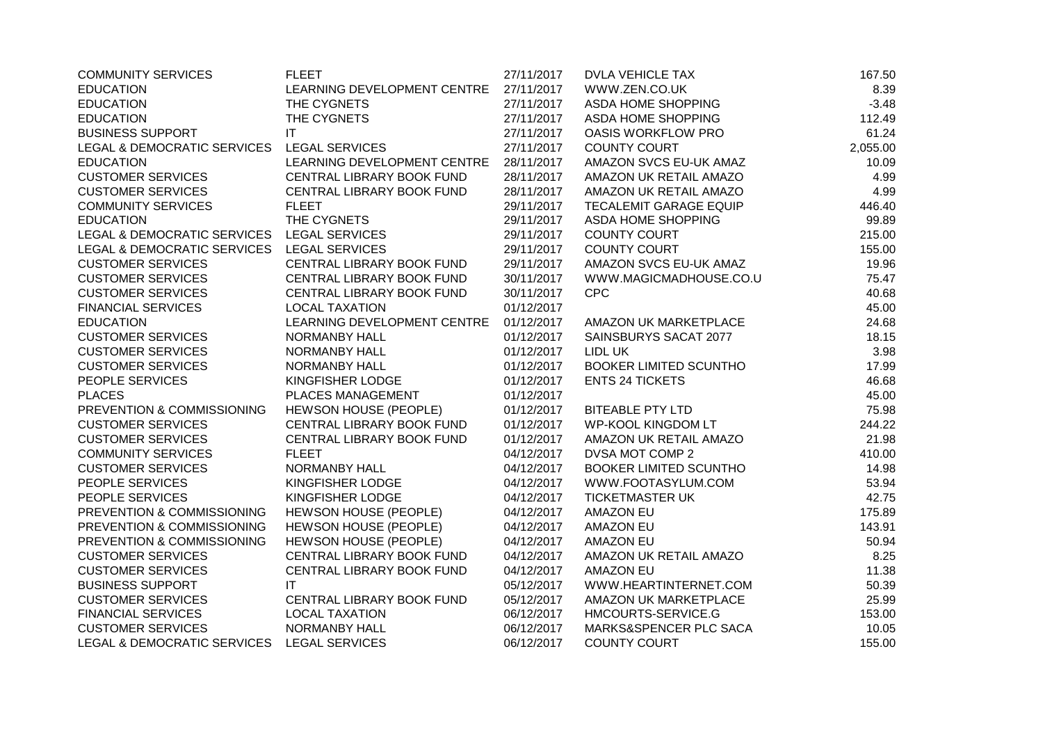| | | | | |
|---|---|---|---|---|
| COMMUNITY SERVICES | FLEET | 27/11/2017 | DVLA VEHICLE TAX | 167.50 |
| EDUCATION | LEARNING DEVELOPMENT CENTRE | 27/11/2017 | WWW.ZEN.CO.UK | 8.39 |
| EDUCATION | THE CYGNETS | 27/11/2017 | ASDA HOME SHOPPING | -3.48 |
| EDUCATION | THE CYGNETS | 27/11/2017 | ASDA HOME SHOPPING | 112.49 |
| BUSINESS SUPPORT | IT | 27/11/2017 | OASIS WORKFLOW PRO | 61.24 |
| LEGAL & DEMOCRATIC SERVICES | LEGAL SERVICES | 27/11/2017 | COUNTY COURT | 2,055.00 |
| EDUCATION | LEARNING DEVELOPMENT CENTRE | 28/11/2017 | AMAZON SVCS EU-UK AMAZ | 10.09 |
| CUSTOMER SERVICES | CENTRAL LIBRARY BOOK FUND | 28/11/2017 | AMAZON UK RETAIL AMAZO | 4.99 |
| CUSTOMER SERVICES | CENTRAL LIBRARY BOOK FUND | 28/11/2017 | AMAZON UK RETAIL AMAZO | 4.99 |
| COMMUNITY SERVICES | FLEET | 29/11/2017 | TECALEMIT GARAGE EQUIP | 446.40 |
| EDUCATION | THE CYGNETS | 29/11/2017 | ASDA HOME SHOPPING | 99.89 |
| LEGAL & DEMOCRATIC SERVICES | LEGAL SERVICES | 29/11/2017 | COUNTY COURT | 215.00 |
| LEGAL & DEMOCRATIC SERVICES | LEGAL SERVICES | 29/11/2017 | COUNTY COURT | 155.00 |
| CUSTOMER SERVICES | CENTRAL LIBRARY BOOK FUND | 29/11/2017 | AMAZON SVCS EU-UK AMAZ | 19.96 |
| CUSTOMER SERVICES | CENTRAL LIBRARY BOOK FUND | 30/11/2017 | WWW.MAGICMADHOUSE.CO.U | 75.47 |
| CUSTOMER SERVICES | CENTRAL LIBRARY BOOK FUND | 30/11/2017 | CPC | 40.68 |
| FINANCIAL SERVICES | LOCAL TAXATION | 01/12/2017 | | 45.00 |
| EDUCATION | LEARNING DEVELOPMENT CENTRE | 01/12/2017 | AMAZON UK MARKETPLACE | 24.68 |
| CUSTOMER SERVICES | NORMANBY HALL | 01/12/2017 | SAINSBURYS SACAT 2077 | 18.15 |
| CUSTOMER SERVICES | NORMANBY HALL | 01/12/2017 | LIDL UK | 3.98 |
| CUSTOMER SERVICES | NORMANBY HALL | 01/12/2017 | BOOKER LIMITED SCUNTHO | 17.99 |
| PEOPLE SERVICES | KINGFISHER LODGE | 01/12/2017 | ENTS 24 TICKETS | 46.68 |
| PLACES | PLACES MANAGEMENT | 01/12/2017 | | 45.00 |
| PREVENTION & COMMISSIONING | HEWSON HOUSE (PEOPLE) | 01/12/2017 | BITEABLE PTY LTD | 75.98 |
| CUSTOMER SERVICES | CENTRAL LIBRARY BOOK FUND | 01/12/2017 | WP-KOOL KINGDOM LT | 244.22 |
| CUSTOMER SERVICES | CENTRAL LIBRARY BOOK FUND | 01/12/2017 | AMAZON UK RETAIL AMAZO | 21.98 |
| COMMUNITY SERVICES | FLEET | 04/12/2017 | DVSA MOT COMP 2 | 410.00 |
| CUSTOMER SERVICES | NORMANBY HALL | 04/12/2017 | BOOKER LIMITED SCUNTHO | 14.98 |
| PEOPLE SERVICES | KINGFISHER LODGE | 04/12/2017 | WWW.FOOTASYLUM.COM | 53.94 |
| PEOPLE SERVICES | KINGFISHER LODGE | 04/12/2017 | TICKETMASTER UK | 42.75 |
| PREVENTION & COMMISSIONING | HEWSON HOUSE (PEOPLE) | 04/12/2017 | AMAZON EU | 175.89 |
| PREVENTION & COMMISSIONING | HEWSON HOUSE (PEOPLE) | 04/12/2017 | AMAZON EU | 143.91 |
| PREVENTION & COMMISSIONING | HEWSON HOUSE (PEOPLE) | 04/12/2017 | AMAZON EU | 50.94 |
| CUSTOMER SERVICES | CENTRAL LIBRARY BOOK FUND | 04/12/2017 | AMAZON UK RETAIL AMAZO | 8.25 |
| CUSTOMER SERVICES | CENTRAL LIBRARY BOOK FUND | 04/12/2017 | AMAZON EU | 11.38 |
| BUSINESS SUPPORT | IT | 05/12/2017 | WWW.HEARTINTERNET.COM | 50.39 |
| CUSTOMER SERVICES | CENTRAL LIBRARY BOOK FUND | 05/12/2017 | AMAZON UK MARKETPLACE | 25.99 |
| FINANCIAL SERVICES | LOCAL TAXATION | 06/12/2017 | HMCOURTS-SERVICE.G | 153.00 |
| CUSTOMER SERVICES | NORMANBY HALL | 06/12/2017 | MARKS&SPENCER PLC SACA | 10.05 |
| LEGAL & DEMOCRATIC SERVICES | LEGAL SERVICES | 06/12/2017 | COUNTY COURT | 155.00 |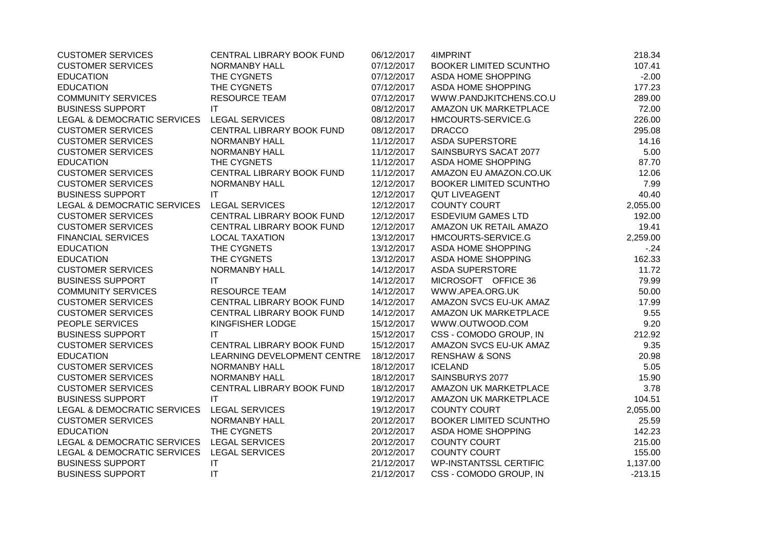| | | | | |
|---|---|---|---|---|
| CUSTOMER SERVICES | CENTRAL LIBRARY BOOK FUND | 06/12/2017 | 4IMPRINT | 218.34 |
| CUSTOMER SERVICES | NORMANBY HALL | 07/12/2017 | BOOKER LIMITED SCUNTHO | 107.41 |
| EDUCATION | THE CYGNETS | 07/12/2017 | ASDA HOME SHOPPING | -2.00 |
| EDUCATION | THE CYGNETS | 07/12/2017 | ASDA HOME SHOPPING | 177.23 |
| COMMUNITY SERVICES | RESOURCE TEAM | 07/12/2017 | WWW.PANDJKITCHENS.CO.U | 289.00 |
| BUSINESS SUPPORT | IT | 08/12/2017 | AMAZON UK MARKETPLACE | 72.00 |
| LEGAL & DEMOCRATIC SERVICES | LEGAL SERVICES | 08/12/2017 | HMCOURTS-SERVICE.G | 226.00 |
| CUSTOMER SERVICES | CENTRAL LIBRARY BOOK FUND | 08/12/2017 | DRACCO | 295.08 |
| CUSTOMER SERVICES | NORMANBY HALL | 11/12/2017 | ASDA SUPERSTORE | 14.16 |
| CUSTOMER SERVICES | NORMANBY HALL | 11/12/2017 | SAINSBURYS SACAT 2077 | 5.00 |
| EDUCATION | THE CYGNETS | 11/12/2017 | ASDA HOME SHOPPING | 87.70 |
| CUSTOMER SERVICES | CENTRAL LIBRARY BOOK FUND | 11/12/2017 | AMAZON EU AMAZON.CO.UK | 12.06 |
| CUSTOMER SERVICES | NORMANBY HALL | 12/12/2017 | BOOKER LIMITED SCUNTHO | 7.99 |
| BUSINESS SUPPORT | IT | 12/12/2017 | QUT LIVEAGENT | 40.40 |
| LEGAL & DEMOCRATIC SERVICES | LEGAL SERVICES | 12/12/2017 | COUNTY COURT | 2,055.00 |
| CUSTOMER SERVICES | CENTRAL LIBRARY BOOK FUND | 12/12/2017 | ESDEVIUM GAMES LTD | 192.00 |
| CUSTOMER SERVICES | CENTRAL LIBRARY BOOK FUND | 12/12/2017 | AMAZON UK RETAIL AMAZO | 19.41 |
| FINANCIAL SERVICES | LOCAL TAXATION | 13/12/2017 | HMCOURTS-SERVICE.G | 2,259.00 |
| EDUCATION | THE CYGNETS | 13/12/2017 | ASDA HOME SHOPPING | -.24 |
| EDUCATION | THE CYGNETS | 13/12/2017 | ASDA HOME SHOPPING | 162.33 |
| CUSTOMER SERVICES | NORMANBY HALL | 14/12/2017 | ASDA SUPERSTORE | 11.72 |
| BUSINESS SUPPORT | IT | 14/12/2017 | MICROSOFT OFFICE 36 | 79.99 |
| COMMUNITY SERVICES | RESOURCE TEAM | 14/12/2017 | WWW.APEA.ORG.UK | 50.00 |
| CUSTOMER SERVICES | CENTRAL LIBRARY BOOK FUND | 14/12/2017 | AMAZON SVCS EU-UK AMAZ | 17.99 |
| CUSTOMER SERVICES | CENTRAL LIBRARY BOOK FUND | 14/12/2017 | AMAZON UK MARKETPLACE | 9.55 |
| PEOPLE SERVICES | KINGFISHER LODGE | 15/12/2017 | WWW.OUTWOOD.COM | 9.20 |
| BUSINESS SUPPORT | IT | 15/12/2017 | CSS - COMODO GROUP, IN | 212.92 |
| CUSTOMER SERVICES | CENTRAL LIBRARY BOOK FUND | 15/12/2017 | AMAZON SVCS EU-UK AMAZ | 9.35 |
| EDUCATION | LEARNING DEVELOPMENT CENTRE | 18/12/2017 | RENSHAW & SONS | 20.98 |
| CUSTOMER SERVICES | NORMANBY HALL | 18/12/2017 | ICELAND | 5.05 |
| CUSTOMER SERVICES | NORMANBY HALL | 18/12/2017 | SAINSBURYS 2077 | 15.90 |
| CUSTOMER SERVICES | CENTRAL LIBRARY BOOK FUND | 18/12/2017 | AMAZON UK MARKETPLACE | 3.78 |
| BUSINESS SUPPORT | IT | 19/12/2017 | AMAZON UK MARKETPLACE | 104.51 |
| LEGAL & DEMOCRATIC SERVICES | LEGAL SERVICES | 19/12/2017 | COUNTY COURT | 2,055.00 |
| CUSTOMER SERVICES | NORMANBY HALL | 20/12/2017 | BOOKER LIMITED SCUNTHO | 25.59 |
| EDUCATION | THE CYGNETS | 20/12/2017 | ASDA HOME SHOPPING | 142.23 |
| LEGAL & DEMOCRATIC SERVICES | LEGAL SERVICES | 20/12/2017 | COUNTY COURT | 215.00 |
| LEGAL & DEMOCRATIC SERVICES | LEGAL SERVICES | 20/12/2017 | COUNTY COURT | 155.00 |
| BUSINESS SUPPORT | IT | 21/12/2017 | WP-INSTANTSSL CERTIFIC | 1,137.00 |
| BUSINESS SUPPORT | IT | 21/12/2017 | CSS - COMODO GROUP, IN | -213.15 |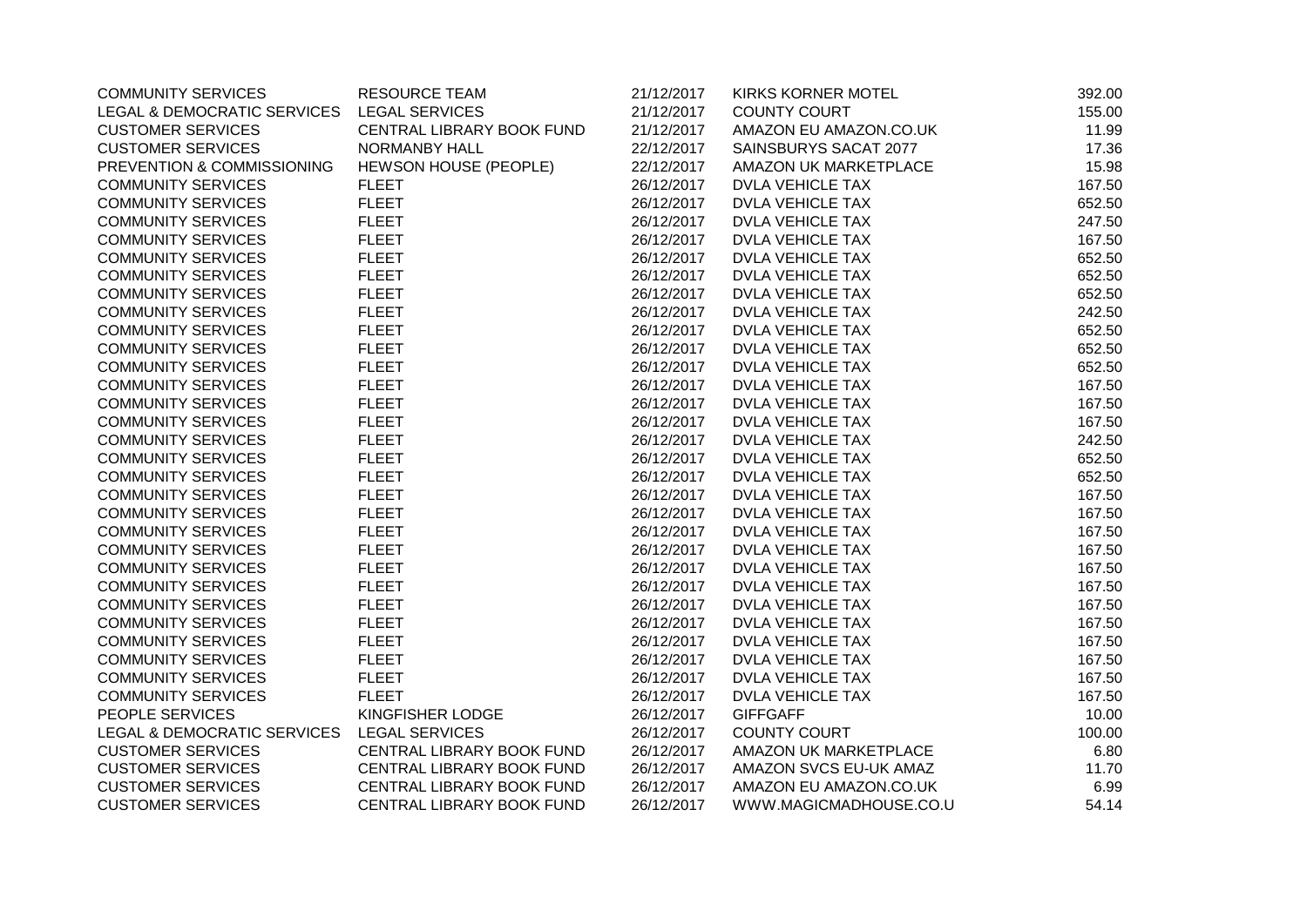| | | | | |
|---|---|---|---|---|
| COMMUNITY SERVICES | RESOURCE TEAM | 21/12/2017 | KIRKS KORNER MOTEL | 392.00 |
| LEGAL & DEMOCRATIC SERVICES | LEGAL SERVICES | 21/12/2017 | COUNTY COURT | 155.00 |
| CUSTOMER SERVICES | CENTRAL LIBRARY BOOK FUND | 21/12/2017 | AMAZON EU AMAZON.CO.UK | 11.99 |
| CUSTOMER SERVICES | NORMANBY HALL | 22/12/2017 | SAINSBURYS SACAT 2077 | 17.36 |
| PREVENTION & COMMISSIONING | HEWSON HOUSE (PEOPLE) | 22/12/2017 | AMAZON UK MARKETPLACE | 15.98 |
| COMMUNITY SERVICES | FLEET | 26/12/2017 | DVLA VEHICLE TAX | 167.50 |
| COMMUNITY SERVICES | FLEET | 26/12/2017 | DVLA VEHICLE TAX | 652.50 |
| COMMUNITY SERVICES | FLEET | 26/12/2017 | DVLA VEHICLE TAX | 247.50 |
| COMMUNITY SERVICES | FLEET | 26/12/2017 | DVLA VEHICLE TAX | 167.50 |
| COMMUNITY SERVICES | FLEET | 26/12/2017 | DVLA VEHICLE TAX | 652.50 |
| COMMUNITY SERVICES | FLEET | 26/12/2017 | DVLA VEHICLE TAX | 652.50 |
| COMMUNITY SERVICES | FLEET | 26/12/2017 | DVLA VEHICLE TAX | 652.50 |
| COMMUNITY SERVICES | FLEET | 26/12/2017 | DVLA VEHICLE TAX | 242.50 |
| COMMUNITY SERVICES | FLEET | 26/12/2017 | DVLA VEHICLE TAX | 652.50 |
| COMMUNITY SERVICES | FLEET | 26/12/2017 | DVLA VEHICLE TAX | 652.50 |
| COMMUNITY SERVICES | FLEET | 26/12/2017 | DVLA VEHICLE TAX | 652.50 |
| COMMUNITY SERVICES | FLEET | 26/12/2017 | DVLA VEHICLE TAX | 167.50 |
| COMMUNITY SERVICES | FLEET | 26/12/2017 | DVLA VEHICLE TAX | 167.50 |
| COMMUNITY SERVICES | FLEET | 26/12/2017 | DVLA VEHICLE TAX | 167.50 |
| COMMUNITY SERVICES | FLEET | 26/12/2017 | DVLA VEHICLE TAX | 242.50 |
| COMMUNITY SERVICES | FLEET | 26/12/2017 | DVLA VEHICLE TAX | 652.50 |
| COMMUNITY SERVICES | FLEET | 26/12/2017 | DVLA VEHICLE TAX | 652.50 |
| COMMUNITY SERVICES | FLEET | 26/12/2017 | DVLA VEHICLE TAX | 167.50 |
| COMMUNITY SERVICES | FLEET | 26/12/2017 | DVLA VEHICLE TAX | 167.50 |
| COMMUNITY SERVICES | FLEET | 26/12/2017 | DVLA VEHICLE TAX | 167.50 |
| COMMUNITY SERVICES | FLEET | 26/12/2017 | DVLA VEHICLE TAX | 167.50 |
| COMMUNITY SERVICES | FLEET | 26/12/2017 | DVLA VEHICLE TAX | 167.50 |
| COMMUNITY SERVICES | FLEET | 26/12/2017 | DVLA VEHICLE TAX | 167.50 |
| COMMUNITY SERVICES | FLEET | 26/12/2017 | DVLA VEHICLE TAX | 167.50 |
| COMMUNITY SERVICES | FLEET | 26/12/2017 | DVLA VEHICLE TAX | 167.50 |
| COMMUNITY SERVICES | FLEET | 26/12/2017 | DVLA VEHICLE TAX | 167.50 |
| COMMUNITY SERVICES | FLEET | 26/12/2017 | DVLA VEHICLE TAX | 167.50 |
| COMMUNITY SERVICES | FLEET | 26/12/2017 | DVLA VEHICLE TAX | 167.50 |
| COMMUNITY SERVICES | FLEET | 26/12/2017 | DVLA VEHICLE TAX | 167.50 |
| PEOPLE SERVICES | KINGFISHER LODGE | 26/12/2017 | GIFFGAFF | 10.00 |
| LEGAL & DEMOCRATIC SERVICES | LEGAL SERVICES | 26/12/2017 | COUNTY COURT | 100.00 |
| CUSTOMER SERVICES | CENTRAL LIBRARY BOOK FUND | 26/12/2017 | AMAZON UK MARKETPLACE | 6.80 |
| CUSTOMER SERVICES | CENTRAL LIBRARY BOOK FUND | 26/12/2017 | AMAZON SVCS EU-UK AMAZ | 11.70 |
| CUSTOMER SERVICES | CENTRAL LIBRARY BOOK FUND | 26/12/2017 | AMAZON EU AMAZON.CO.UK | 6.99 |
| CUSTOMER SERVICES | CENTRAL LIBRARY BOOK FUND | 26/12/2017 | WWW.MAGICMADHOUSE.CO.U | 54.14 |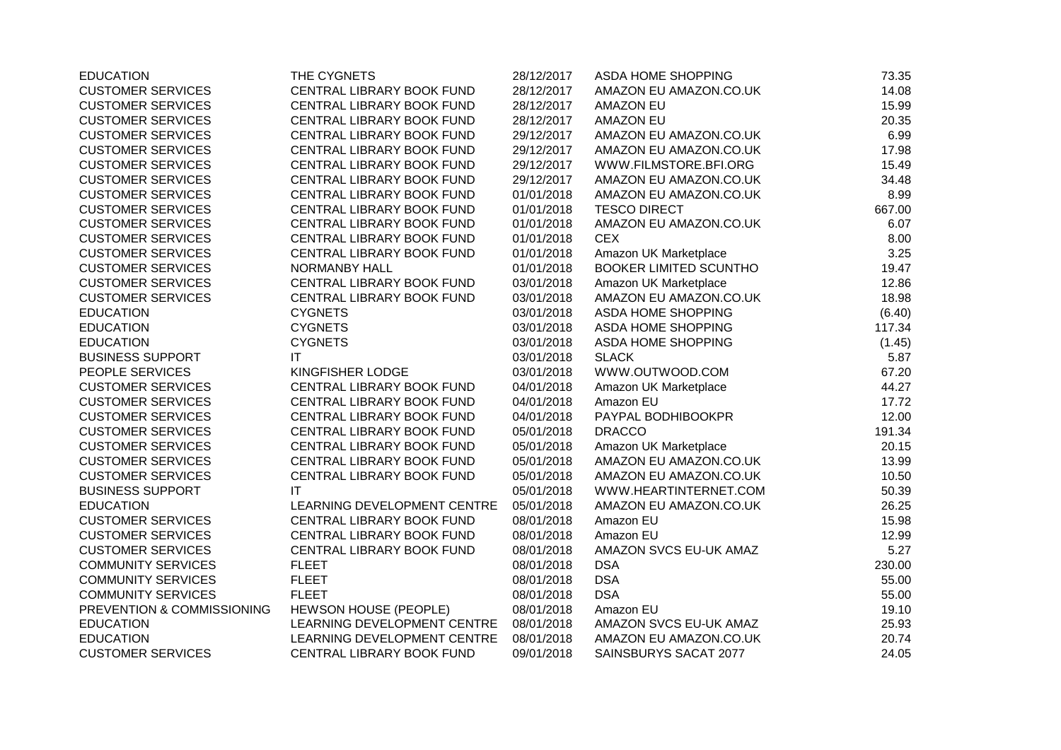| | | | | |
|---|---|---|---|---|
| EDUCATION | THE CYGNETS | 28/12/2017 | ASDA HOME SHOPPING | 73.35 |
| CUSTOMER SERVICES | CENTRAL LIBRARY BOOK FUND | 28/12/2017 | AMAZON EU AMAZON.CO.UK | 14.08 |
| CUSTOMER SERVICES | CENTRAL LIBRARY BOOK FUND | 28/12/2017 | AMAZON EU | 15.99 |
| CUSTOMER SERVICES | CENTRAL LIBRARY BOOK FUND | 28/12/2017 | AMAZON EU | 20.35 |
| CUSTOMER SERVICES | CENTRAL LIBRARY BOOK FUND | 29/12/2017 | AMAZON EU AMAZON.CO.UK | 6.99 |
| CUSTOMER SERVICES | CENTRAL LIBRARY BOOK FUND | 29/12/2017 | AMAZON EU AMAZON.CO.UK | 17.98 |
| CUSTOMER SERVICES | CENTRAL LIBRARY BOOK FUND | 29/12/2017 | WWW.FILMSTORE.BFI.ORG | 15.49 |
| CUSTOMER SERVICES | CENTRAL LIBRARY BOOK FUND | 29/12/2017 | AMAZON EU AMAZON.CO.UK | 34.48 |
| CUSTOMER SERVICES | CENTRAL LIBRARY BOOK FUND | 01/01/2018 | AMAZON EU AMAZON.CO.UK | 8.99 |
| CUSTOMER SERVICES | CENTRAL LIBRARY BOOK FUND | 01/01/2018 | TESCO DIRECT | 667.00 |
| CUSTOMER SERVICES | CENTRAL LIBRARY BOOK FUND | 01/01/2018 | AMAZON EU AMAZON.CO.UK | 6.07 |
| CUSTOMER SERVICES | CENTRAL LIBRARY BOOK FUND | 01/01/2018 | CEX | 8.00 |
| CUSTOMER SERVICES | CENTRAL LIBRARY BOOK FUND | 01/01/2018 | Amazon UK Marketplace | 3.25 |
| CUSTOMER SERVICES | NORMANBY HALL | 01/01/2018 | BOOKER LIMITED SCUNTHO | 19.47 |
| CUSTOMER SERVICES | CENTRAL LIBRARY BOOK FUND | 03/01/2018 | Amazon UK Marketplace | 12.86 |
| CUSTOMER SERVICES | CENTRAL LIBRARY BOOK FUND | 03/01/2018 | AMAZON EU AMAZON.CO.UK | 18.98 |
| EDUCATION | CYGNETS | 03/01/2018 | ASDA HOME SHOPPING | (6.40) |
| EDUCATION | CYGNETS | 03/01/2018 | ASDA HOME SHOPPING | 117.34 |
| EDUCATION | CYGNETS | 03/01/2018 | ASDA HOME SHOPPING | (1.45) |
| BUSINESS SUPPORT | IT | 03/01/2018 | SLACK | 5.87 |
| PEOPLE SERVICES | KINGFISHER LODGE | 03/01/2018 | WWW.OUTWOOD.COM | 67.20 |
| CUSTOMER SERVICES | CENTRAL LIBRARY BOOK FUND | 04/01/2018 | Amazon UK Marketplace | 44.27 |
| CUSTOMER SERVICES | CENTRAL LIBRARY BOOK FUND | 04/01/2018 | Amazon EU | 17.72 |
| CUSTOMER SERVICES | CENTRAL LIBRARY BOOK FUND | 04/01/2018 | PAYPAL BODHIBOOKPR | 12.00 |
| CUSTOMER SERVICES | CENTRAL LIBRARY BOOK FUND | 05/01/2018 | DRACCO | 191.34 |
| CUSTOMER SERVICES | CENTRAL LIBRARY BOOK FUND | 05/01/2018 | Amazon UK Marketplace | 20.15 |
| CUSTOMER SERVICES | CENTRAL LIBRARY BOOK FUND | 05/01/2018 | AMAZON EU AMAZON.CO.UK | 13.99 |
| CUSTOMER SERVICES | CENTRAL LIBRARY BOOK FUND | 05/01/2018 | AMAZON EU AMAZON.CO.UK | 10.50 |
| BUSINESS SUPPORT | IT | 05/01/2018 | WWW.HEARTINTERNET.COM | 50.39 |
| EDUCATION | LEARNING DEVELOPMENT CENTRE | 05/01/2018 | AMAZON EU AMAZON.CO.UK | 26.25 |
| CUSTOMER SERVICES | CENTRAL LIBRARY BOOK FUND | 08/01/2018 | Amazon EU | 15.98 |
| CUSTOMER SERVICES | CENTRAL LIBRARY BOOK FUND | 08/01/2018 | Amazon EU | 12.99 |
| CUSTOMER SERVICES | CENTRAL LIBRARY BOOK FUND | 08/01/2018 | AMAZON SVCS EU-UK AMAZ | 5.27 |
| COMMUNITY SERVICES | FLEET | 08/01/2018 | DSA | 230.00 |
| COMMUNITY SERVICES | FLEET | 08/01/2018 | DSA | 55.00 |
| COMMUNITY SERVICES | FLEET | 08/01/2018 | DSA | 55.00 |
| PREVENTION & COMMISSIONING | HEWSON HOUSE (PEOPLE) | 08/01/2018 | Amazon EU | 19.10 |
| EDUCATION | LEARNING DEVELOPMENT CENTRE | 08/01/2018 | AMAZON SVCS EU-UK AMAZ | 25.93 |
| EDUCATION | LEARNING DEVELOPMENT CENTRE | 08/01/2018 | AMAZON EU AMAZON.CO.UK | 20.74 |
| CUSTOMER SERVICES | CENTRAL LIBRARY BOOK FUND | 09/01/2018 | SAINSBURYS SACAT 2077 | 24.05 |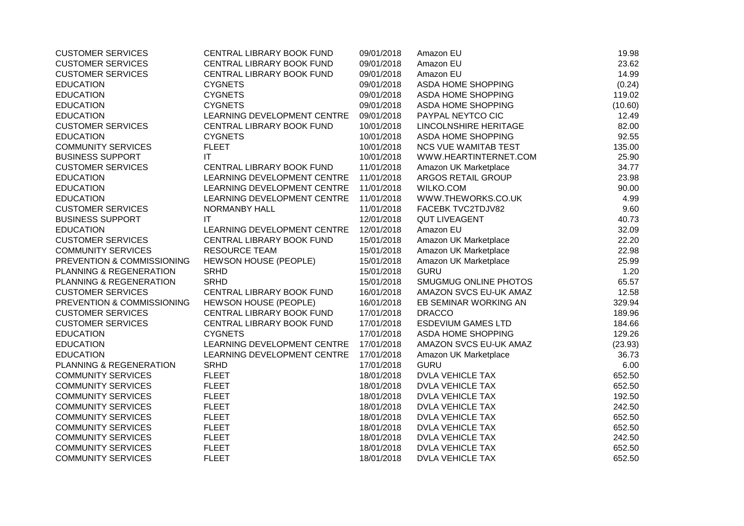| | | | | |
|---|---|---|---|---|
| CUSTOMER SERVICES | CENTRAL LIBRARY BOOK FUND | 09/01/2018 | Amazon EU | 19.98 |
| CUSTOMER SERVICES | CENTRAL LIBRARY BOOK FUND | 09/01/2018 | Amazon EU | 23.62 |
| CUSTOMER SERVICES | CENTRAL LIBRARY BOOK FUND | 09/01/2018 | Amazon EU | 14.99 |
| EDUCATION | CYGNETS | 09/01/2018 | ASDA HOME SHOPPING | (0.24) |
| EDUCATION | CYGNETS | 09/01/2018 | ASDA HOME SHOPPING | 119.02 |
| EDUCATION | CYGNETS | 09/01/2018 | ASDA HOME SHOPPING | (10.60) |
| EDUCATION | LEARNING DEVELOPMENT CENTRE | 09/01/2018 | PAYPAL NEYTCO CIC | 12.49 |
| CUSTOMER SERVICES | CENTRAL LIBRARY BOOK FUND | 10/01/2018 | LINCOLNSHIRE HERITAGE | 82.00 |
| EDUCATION | CYGNETS | 10/01/2018 | ASDA HOME SHOPPING | 92.55 |
| COMMUNITY SERVICES | FLEET | 10/01/2018 | NCS VUE WAMITAB TEST | 135.00 |
| BUSINESS SUPPORT | IT | 10/01/2018 | WWW.HEARTINTERNET.COM | 25.90 |
| CUSTOMER SERVICES | CENTRAL LIBRARY BOOK FUND | 11/01/2018 | Amazon UK Marketplace | 34.77 |
| EDUCATION | LEARNING DEVELOPMENT CENTRE | 11/01/2018 | ARGOS RETAIL GROUP | 23.98 |
| EDUCATION | LEARNING DEVELOPMENT CENTRE | 11/01/2018 | WILKO.COM | 90.00 |
| EDUCATION | LEARNING DEVELOPMENT CENTRE | 11/01/2018 | WWW.THEWORKS.CO.UK | 4.99 |
| CUSTOMER SERVICES | NORMANBY HALL | 11/01/2018 | FACEBK TVC2TDJV82 | 9.60 |
| BUSINESS SUPPORT | IT | 12/01/2018 | QUT LIVEAGENT | 40.73 |
| EDUCATION | LEARNING DEVELOPMENT CENTRE | 12/01/2018 | Amazon EU | 32.09 |
| CUSTOMER SERVICES | CENTRAL LIBRARY BOOK FUND | 15/01/2018 | Amazon UK Marketplace | 22.20 |
| COMMUNITY SERVICES | RESOURCE TEAM | 15/01/2018 | Amazon UK Marketplace | 22.98 |
| PREVENTION & COMMISSIONING | HEWSON HOUSE (PEOPLE) | 15/01/2018 | Amazon UK Marketplace | 25.99 |
| PLANNING & REGENERATION | SRHD | 15/01/2018 | GURU | 1.20 |
| PLANNING & REGENERATION | SRHD | 15/01/2018 | SMUGMUG ONLINE PHOTOS | 65.57 |
| CUSTOMER SERVICES | CENTRAL LIBRARY BOOK FUND | 16/01/2018 | AMAZON SVCS EU-UK AMAZ | 12.58 |
| PREVENTION & COMMISSIONING | HEWSON HOUSE (PEOPLE) | 16/01/2018 | EB SEMINAR WORKING AN | 329.94 |
| CUSTOMER SERVICES | CENTRAL LIBRARY BOOK FUND | 17/01/2018 | DRACCO | 189.96 |
| CUSTOMER SERVICES | CENTRAL LIBRARY BOOK FUND | 17/01/2018 | ESDEVIUM GAMES LTD | 184.66 |
| EDUCATION | CYGNETS | 17/01/2018 | ASDA HOME SHOPPING | 129.26 |
| EDUCATION | LEARNING DEVELOPMENT CENTRE | 17/01/2018 | AMAZON SVCS EU-UK AMAZ | (23.93) |
| EDUCATION | LEARNING DEVELOPMENT CENTRE | 17/01/2018 | Amazon UK Marketplace | 36.73 |
| PLANNING & REGENERATION | SRHD | 17/01/2018 | GURU | 6.00 |
| COMMUNITY SERVICES | FLEET | 18/01/2018 | DVLA VEHICLE TAX | 652.50 |
| COMMUNITY SERVICES | FLEET | 18/01/2018 | DVLA VEHICLE TAX | 652.50 |
| COMMUNITY SERVICES | FLEET | 18/01/2018 | DVLA VEHICLE TAX | 192.50 |
| COMMUNITY SERVICES | FLEET | 18/01/2018 | DVLA VEHICLE TAX | 242.50 |
| COMMUNITY SERVICES | FLEET | 18/01/2018 | DVLA VEHICLE TAX | 652.50 |
| COMMUNITY SERVICES | FLEET | 18/01/2018 | DVLA VEHICLE TAX | 652.50 |
| COMMUNITY SERVICES | FLEET | 18/01/2018 | DVLA VEHICLE TAX | 242.50 |
| COMMUNITY SERVICES | FLEET | 18/01/2018 | DVLA VEHICLE TAX | 652.50 |
| COMMUNITY SERVICES | FLEET | 18/01/2018 | DVLA VEHICLE TAX | 652.50 |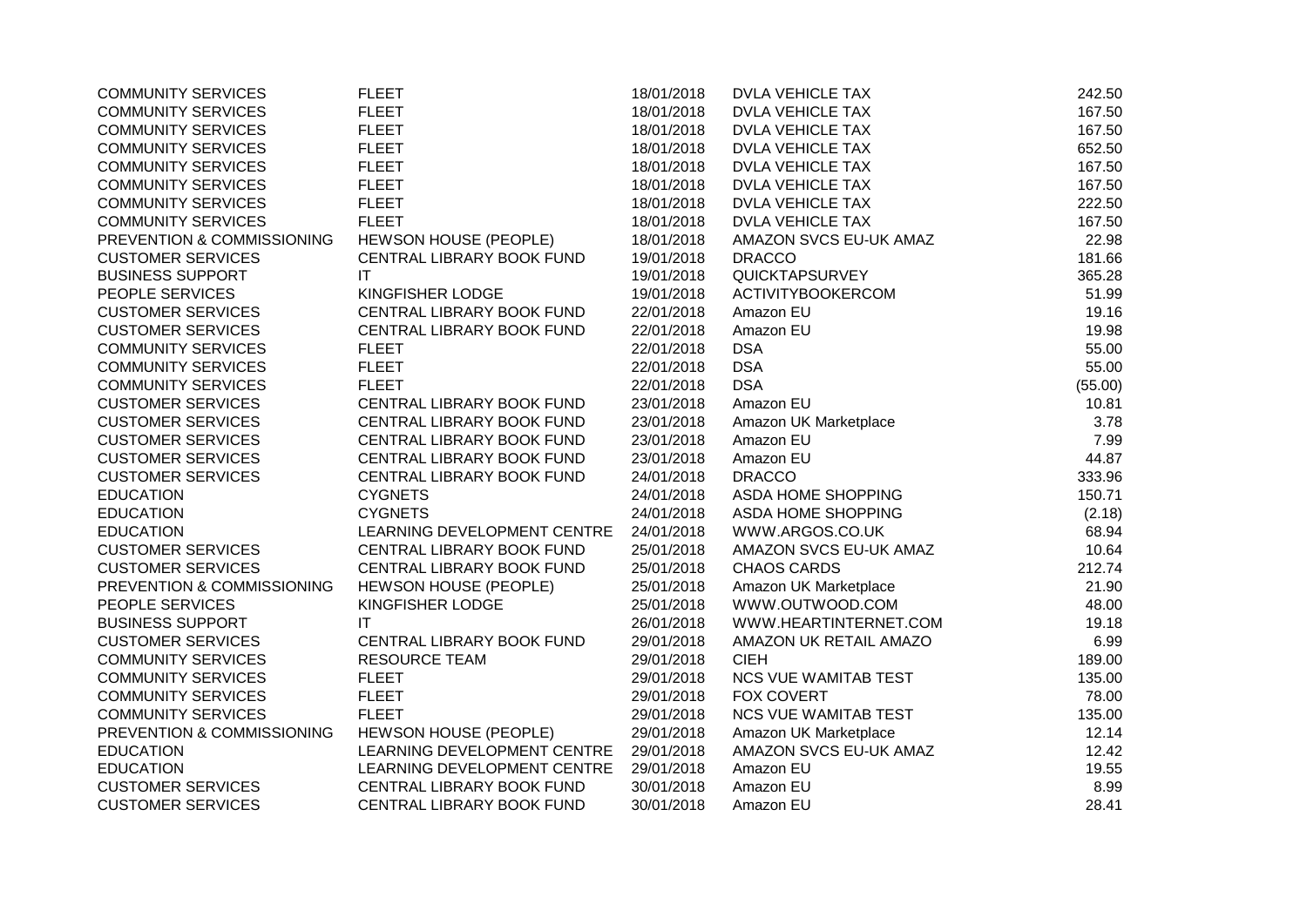| | | | | |
|---|---|---|---|---|
| COMMUNITY SERVICES | FLEET | 18/01/2018 | DVLA VEHICLE TAX | 242.50 |
| COMMUNITY SERVICES | FLEET | 18/01/2018 | DVLA VEHICLE TAX | 167.50 |
| COMMUNITY SERVICES | FLEET | 18/01/2018 | DVLA VEHICLE TAX | 167.50 |
| COMMUNITY SERVICES | FLEET | 18/01/2018 | DVLA VEHICLE TAX | 652.50 |
| COMMUNITY SERVICES | FLEET | 18/01/2018 | DVLA VEHICLE TAX | 167.50 |
| COMMUNITY SERVICES | FLEET | 18/01/2018 | DVLA VEHICLE TAX | 167.50 |
| COMMUNITY SERVICES | FLEET | 18/01/2018 | DVLA VEHICLE TAX | 222.50 |
| COMMUNITY SERVICES | FLEET | 18/01/2018 | DVLA VEHICLE TAX | 167.50 |
| PREVENTION & COMMISSIONING | HEWSON HOUSE (PEOPLE) | 18/01/2018 | AMAZON SVCS EU-UK AMAZ | 22.98 |
| CUSTOMER SERVICES | CENTRAL LIBRARY BOOK FUND | 19/01/2018 | DRACCO | 181.66 |
| BUSINESS SUPPORT | IT | 19/01/2018 | QUICKTAPSURVEY | 365.28 |
| PEOPLE SERVICES | KINGFISHER LODGE | 19/01/2018 | ACTIVITYBOOKERCOM | 51.99 |
| CUSTOMER SERVICES | CENTRAL LIBRARY BOOK FUND | 22/01/2018 | Amazon EU | 19.16 |
| CUSTOMER SERVICES | CENTRAL LIBRARY BOOK FUND | 22/01/2018 | Amazon EU | 19.98 |
| COMMUNITY SERVICES | FLEET | 22/01/2018 | DSA | 55.00 |
| COMMUNITY SERVICES | FLEET | 22/01/2018 | DSA | 55.00 |
| COMMUNITY SERVICES | FLEET | 22/01/2018 | DSA | (55.00) |
| CUSTOMER SERVICES | CENTRAL LIBRARY BOOK FUND | 23/01/2018 | Amazon EU | 10.81 |
| CUSTOMER SERVICES | CENTRAL LIBRARY BOOK FUND | 23/01/2018 | Amazon UK Marketplace | 3.78 |
| CUSTOMER SERVICES | CENTRAL LIBRARY BOOK FUND | 23/01/2018 | Amazon EU | 7.99 |
| CUSTOMER SERVICES | CENTRAL LIBRARY BOOK FUND | 23/01/2018 | Amazon EU | 44.87 |
| CUSTOMER SERVICES | CENTRAL LIBRARY BOOK FUND | 24/01/2018 | DRACCO | 333.96 |
| EDUCATION | CYGNETS | 24/01/2018 | ASDA HOME SHOPPING | 150.71 |
| EDUCATION | CYGNETS | 24/01/2018 | ASDA HOME SHOPPING | (2.18) |
| EDUCATION | LEARNING DEVELOPMENT CENTRE | 24/01/2018 | WWW.ARGOS.CO.UK | 68.94 |
| CUSTOMER SERVICES | CENTRAL LIBRARY BOOK FUND | 25/01/2018 | AMAZON SVCS EU-UK AMAZ | 10.64 |
| CUSTOMER SERVICES | CENTRAL LIBRARY BOOK FUND | 25/01/2018 | CHAOS CARDS | 212.74 |
| PREVENTION & COMMISSIONING | HEWSON HOUSE (PEOPLE) | 25/01/2018 | Amazon UK Marketplace | 21.90 |
| PEOPLE SERVICES | KINGFISHER LODGE | 25/01/2018 | WWW.OUTWOOD.COM | 48.00 |
| BUSINESS SUPPORT | IT | 26/01/2018 | WWW.HEARTINTERNET.COM | 19.18 |
| CUSTOMER SERVICES | CENTRAL LIBRARY BOOK FUND | 29/01/2018 | AMAZON UK RETAIL AMAZO | 6.99 |
| COMMUNITY SERVICES | RESOURCE TEAM | 29/01/2018 | CIEH | 189.00 |
| COMMUNITY SERVICES | FLEET | 29/01/2018 | NCS VUE WAMITAB TEST | 135.00 |
| COMMUNITY SERVICES | FLEET | 29/01/2018 | FOX COVERT | 78.00 |
| COMMUNITY SERVICES | FLEET | 29/01/2018 | NCS VUE WAMITAB TEST | 135.00 |
| PREVENTION & COMMISSIONING | HEWSON HOUSE (PEOPLE) | 29/01/2018 | Amazon UK Marketplace | 12.14 |
| EDUCATION | LEARNING DEVELOPMENT CENTRE | 29/01/2018 | AMAZON SVCS EU-UK AMAZ | 12.42 |
| EDUCATION | LEARNING DEVELOPMENT CENTRE | 29/01/2018 | Amazon EU | 19.55 |
| CUSTOMER SERVICES | CENTRAL LIBRARY BOOK FUND | 30/01/2018 | Amazon EU | 8.99 |
| CUSTOMER SERVICES | CENTRAL LIBRARY BOOK FUND | 30/01/2018 | Amazon EU | 28.41 |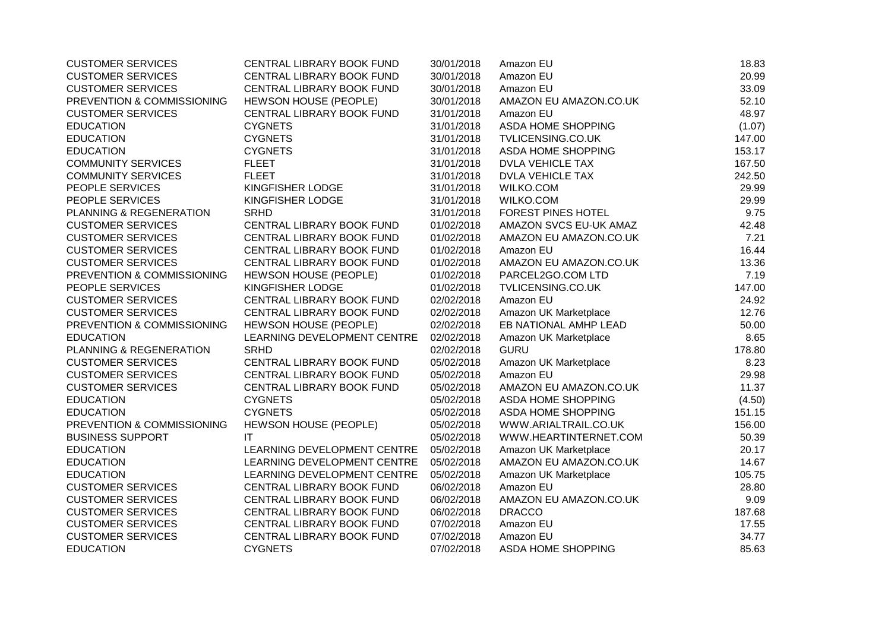| | | | | |
|---|---|---|---|---|
| CUSTOMER SERVICES | CENTRAL LIBRARY BOOK FUND | 30/01/2018 | Amazon EU | 18.83 |
| CUSTOMER SERVICES | CENTRAL LIBRARY BOOK FUND | 30/01/2018 | Amazon EU | 20.99 |
| CUSTOMER SERVICES | CENTRAL LIBRARY BOOK FUND | 30/01/2018 | Amazon EU | 33.09 |
| PREVENTION & COMMISSIONING | HEWSON HOUSE (PEOPLE) | 30/01/2018 | AMAZON EU AMAZON.CO.UK | 52.10 |
| CUSTOMER SERVICES | CENTRAL LIBRARY BOOK FUND | 31/01/2018 | Amazon EU | 48.97 |
| EDUCATION | CYGNETS | 31/01/2018 | ASDA HOME SHOPPING | (1.07) |
| EDUCATION | CYGNETS | 31/01/2018 | TVLICENSING.CO.UK | 147.00 |
| EDUCATION | CYGNETS | 31/01/2018 | ASDA HOME SHOPPING | 153.17 |
| COMMUNITY SERVICES | FLEET | 31/01/2018 | DVLA VEHICLE TAX | 167.50 |
| COMMUNITY SERVICES | FLEET | 31/01/2018 | DVLA VEHICLE TAX | 242.50 |
| PEOPLE SERVICES | KINGFISHER LODGE | 31/01/2018 | WILKO.COM | 29.99 |
| PEOPLE SERVICES | KINGFISHER LODGE | 31/01/2018 | WILKO.COM | 29.99 |
| PLANNING & REGENERATION | SRHD | 31/01/2018 | FOREST PINES HOTEL | 9.75 |
| CUSTOMER SERVICES | CENTRAL LIBRARY BOOK FUND | 01/02/2018 | AMAZON SVCS EU-UK AMAZ | 42.48 |
| CUSTOMER SERVICES | CENTRAL LIBRARY BOOK FUND | 01/02/2018 | AMAZON EU AMAZON.CO.UK | 7.21 |
| CUSTOMER SERVICES | CENTRAL LIBRARY BOOK FUND | 01/02/2018 | Amazon EU | 16.44 |
| CUSTOMER SERVICES | CENTRAL LIBRARY BOOK FUND | 01/02/2018 | AMAZON EU AMAZON.CO.UK | 13.36 |
| PREVENTION & COMMISSIONING | HEWSON HOUSE (PEOPLE) | 01/02/2018 | PARCEL2GO.COM LTD | 7.19 |
| PEOPLE SERVICES | KINGFISHER LODGE | 01/02/2018 | TVLICENSING.CO.UK | 147.00 |
| CUSTOMER SERVICES | CENTRAL LIBRARY BOOK FUND | 02/02/2018 | Amazon EU | 24.92 |
| CUSTOMER SERVICES | CENTRAL LIBRARY BOOK FUND | 02/02/2018 | Amazon UK Marketplace | 12.76 |
| PREVENTION & COMMISSIONING | HEWSON HOUSE (PEOPLE) | 02/02/2018 | EB NATIONAL AMHP LEAD | 50.00 |
| EDUCATION | LEARNING DEVELOPMENT CENTRE | 02/02/2018 | Amazon UK Marketplace | 8.65 |
| PLANNING & REGENERATION | SRHD | 02/02/2018 | GURU | 178.80 |
| CUSTOMER SERVICES | CENTRAL LIBRARY BOOK FUND | 05/02/2018 | Amazon UK Marketplace | 8.23 |
| CUSTOMER SERVICES | CENTRAL LIBRARY BOOK FUND | 05/02/2018 | Amazon EU | 29.98 |
| CUSTOMER SERVICES | CENTRAL LIBRARY BOOK FUND | 05/02/2018 | AMAZON EU AMAZON.CO.UK | 11.37 |
| EDUCATION | CYGNETS | 05/02/2018 | ASDA HOME SHOPPING | (4.50) |
| EDUCATION | CYGNETS | 05/02/2018 | ASDA HOME SHOPPING | 151.15 |
| PREVENTION & COMMISSIONING | HEWSON HOUSE (PEOPLE) | 05/02/2018 | WWW.ARIALTRAIL.CO.UK | 156.00 |
| BUSINESS SUPPORT | IT | 05/02/2018 | WWW.HEARTINTERNET.COM | 50.39 |
| EDUCATION | LEARNING DEVELOPMENT CENTRE | 05/02/2018 | Amazon UK Marketplace | 20.17 |
| EDUCATION | LEARNING DEVELOPMENT CENTRE | 05/02/2018 | AMAZON EU AMAZON.CO.UK | 14.67 |
| EDUCATION | LEARNING DEVELOPMENT CENTRE | 05/02/2018 | Amazon UK Marketplace | 105.75 |
| CUSTOMER SERVICES | CENTRAL LIBRARY BOOK FUND | 06/02/2018 | Amazon EU | 28.80 |
| CUSTOMER SERVICES | CENTRAL LIBRARY BOOK FUND | 06/02/2018 | AMAZON EU AMAZON.CO.UK | 9.09 |
| CUSTOMER SERVICES | CENTRAL LIBRARY BOOK FUND | 06/02/2018 | DRACCO | 187.68 |
| CUSTOMER SERVICES | CENTRAL LIBRARY BOOK FUND | 07/02/2018 | Amazon EU | 17.55 |
| CUSTOMER SERVICES | CENTRAL LIBRARY BOOK FUND | 07/02/2018 | Amazon EU | 34.77 |
| EDUCATION | CYGNETS | 07/02/2018 | ASDA HOME SHOPPING | 85.63 |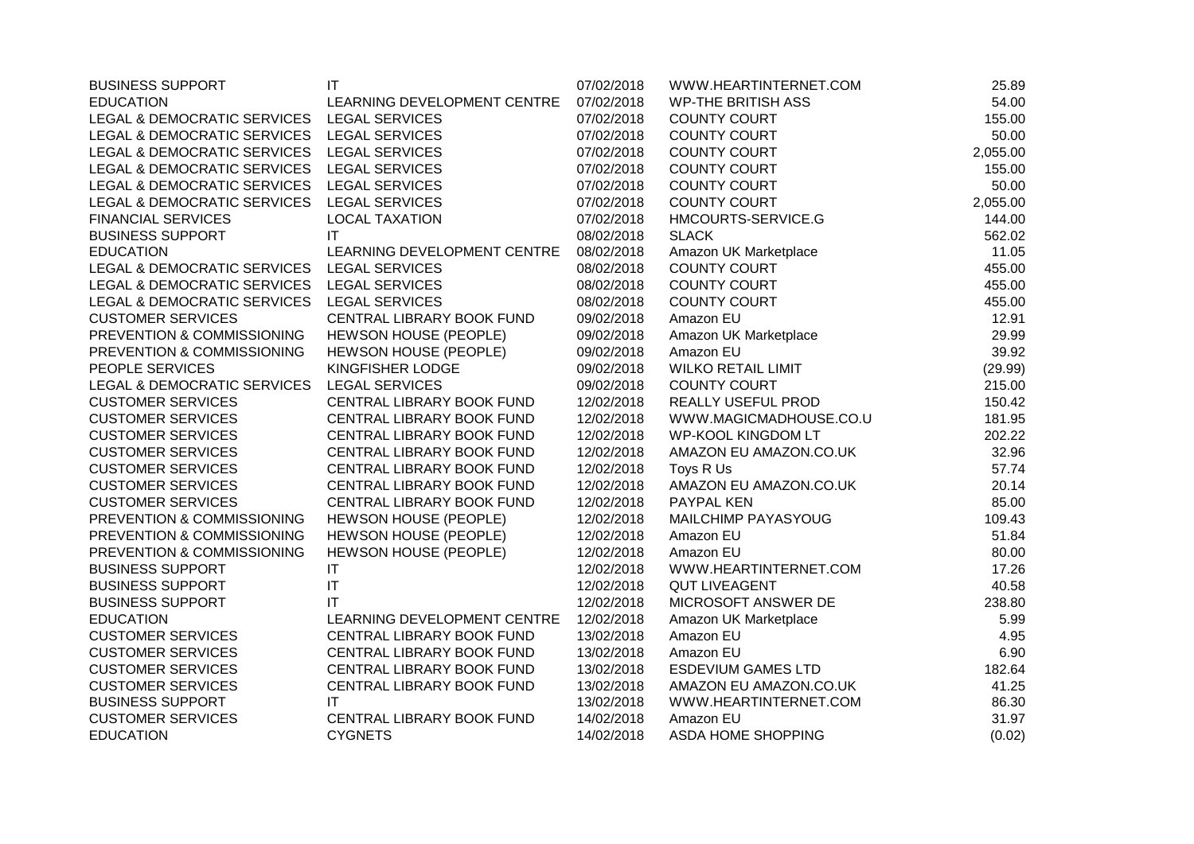| | | | | |
|---|---|---|---|---|
| BUSINESS SUPPORT | IT | 07/02/2018 | WWW.HEARTINTERNET.COM | 25.89 |
| EDUCATION | LEARNING DEVELOPMENT CENTRE | 07/02/2018 | WP-THE BRITISH ASS | 54.00 |
| LEGAL & DEMOCRATIC SERVICES | LEGAL SERVICES | 07/02/2018 | COUNTY COURT | 155.00 |
| LEGAL & DEMOCRATIC SERVICES | LEGAL SERVICES | 07/02/2018 | COUNTY COURT | 50.00 |
| LEGAL & DEMOCRATIC SERVICES | LEGAL SERVICES | 07/02/2018 | COUNTY COURT | 2,055.00 |
| LEGAL & DEMOCRATIC SERVICES | LEGAL SERVICES | 07/02/2018 | COUNTY COURT | 155.00 |
| LEGAL & DEMOCRATIC SERVICES | LEGAL SERVICES | 07/02/2018 | COUNTY COURT | 50.00 |
| LEGAL & DEMOCRATIC SERVICES | LEGAL SERVICES | 07/02/2018 | COUNTY COURT | 2,055.00 |
| FINANCIAL SERVICES | LOCAL TAXATION | 07/02/2018 | HMCOURTS-SERVICE.G | 144.00 |
| BUSINESS SUPPORT | IT | 08/02/2018 | SLACK | 562.02 |
| EDUCATION | LEARNING DEVELOPMENT CENTRE | 08/02/2018 | Amazon UK Marketplace | 11.05 |
| LEGAL & DEMOCRATIC SERVICES | LEGAL SERVICES | 08/02/2018 | COUNTY COURT | 455.00 |
| LEGAL & DEMOCRATIC SERVICES | LEGAL SERVICES | 08/02/2018 | COUNTY COURT | 455.00 |
| LEGAL & DEMOCRATIC SERVICES | LEGAL SERVICES | 08/02/2018 | COUNTY COURT | 455.00 |
| CUSTOMER SERVICES | CENTRAL LIBRARY BOOK FUND | 09/02/2018 | Amazon EU | 12.91 |
| PREVENTION & COMMISSIONING | HEWSON HOUSE (PEOPLE) | 09/02/2018 | Amazon UK Marketplace | 29.99 |
| PREVENTION & COMMISSIONING | HEWSON HOUSE (PEOPLE) | 09/02/2018 | Amazon EU | 39.92 |
| PEOPLE SERVICES | KINGFISHER LODGE | 09/02/2018 | WILKO RETAIL LIMIT | (29.99) |
| LEGAL & DEMOCRATIC SERVICES | LEGAL SERVICES | 09/02/2018 | COUNTY COURT | 215.00 |
| CUSTOMER SERVICES | CENTRAL LIBRARY BOOK FUND | 12/02/2018 | REALLY USEFUL PROD | 150.42 |
| CUSTOMER SERVICES | CENTRAL LIBRARY BOOK FUND | 12/02/2018 | WWW.MAGICMADHOUSE.CO.U | 181.95 |
| CUSTOMER SERVICES | CENTRAL LIBRARY BOOK FUND | 12/02/2018 | WP-KOOL KINGDOM LT | 202.22 |
| CUSTOMER SERVICES | CENTRAL LIBRARY BOOK FUND | 12/02/2018 | AMAZON EU AMAZON.CO.UK | 32.96 |
| CUSTOMER SERVICES | CENTRAL LIBRARY BOOK FUND | 12/02/2018 | Toys R Us | 57.74 |
| CUSTOMER SERVICES | CENTRAL LIBRARY BOOK FUND | 12/02/2018 | AMAZON EU AMAZON.CO.UK | 20.14 |
| CUSTOMER SERVICES | CENTRAL LIBRARY BOOK FUND | 12/02/2018 | PAYPAL KEN | 85.00 |
| PREVENTION & COMMISSIONING | HEWSON HOUSE (PEOPLE) | 12/02/2018 | MAILCHIMP PAYASYOUG | 109.43 |
| PREVENTION & COMMISSIONING | HEWSON HOUSE (PEOPLE) | 12/02/2018 | Amazon EU | 51.84 |
| PREVENTION & COMMISSIONING | HEWSON HOUSE (PEOPLE) | 12/02/2018 | Amazon EU | 80.00 |
| BUSINESS SUPPORT | IT | 12/02/2018 | WWW.HEARTINTERNET.COM | 17.26 |
| BUSINESS SUPPORT | IT | 12/02/2018 | QUT LIVEAGENT | 40.58 |
| BUSINESS SUPPORT | IT | 12/02/2018 | MICROSOFT ANSWER DE | 238.80 |
| EDUCATION | LEARNING DEVELOPMENT CENTRE | 12/02/2018 | Amazon UK Marketplace | 5.99 |
| CUSTOMER SERVICES | CENTRAL LIBRARY BOOK FUND | 13/02/2018 | Amazon EU | 4.95 |
| CUSTOMER SERVICES | CENTRAL LIBRARY BOOK FUND | 13/02/2018 | Amazon EU | 6.90 |
| CUSTOMER SERVICES | CENTRAL LIBRARY BOOK FUND | 13/02/2018 | ESDEVIUM GAMES LTD | 182.64 |
| CUSTOMER SERVICES | CENTRAL LIBRARY BOOK FUND | 13/02/2018 | AMAZON EU AMAZON.CO.UK | 41.25 |
| BUSINESS SUPPORT | IT | 13/02/2018 | WWW.HEARTINTERNET.COM | 86.30 |
| CUSTOMER SERVICES | CENTRAL LIBRARY BOOK FUND | 14/02/2018 | Amazon EU | 31.97 |
| EDUCATION | CYGNETS | 14/02/2018 | ASDA HOME SHOPPING | (0.02) |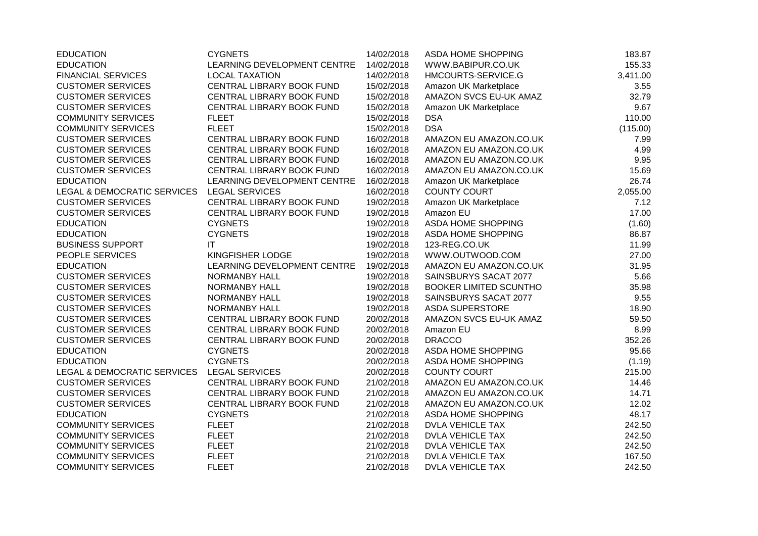| | | | | |
|---|---|---|---|---|
| EDUCATION | CYGNETS | 14/02/2018 | ASDA HOME SHOPPING | 183.87 |
| EDUCATION | LEARNING DEVELOPMENT CENTRE | 14/02/2018 | WWW.BABIPUR.CO.UK | 155.33 |
| FINANCIAL SERVICES | LOCAL TAXATION | 14/02/2018 | HMCOURTS-SERVICE.G | 3,411.00 |
| CUSTOMER SERVICES | CENTRAL LIBRARY BOOK FUND | 15/02/2018 | Amazon UK Marketplace | 3.55 |
| CUSTOMER SERVICES | CENTRAL LIBRARY BOOK FUND | 15/02/2018 | AMAZON SVCS EU-UK AMAZ | 32.79 |
| CUSTOMER SERVICES | CENTRAL LIBRARY BOOK FUND | 15/02/2018 | Amazon UK Marketplace | 9.67 |
| COMMUNITY SERVICES | FLEET | 15/02/2018 | DSA | 110.00 |
| COMMUNITY SERVICES | FLEET | 15/02/2018 | DSA | (115.00) |
| CUSTOMER SERVICES | CENTRAL LIBRARY BOOK FUND | 16/02/2018 | AMAZON EU AMAZON.CO.UK | 7.99 |
| CUSTOMER SERVICES | CENTRAL LIBRARY BOOK FUND | 16/02/2018 | AMAZON EU AMAZON.CO.UK | 4.99 |
| CUSTOMER SERVICES | CENTRAL LIBRARY BOOK FUND | 16/02/2018 | AMAZON EU AMAZON.CO.UK | 9.95 |
| CUSTOMER SERVICES | CENTRAL LIBRARY BOOK FUND | 16/02/2018 | AMAZON EU AMAZON.CO.UK | 15.69 |
| EDUCATION | LEARNING DEVELOPMENT CENTRE | 16/02/2018 | Amazon UK Marketplace | 26.74 |
| LEGAL & DEMOCRATIC SERVICES | LEGAL SERVICES | 16/02/2018 | COUNTY COURT | 2,055.00 |
| CUSTOMER SERVICES | CENTRAL LIBRARY BOOK FUND | 19/02/2018 | Amazon UK Marketplace | 7.12 |
| CUSTOMER SERVICES | CENTRAL LIBRARY BOOK FUND | 19/02/2018 | Amazon EU | 17.00 |
| EDUCATION | CYGNETS | 19/02/2018 | ASDA HOME SHOPPING | (1.60) |
| EDUCATION | CYGNETS | 19/02/2018 | ASDA HOME SHOPPING | 86.87 |
| BUSINESS SUPPORT | IT | 19/02/2018 | 123-REG.CO.UK | 11.99 |
| PEOPLE SERVICES | KINGFISHER LODGE | 19/02/2018 | WWW.OUTWOOD.COM | 27.00 |
| EDUCATION | LEARNING DEVELOPMENT CENTRE | 19/02/2018 | AMAZON EU AMAZON.CO.UK | 31.95 |
| CUSTOMER SERVICES | NORMANBY HALL | 19/02/2018 | SAINSBURYS SACAT 2077 | 5.66 |
| CUSTOMER SERVICES | NORMANBY HALL | 19/02/2018 | BOOKER LIMITED SCUNTHO | 35.98 |
| CUSTOMER SERVICES | NORMANBY HALL | 19/02/2018 | SAINSBURYS SACAT 2077 | 9.55 |
| CUSTOMER SERVICES | NORMANBY HALL | 19/02/2018 | ASDA SUPERSTORE | 18.90 |
| CUSTOMER SERVICES | CENTRAL LIBRARY BOOK FUND | 20/02/2018 | AMAZON SVCS EU-UK AMAZ | 59.50 |
| CUSTOMER SERVICES | CENTRAL LIBRARY BOOK FUND | 20/02/2018 | Amazon EU | 8.99 |
| CUSTOMER SERVICES | CENTRAL LIBRARY BOOK FUND | 20/02/2018 | DRACCO | 352.26 |
| EDUCATION | CYGNETS | 20/02/2018 | ASDA HOME SHOPPING | 95.66 |
| EDUCATION | CYGNETS | 20/02/2018 | ASDA HOME SHOPPING | (1.19) |
| LEGAL & DEMOCRATIC SERVICES | LEGAL SERVICES | 20/02/2018 | COUNTY COURT | 215.00 |
| CUSTOMER SERVICES | CENTRAL LIBRARY BOOK FUND | 21/02/2018 | AMAZON EU AMAZON.CO.UK | 14.46 |
| CUSTOMER SERVICES | CENTRAL LIBRARY BOOK FUND | 21/02/2018 | AMAZON EU AMAZON.CO.UK | 14.71 |
| CUSTOMER SERVICES | CENTRAL LIBRARY BOOK FUND | 21/02/2018 | AMAZON EU AMAZON.CO.UK | 12.02 |
| EDUCATION | CYGNETS | 21/02/2018 | ASDA HOME SHOPPING | 48.17 |
| COMMUNITY SERVICES | FLEET | 21/02/2018 | DVLA VEHICLE TAX | 242.50 |
| COMMUNITY SERVICES | FLEET | 21/02/2018 | DVLA VEHICLE TAX | 242.50 |
| COMMUNITY SERVICES | FLEET | 21/02/2018 | DVLA VEHICLE TAX | 242.50 |
| COMMUNITY SERVICES | FLEET | 21/02/2018 | DVLA VEHICLE TAX | 167.50 |
| COMMUNITY SERVICES | FLEET | 21/02/2018 | DVLA VEHICLE TAX | 242.50 |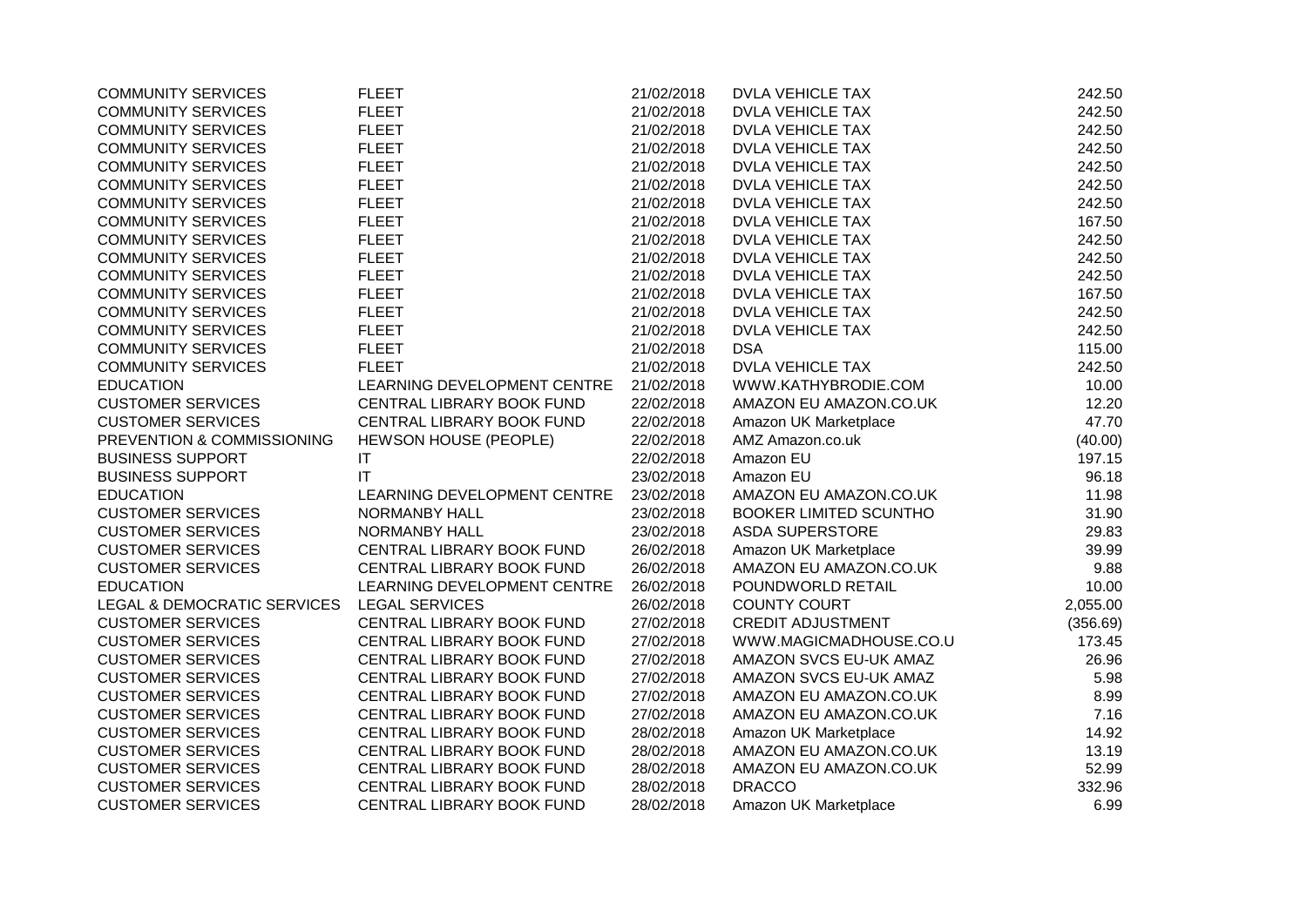| | | | | |
|---|---|---|---|---|
| COMMUNITY SERVICES | FLEET | 21/02/2018 | DVLA VEHICLE TAX | 242.50 |
| COMMUNITY SERVICES | FLEET | 21/02/2018 | DVLA VEHICLE TAX | 242.50 |
| COMMUNITY SERVICES | FLEET | 21/02/2018 | DVLA VEHICLE TAX | 242.50 |
| COMMUNITY SERVICES | FLEET | 21/02/2018 | DVLA VEHICLE TAX | 242.50 |
| COMMUNITY SERVICES | FLEET | 21/02/2018 | DVLA VEHICLE TAX | 242.50 |
| COMMUNITY SERVICES | FLEET | 21/02/2018 | DVLA VEHICLE TAX | 242.50 |
| COMMUNITY SERVICES | FLEET | 21/02/2018 | DVLA VEHICLE TAX | 242.50 |
| COMMUNITY SERVICES | FLEET | 21/02/2018 | DVLA VEHICLE TAX | 167.50 |
| COMMUNITY SERVICES | FLEET | 21/02/2018 | DVLA VEHICLE TAX | 242.50 |
| COMMUNITY SERVICES | FLEET | 21/02/2018 | DVLA VEHICLE TAX | 242.50 |
| COMMUNITY SERVICES | FLEET | 21/02/2018 | DVLA VEHICLE TAX | 242.50 |
| COMMUNITY SERVICES | FLEET | 21/02/2018 | DVLA VEHICLE TAX | 167.50 |
| COMMUNITY SERVICES | FLEET | 21/02/2018 | DVLA VEHICLE TAX | 242.50 |
| COMMUNITY SERVICES | FLEET | 21/02/2018 | DVLA VEHICLE TAX | 242.50 |
| COMMUNITY SERVICES | FLEET | 21/02/2018 | DSA | 115.00 |
| COMMUNITY SERVICES | FLEET | 21/02/2018 | DVLA VEHICLE TAX | 242.50 |
| EDUCATION | LEARNING DEVELOPMENT CENTRE | 21/02/2018 | WWW.KATHYBRODIE.COM | 10.00 |
| CUSTOMER SERVICES | CENTRAL LIBRARY BOOK FUND | 22/02/2018 | AMAZON EU AMAZON.CO.UK | 12.20 |
| CUSTOMER SERVICES | CENTRAL LIBRARY BOOK FUND | 22/02/2018 | Amazon UK Marketplace | 47.70 |
| PREVENTION & COMMISSIONING | HEWSON HOUSE (PEOPLE) | 22/02/2018 | AMZ Amazon.co.uk | (40.00) |
| BUSINESS SUPPORT | IT | 22/02/2018 | Amazon EU | 197.15 |
| BUSINESS SUPPORT | IT | 23/02/2018 | Amazon EU | 96.18 |
| EDUCATION | LEARNING DEVELOPMENT CENTRE | 23/02/2018 | AMAZON EU AMAZON.CO.UK | 11.98 |
| CUSTOMER SERVICES | NORMANBY HALL | 23/02/2018 | BOOKER LIMITED SCUNTHO | 31.90 |
| CUSTOMER SERVICES | NORMANBY HALL | 23/02/2018 | ASDA SUPERSTORE | 29.83 |
| CUSTOMER SERVICES | CENTRAL LIBRARY BOOK FUND | 26/02/2018 | Amazon UK Marketplace | 39.99 |
| CUSTOMER SERVICES | CENTRAL LIBRARY BOOK FUND | 26/02/2018 | AMAZON EU AMAZON.CO.UK | 9.88 |
| EDUCATION | LEARNING DEVELOPMENT CENTRE | 26/02/2018 | POUNDWORLD RETAIL | 10.00 |
| LEGAL & DEMOCRATIC SERVICES | LEGAL SERVICES | 26/02/2018 | COUNTY COURT | 2,055.00 |
| CUSTOMER SERVICES | CENTRAL LIBRARY BOOK FUND | 27/02/2018 | CREDIT ADJUSTMENT | (356.69) |
| CUSTOMER SERVICES | CENTRAL LIBRARY BOOK FUND | 27/02/2018 | WWW.MAGICMADHOUSE.CO.U | 173.45 |
| CUSTOMER SERVICES | CENTRAL LIBRARY BOOK FUND | 27/02/2018 | AMAZON SVCS EU-UK AMAZ | 26.96 |
| CUSTOMER SERVICES | CENTRAL LIBRARY BOOK FUND | 27/02/2018 | AMAZON SVCS EU-UK AMAZ | 5.98 |
| CUSTOMER SERVICES | CENTRAL LIBRARY BOOK FUND | 27/02/2018 | AMAZON EU AMAZON.CO.UK | 8.99 |
| CUSTOMER SERVICES | CENTRAL LIBRARY BOOK FUND | 27/02/2018 | AMAZON EU AMAZON.CO.UK | 7.16 |
| CUSTOMER SERVICES | CENTRAL LIBRARY BOOK FUND | 28/02/2018 | Amazon UK Marketplace | 14.92 |
| CUSTOMER SERVICES | CENTRAL LIBRARY BOOK FUND | 28/02/2018 | AMAZON EU AMAZON.CO.UK | 13.19 |
| CUSTOMER SERVICES | CENTRAL LIBRARY BOOK FUND | 28/02/2018 | AMAZON EU AMAZON.CO.UK | 52.99 |
| CUSTOMER SERVICES | CENTRAL LIBRARY BOOK FUND | 28/02/2018 | DRACCO | 332.96 |
| CUSTOMER SERVICES | CENTRAL LIBRARY BOOK FUND | 28/02/2018 | Amazon UK Marketplace | 6.99 |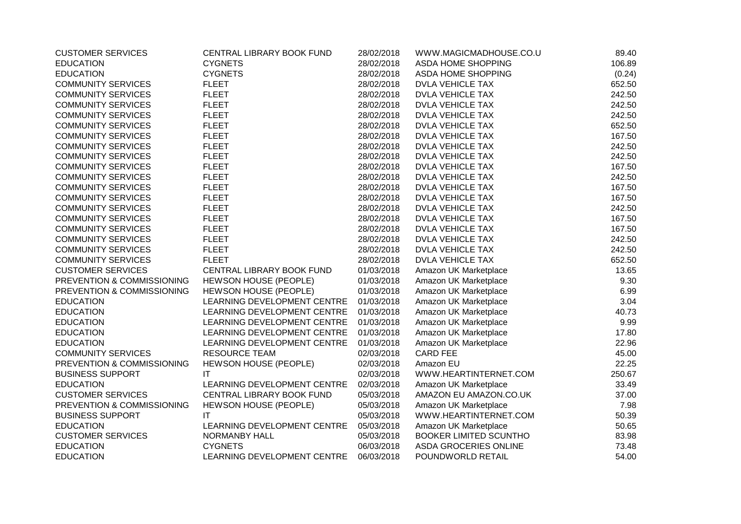| | | | | |
|---|---|---|---|---|
| CUSTOMER SERVICES | CENTRAL LIBRARY BOOK FUND | 28/02/2018 | WWW.MAGICMADHOUSE.CO.U | 89.40 |
| EDUCATION | CYGNETS | 28/02/2018 | ASDA HOME SHOPPING | 106.89 |
| EDUCATION | CYGNETS | 28/02/2018 | ASDA HOME SHOPPING | (0.24) |
| COMMUNITY SERVICES | FLEET | 28/02/2018 | DVLA VEHICLE TAX | 652.50 |
| COMMUNITY SERVICES | FLEET | 28/02/2018 | DVLA VEHICLE TAX | 242.50 |
| COMMUNITY SERVICES | FLEET | 28/02/2018 | DVLA VEHICLE TAX | 242.50 |
| COMMUNITY SERVICES | FLEET | 28/02/2018 | DVLA VEHICLE TAX | 242.50 |
| COMMUNITY SERVICES | FLEET | 28/02/2018 | DVLA VEHICLE TAX | 652.50 |
| COMMUNITY SERVICES | FLEET | 28/02/2018 | DVLA VEHICLE TAX | 167.50 |
| COMMUNITY SERVICES | FLEET | 28/02/2018 | DVLA VEHICLE TAX | 242.50 |
| COMMUNITY SERVICES | FLEET | 28/02/2018 | DVLA VEHICLE TAX | 242.50 |
| COMMUNITY SERVICES | FLEET | 28/02/2018 | DVLA VEHICLE TAX | 167.50 |
| COMMUNITY SERVICES | FLEET | 28/02/2018 | DVLA VEHICLE TAX | 242.50 |
| COMMUNITY SERVICES | FLEET | 28/02/2018 | DVLA VEHICLE TAX | 167.50 |
| COMMUNITY SERVICES | FLEET | 28/02/2018 | DVLA VEHICLE TAX | 167.50 |
| COMMUNITY SERVICES | FLEET | 28/02/2018 | DVLA VEHICLE TAX | 242.50 |
| COMMUNITY SERVICES | FLEET | 28/02/2018 | DVLA VEHICLE TAX | 167.50 |
| COMMUNITY SERVICES | FLEET | 28/02/2018 | DVLA VEHICLE TAX | 167.50 |
| COMMUNITY SERVICES | FLEET | 28/02/2018 | DVLA VEHICLE TAX | 242.50 |
| COMMUNITY SERVICES | FLEET | 28/02/2018 | DVLA VEHICLE TAX | 242.50 |
| COMMUNITY SERVICES | FLEET | 28/02/2018 | DVLA VEHICLE TAX | 652.50 |
| CUSTOMER SERVICES | CENTRAL LIBRARY BOOK FUND | 01/03/2018 | Amazon UK Marketplace | 13.65 |
| PREVENTION & COMMISSIONING | HEWSON HOUSE (PEOPLE) | 01/03/2018 | Amazon UK Marketplace | 9.30 |
| PREVENTION & COMMISSIONING | HEWSON HOUSE (PEOPLE) | 01/03/2018 | Amazon UK Marketplace | 6.99 |
| EDUCATION | LEARNING DEVELOPMENT CENTRE | 01/03/2018 | Amazon UK Marketplace | 3.04 |
| EDUCATION | LEARNING DEVELOPMENT CENTRE | 01/03/2018 | Amazon UK Marketplace | 40.73 |
| EDUCATION | LEARNING DEVELOPMENT CENTRE | 01/03/2018 | Amazon UK Marketplace | 9.99 |
| EDUCATION | LEARNING DEVELOPMENT CENTRE | 01/03/2018 | Amazon UK Marketplace | 17.80 |
| EDUCATION | LEARNING DEVELOPMENT CENTRE | 01/03/2018 | Amazon UK Marketplace | 22.96 |
| COMMUNITY SERVICES | RESOURCE TEAM | 02/03/2018 | CARD FEE | 45.00 |
| PREVENTION & COMMISSIONING | HEWSON HOUSE (PEOPLE) | 02/03/2018 | Amazon EU | 22.25 |
| BUSINESS SUPPORT | IT | 02/03/2018 | WWW.HEARTINTERNET.COM | 250.67 |
| EDUCATION | LEARNING DEVELOPMENT CENTRE | 02/03/2018 | Amazon UK Marketplace | 33.49 |
| CUSTOMER SERVICES | CENTRAL LIBRARY BOOK FUND | 05/03/2018 | AMAZON EU AMAZON.CO.UK | 37.00 |
| PREVENTION & COMMISSIONING | HEWSON HOUSE (PEOPLE) | 05/03/2018 | Amazon UK Marketplace | 7.98 |
| BUSINESS SUPPORT | IT | 05/03/2018 | WWW.HEARTINTERNET.COM | 50.39 |
| EDUCATION | LEARNING DEVELOPMENT CENTRE | 05/03/2018 | Amazon UK Marketplace | 50.65 |
| CUSTOMER SERVICES | NORMANBY HALL | 05/03/2018 | BOOKER LIMITED SCUNTHO | 83.98 |
| EDUCATION | CYGNETS | 06/03/2018 | ASDA GROCERIES ONLINE | 73.48 |
| EDUCATION | LEARNING DEVELOPMENT CENTRE | 06/03/2018 | POUNDWORLD RETAIL | 54.00 |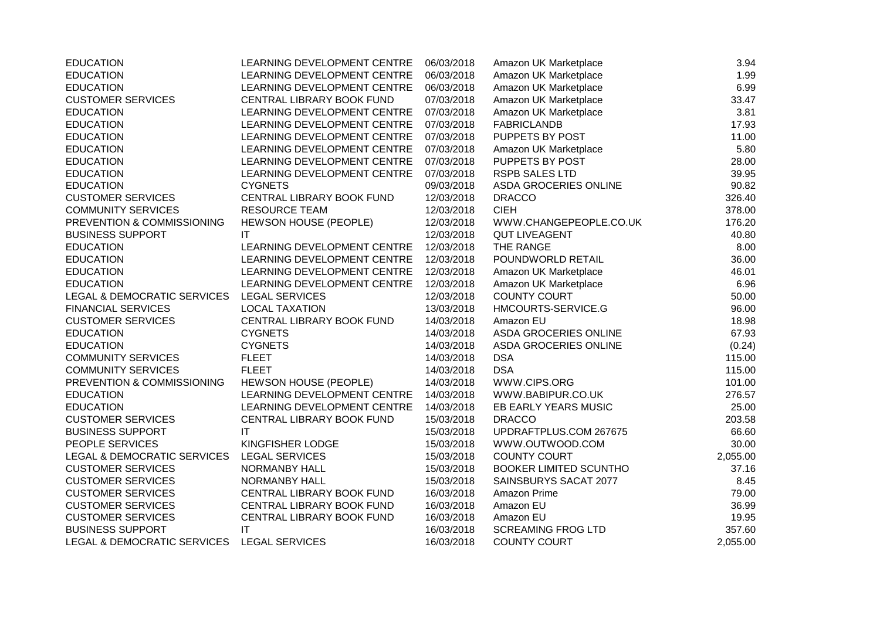| | | | | |
|---|---|---|---|---|
| EDUCATION | LEARNING DEVELOPMENT CENTRE | 06/03/2018 | Amazon UK Marketplace | 3.94 |
| EDUCATION | LEARNING DEVELOPMENT CENTRE | 06/03/2018 | Amazon UK Marketplace | 1.99 |
| EDUCATION | LEARNING DEVELOPMENT CENTRE | 06/03/2018 | Amazon UK Marketplace | 6.99 |
| CUSTOMER SERVICES | CENTRAL LIBRARY BOOK FUND | 07/03/2018 | Amazon UK Marketplace | 33.47 |
| EDUCATION | LEARNING DEVELOPMENT CENTRE | 07/03/2018 | Amazon UK Marketplace | 3.81 |
| EDUCATION | LEARNING DEVELOPMENT CENTRE | 07/03/2018 | FABRICLANDB | 17.93 |
| EDUCATION | LEARNING DEVELOPMENT CENTRE | 07/03/2018 | PUPPETS BY POST | 11.00 |
| EDUCATION | LEARNING DEVELOPMENT CENTRE | 07/03/2018 | Amazon UK Marketplace | 5.80 |
| EDUCATION | LEARNING DEVELOPMENT CENTRE | 07/03/2018 | PUPPETS BY POST | 28.00 |
| EDUCATION | LEARNING DEVELOPMENT CENTRE | 07/03/2018 | RSPB SALES LTD | 39.95 |
| EDUCATION | CYGNETS | 09/03/2018 | ASDA GROCERIES ONLINE | 90.82 |
| CUSTOMER SERVICES | CENTRAL LIBRARY BOOK FUND | 12/03/2018 | DRACCO | 326.40 |
| COMMUNITY SERVICES | RESOURCE TEAM | 12/03/2018 | CIEH | 378.00 |
| PREVENTION & COMMISSIONING | HEWSON HOUSE (PEOPLE) | 12/03/2018 | WWW.CHANGEPEOPLE.CO.UK | 176.20 |
| BUSINESS SUPPORT | IT | 12/03/2018 | QUT LIVEAGENT | 40.80 |
| EDUCATION | LEARNING DEVELOPMENT CENTRE | 12/03/2018 | THE RANGE | 8.00 |
| EDUCATION | LEARNING DEVELOPMENT CENTRE | 12/03/2018 | POUNDWORLD RETAIL | 36.00 |
| EDUCATION | LEARNING DEVELOPMENT CENTRE | 12/03/2018 | Amazon UK Marketplace | 46.01 |
| EDUCATION | LEARNING DEVELOPMENT CENTRE | 12/03/2018 | Amazon UK Marketplace | 6.96 |
| LEGAL & DEMOCRATIC SERVICES | LEGAL SERVICES | 12/03/2018 | COUNTY COURT | 50.00 |
| FINANCIAL SERVICES | LOCAL TAXATION | 13/03/2018 | HMCOURTS-SERVICE.G | 96.00 |
| CUSTOMER SERVICES | CENTRAL LIBRARY BOOK FUND | 14/03/2018 | Amazon EU | 18.98 |
| EDUCATION | CYGNETS | 14/03/2018 | ASDA GROCERIES ONLINE | 67.93 |
| EDUCATION | CYGNETS | 14/03/2018 | ASDA GROCERIES ONLINE | (0.24) |
| COMMUNITY SERVICES | FLEET | 14/03/2018 | DSA | 115.00 |
| COMMUNITY SERVICES | FLEET | 14/03/2018 | DSA | 115.00 |
| PREVENTION & COMMISSIONING | HEWSON HOUSE (PEOPLE) | 14/03/2018 | WWW.CIPS.ORG | 101.00 |
| EDUCATION | LEARNING DEVELOPMENT CENTRE | 14/03/2018 | WWW.BABIPUR.CO.UK | 276.57 |
| EDUCATION | LEARNING DEVELOPMENT CENTRE | 14/03/2018 | EB EARLY YEARS MUSIC | 25.00 |
| CUSTOMER SERVICES | CENTRAL LIBRARY BOOK FUND | 15/03/2018 | DRACCO | 203.58 |
| BUSINESS SUPPORT | IT | 15/03/2018 | UPDRAFTPLUS.COM 267675 | 66.60 |
| PEOPLE SERVICES | KINGFISHER LODGE | 15/03/2018 | WWW.OUTWOOD.COM | 30.00 |
| LEGAL & DEMOCRATIC SERVICES | LEGAL SERVICES | 15/03/2018 | COUNTY COURT | 2,055.00 |
| CUSTOMER SERVICES | NORMANBY HALL | 15/03/2018 | BOOKER LIMITED SCUNTHO | 37.16 |
| CUSTOMER SERVICES | NORMANBY HALL | 15/03/2018 | SAINSBURYS SACAT 2077 | 8.45 |
| CUSTOMER SERVICES | CENTRAL LIBRARY BOOK FUND | 16/03/2018 | Amazon Prime | 79.00 |
| CUSTOMER SERVICES | CENTRAL LIBRARY BOOK FUND | 16/03/2018 | Amazon EU | 36.99 |
| CUSTOMER SERVICES | CENTRAL LIBRARY BOOK FUND | 16/03/2018 | Amazon EU | 19.95 |
| BUSINESS SUPPORT | IT | 16/03/2018 | SCREAMING FROG LTD | 357.60 |
| LEGAL & DEMOCRATIC SERVICES | LEGAL SERVICES | 16/03/2018 | COUNTY COURT | 2,055.00 |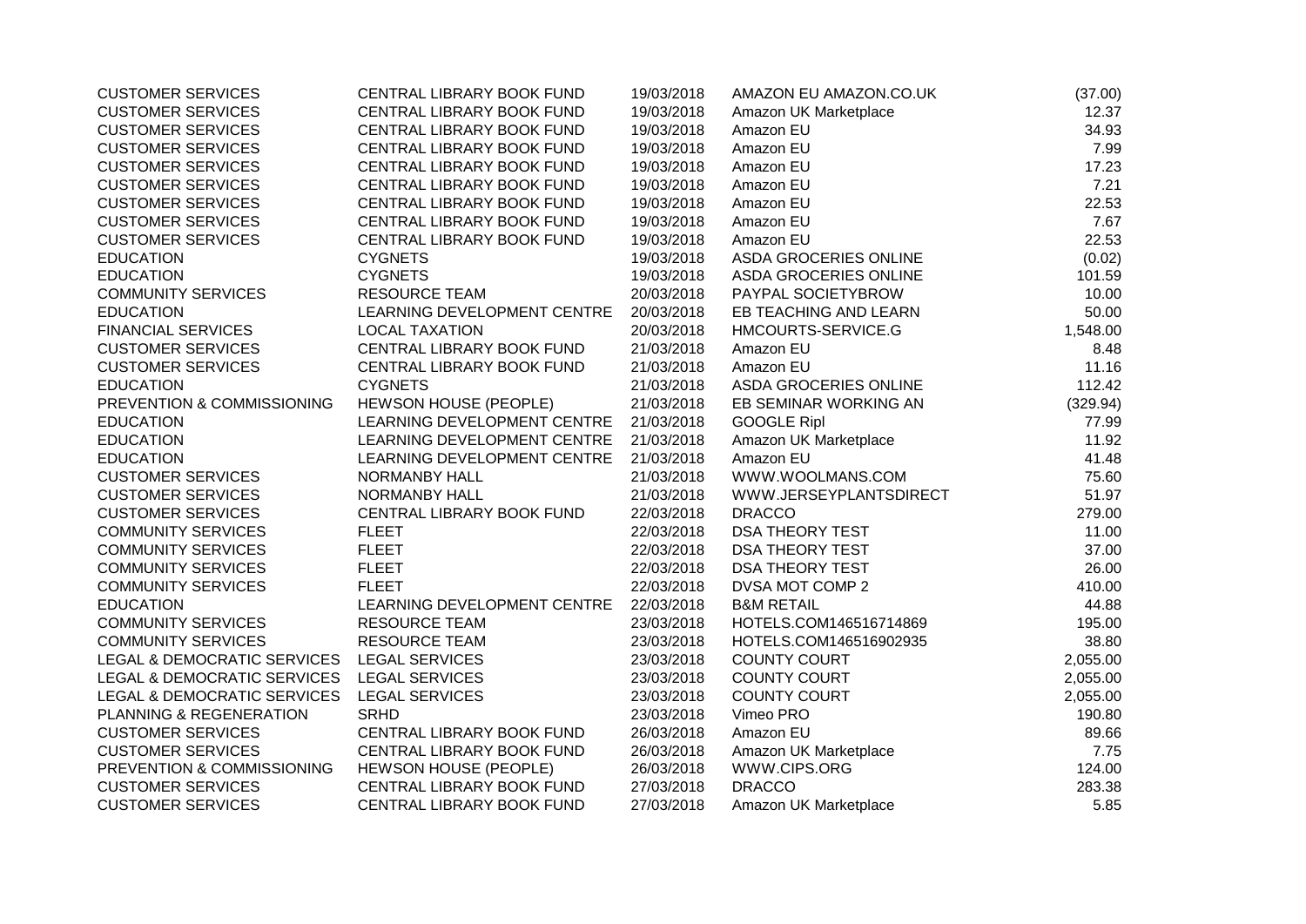| | | | | |
|---|---|---|---|---|
| CUSTOMER SERVICES | CENTRAL LIBRARY BOOK FUND | 19/03/2018 | AMAZON EU AMAZON.CO.UK | (37.00) |
| CUSTOMER SERVICES | CENTRAL LIBRARY BOOK FUND | 19/03/2018 | Amazon UK Marketplace | 12.37 |
| CUSTOMER SERVICES | CENTRAL LIBRARY BOOK FUND | 19/03/2018 | Amazon EU | 34.93 |
| CUSTOMER SERVICES | CENTRAL LIBRARY BOOK FUND | 19/03/2018 | Amazon EU | 7.99 |
| CUSTOMER SERVICES | CENTRAL LIBRARY BOOK FUND | 19/03/2018 | Amazon EU | 17.23 |
| CUSTOMER SERVICES | CENTRAL LIBRARY BOOK FUND | 19/03/2018 | Amazon EU | 7.21 |
| CUSTOMER SERVICES | CENTRAL LIBRARY BOOK FUND | 19/03/2018 | Amazon EU | 22.53 |
| CUSTOMER SERVICES | CENTRAL LIBRARY BOOK FUND | 19/03/2018 | Amazon EU | 7.67 |
| CUSTOMER SERVICES | CENTRAL LIBRARY BOOK FUND | 19/03/2018 | Amazon EU | 22.53 |
| EDUCATION | CYGNETS | 19/03/2018 | ASDA GROCERIES ONLINE | (0.02) |
| EDUCATION | CYGNETS | 19/03/2018 | ASDA GROCERIES ONLINE | 101.59 |
| COMMUNITY SERVICES | RESOURCE TEAM | 20/03/2018 | PAYPAL SOCIETYBROW | 10.00 |
| EDUCATION | LEARNING DEVELOPMENT CENTRE | 20/03/2018 | EB TEACHING AND LEARN | 50.00 |
| FINANCIAL SERVICES | LOCAL TAXATION | 20/03/2018 | HMCOURTS-SERVICE.G | 1,548.00 |
| CUSTOMER SERVICES | CENTRAL LIBRARY BOOK FUND | 21/03/2018 | Amazon EU | 8.48 |
| CUSTOMER SERVICES | CENTRAL LIBRARY BOOK FUND | 21/03/2018 | Amazon EU | 11.16 |
| EDUCATION | CYGNETS | 21/03/2018 | ASDA GROCERIES ONLINE | 112.42 |
| PREVENTION & COMMISSIONING | HEWSON HOUSE (PEOPLE) | 21/03/2018 | EB SEMINAR WORKING AN | (329.94) |
| EDUCATION | LEARNING DEVELOPMENT CENTRE | 21/03/2018 | GOOGLE Ripl | 77.99 |
| EDUCATION | LEARNING DEVELOPMENT CENTRE | 21/03/2018 | Amazon UK Marketplace | 11.92 |
| EDUCATION | LEARNING DEVELOPMENT CENTRE | 21/03/2018 | Amazon EU | 41.48 |
| CUSTOMER SERVICES | NORMANBY HALL | 21/03/2018 | WWW.WOOLMANS.COM | 75.60 |
| CUSTOMER SERVICES | NORMANBY HALL | 21/03/2018 | WWW.JERSEYPLANTSDIRECT | 51.97 |
| CUSTOMER SERVICES | CENTRAL LIBRARY BOOK FUND | 22/03/2018 | DRACCO | 279.00 |
| COMMUNITY SERVICES | FLEET | 22/03/2018 | DSA THEORY TEST | 11.00 |
| COMMUNITY SERVICES | FLEET | 22/03/2018 | DSA THEORY TEST | 37.00 |
| COMMUNITY SERVICES | FLEET | 22/03/2018 | DSA THEORY TEST | 26.00 |
| COMMUNITY SERVICES | FLEET | 22/03/2018 | DVSA MOT COMP 2 | 410.00 |
| EDUCATION | LEARNING DEVELOPMENT CENTRE | 22/03/2018 | B&M RETAIL | 44.88 |
| COMMUNITY SERVICES | RESOURCE TEAM | 23/03/2018 | HOTELS.COM146516714869 | 195.00 |
| COMMUNITY SERVICES | RESOURCE TEAM | 23/03/2018 | HOTELS.COM146516902935 | 38.80 |
| LEGAL & DEMOCRATIC SERVICES | LEGAL SERVICES | 23/03/2018 | COUNTY COURT | 2,055.00 |
| LEGAL & DEMOCRATIC SERVICES | LEGAL SERVICES | 23/03/2018 | COUNTY COURT | 2,055.00 |
| LEGAL & DEMOCRATIC SERVICES | LEGAL SERVICES | 23/03/2018 | COUNTY COURT | 2,055.00 |
| PLANNING & REGENERATION | SRHD | 23/03/2018 | Vimeo PRO | 190.80 |
| CUSTOMER SERVICES | CENTRAL LIBRARY BOOK FUND | 26/03/2018 | Amazon EU | 89.66 |
| CUSTOMER SERVICES | CENTRAL LIBRARY BOOK FUND | 26/03/2018 | Amazon UK Marketplace | 7.75 |
| PREVENTION & COMMISSIONING | HEWSON HOUSE (PEOPLE) | 26/03/2018 | WWW.CIPS.ORG | 124.00 |
| CUSTOMER SERVICES | CENTRAL LIBRARY BOOK FUND | 27/03/2018 | DRACCO | 283.38 |
| CUSTOMER SERVICES | CENTRAL LIBRARY BOOK FUND | 27/03/2018 | Amazon UK Marketplace | 5.85 |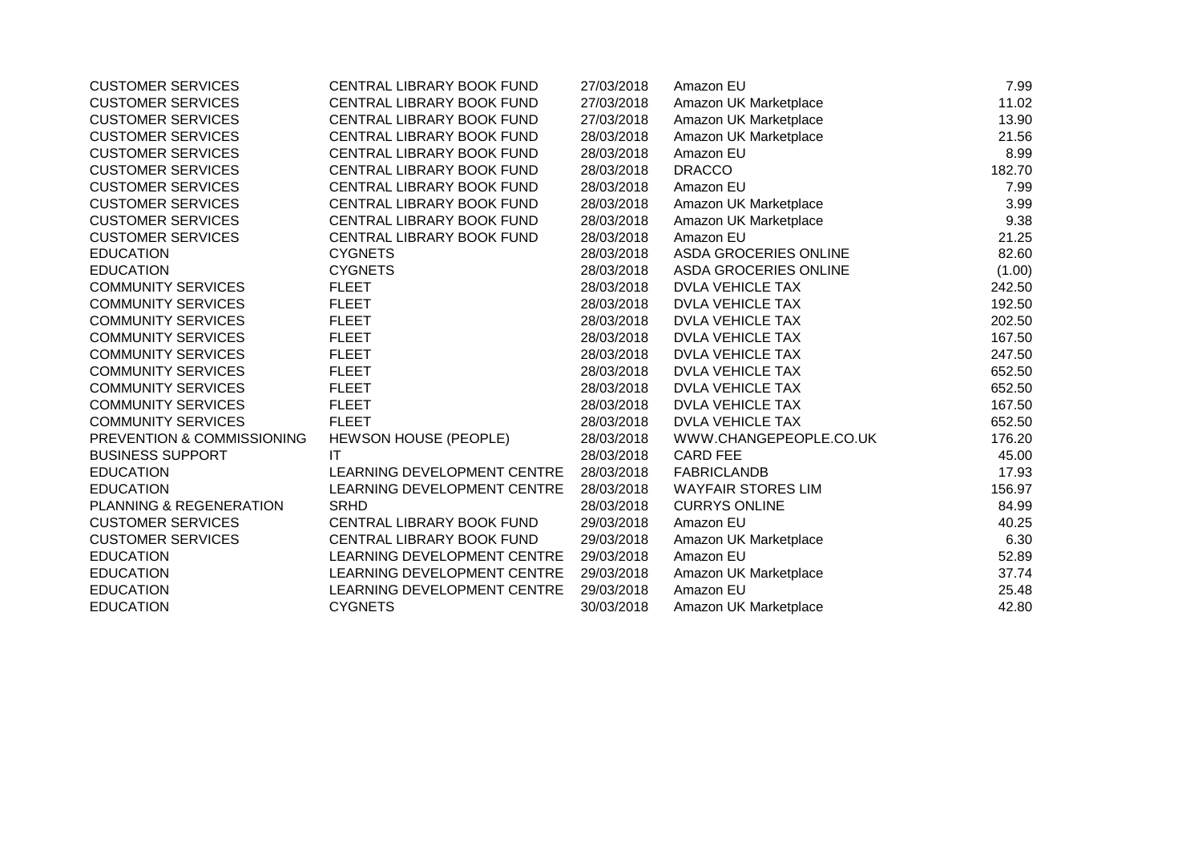| | | | | |
|---|---|---|---|---|
| CUSTOMER SERVICES | CENTRAL LIBRARY BOOK FUND | 27/03/2018 | Amazon EU | 7.99 |
| CUSTOMER SERVICES | CENTRAL LIBRARY BOOK FUND | 27/03/2018 | Amazon UK Marketplace | 11.02 |
| CUSTOMER SERVICES | CENTRAL LIBRARY BOOK FUND | 27/03/2018 | Amazon UK Marketplace | 13.90 |
| CUSTOMER SERVICES | CENTRAL LIBRARY BOOK FUND | 28/03/2018 | Amazon UK Marketplace | 21.56 |
| CUSTOMER SERVICES | CENTRAL LIBRARY BOOK FUND | 28/03/2018 | Amazon EU | 8.99 |
| CUSTOMER SERVICES | CENTRAL LIBRARY BOOK FUND | 28/03/2018 | DRACCO | 182.70 |
| CUSTOMER SERVICES | CENTRAL LIBRARY BOOK FUND | 28/03/2018 | Amazon EU | 7.99 |
| CUSTOMER SERVICES | CENTRAL LIBRARY BOOK FUND | 28/03/2018 | Amazon UK Marketplace | 3.99 |
| CUSTOMER SERVICES | CENTRAL LIBRARY BOOK FUND | 28/03/2018 | Amazon UK Marketplace | 9.38 |
| CUSTOMER SERVICES | CENTRAL LIBRARY BOOK FUND | 28/03/2018 | Amazon EU | 21.25 |
| EDUCATION | CYGNETS | 28/03/2018 | ASDA GROCERIES ONLINE | 82.60 |
| EDUCATION | CYGNETS | 28/03/2018 | ASDA GROCERIES ONLINE | (1.00) |
| COMMUNITY SERVICES | FLEET | 28/03/2018 | DVLA VEHICLE TAX | 242.50 |
| COMMUNITY SERVICES | FLEET | 28/03/2018 | DVLA VEHICLE TAX | 192.50 |
| COMMUNITY SERVICES | FLEET | 28/03/2018 | DVLA VEHICLE TAX | 202.50 |
| COMMUNITY SERVICES | FLEET | 28/03/2018 | DVLA VEHICLE TAX | 167.50 |
| COMMUNITY SERVICES | FLEET | 28/03/2018 | DVLA VEHICLE TAX | 247.50 |
| COMMUNITY SERVICES | FLEET | 28/03/2018 | DVLA VEHICLE TAX | 652.50 |
| COMMUNITY SERVICES | FLEET | 28/03/2018 | DVLA VEHICLE TAX | 652.50 |
| COMMUNITY SERVICES | FLEET | 28/03/2018 | DVLA VEHICLE TAX | 167.50 |
| COMMUNITY SERVICES | FLEET | 28/03/2018 | DVLA VEHICLE TAX | 652.50 |
| PREVENTION & COMMISSIONING | HEWSON HOUSE (PEOPLE) | 28/03/2018 | WWW.CHANGEPEOPLE.CO.UK | 176.20 |
| BUSINESS SUPPORT | IT | 28/03/2018 | CARD FEE | 45.00 |
| EDUCATION | LEARNING DEVELOPMENT CENTRE | 28/03/2018 | FABRICLANDB | 17.93 |
| EDUCATION | LEARNING DEVELOPMENT CENTRE | 28/03/2018 | WAYFAIR STORES LIM | 156.97 |
| PLANNING & REGENERATION | SRHD | 28/03/2018 | CURRYS ONLINE | 84.99 |
| CUSTOMER SERVICES | CENTRAL LIBRARY BOOK FUND | 29/03/2018 | Amazon EU | 40.25 |
| CUSTOMER SERVICES | CENTRAL LIBRARY BOOK FUND | 29/03/2018 | Amazon UK Marketplace | 6.30 |
| EDUCATION | LEARNING DEVELOPMENT CENTRE | 29/03/2018 | Amazon EU | 52.89 |
| EDUCATION | LEARNING DEVELOPMENT CENTRE | 29/03/2018 | Amazon UK Marketplace | 37.74 |
| EDUCATION | LEARNING DEVELOPMENT CENTRE | 29/03/2018 | Amazon EU | 25.48 |
| EDUCATION | CYGNETS | 30/03/2018 | Amazon UK Marketplace | 42.80 |